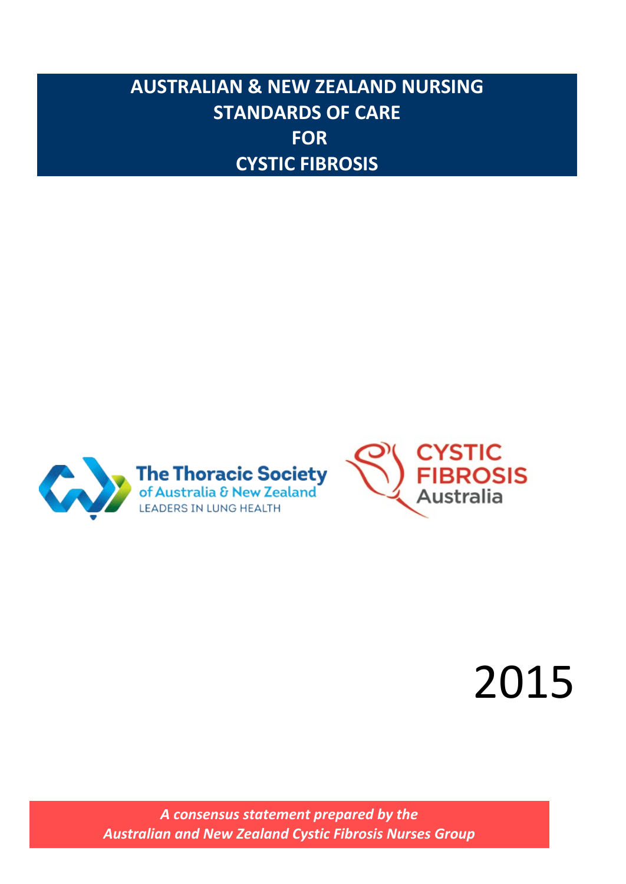# AUSTRALIAN & NEW ZEALAND NURSING STANDARDS OF CARE FOR CYSTIC FIBROSIS

The Thoracic Society of Australia & New Zealand
LEADERS IN LUNG HEALTH

CYSTIC FIBROSIS Australia

2015

*A consensus statement prepared by the Australian and New Zealand Cystic Fibrosis Nurses Group*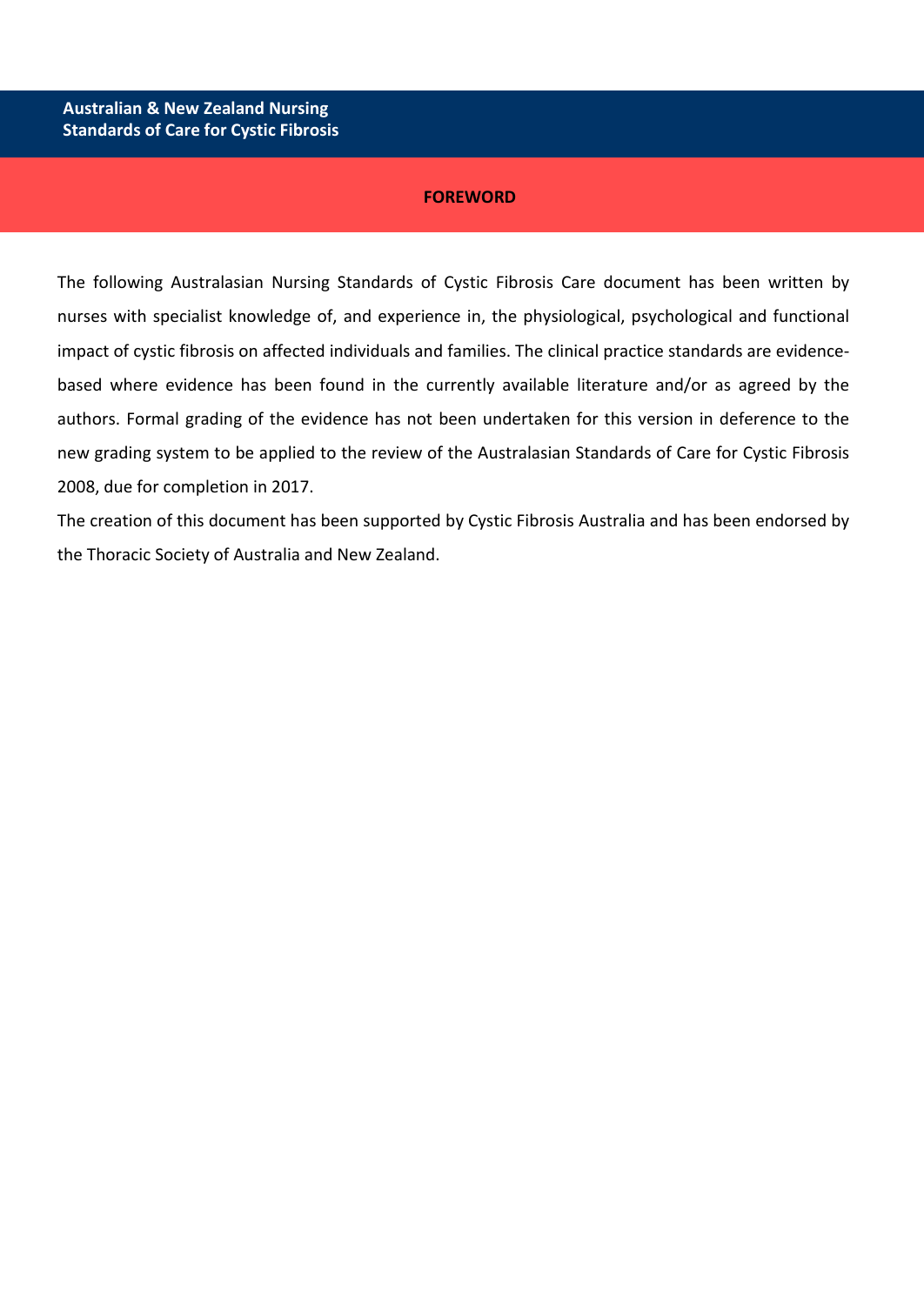## FOREWORD

The following Australasian Nursing Standards of Cystic Fibrosis Care document has been written by nurses with specialist knowledge of, and experience in, the physiological, psychological and functional impact of cystic fibrosis on affected individuals and families. The clinical practice standards are evidence-based where evidence has been found in the currently available literature and/or as agreed by the authors. Formal grading of the evidence has not been undertaken for this version in deference to the new grading system to be applied to the review of the Australasian Standards of Care for Cystic Fibrosis 2008, due for completion in 2017.

The creation of this document has been supported by Cystic Fibrosis Australia and has been endorsed by the Thoracic Society of Australia and New Zealand.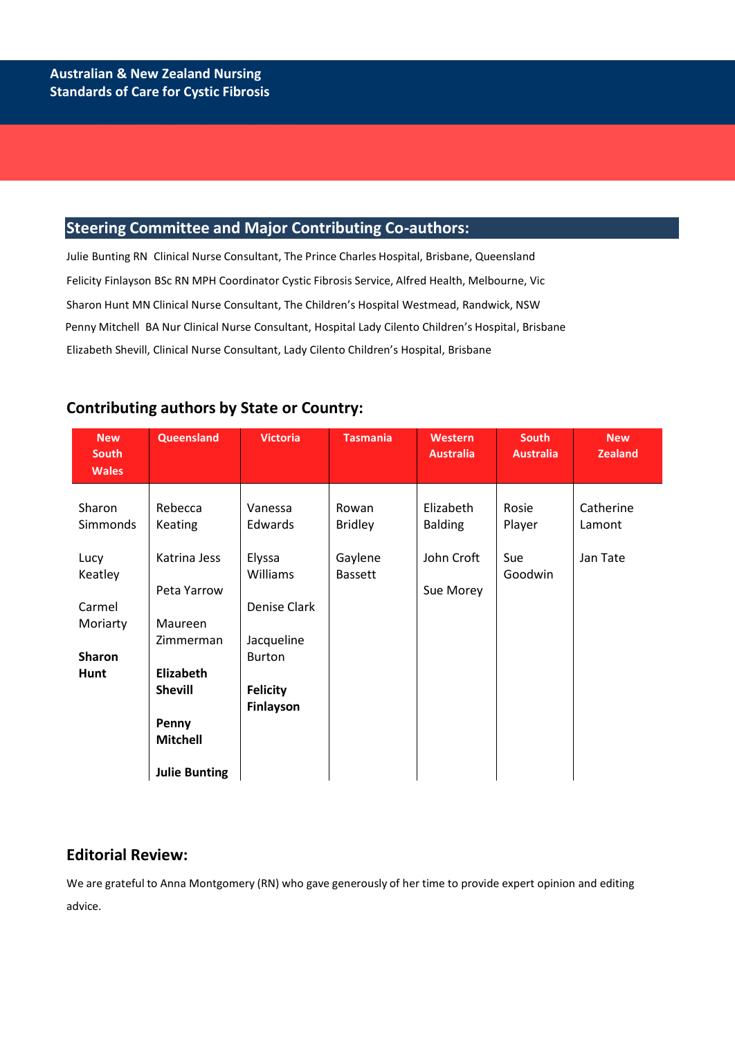## Steering Committee and Major Contributing Co-authors:

Julie Bunting RN Clinical Nurse Consultant, The Prince Charles Hospital, Brisbane, Queensland

Felicity Finlayson BSc RN MPH Coordinator Cystic Fibrosis Service, Alfred Health, Melbourne, Vic

Sharon Hunt MN Clinical Nurse Consultant, The Children's Hospital Westmead, Randwick, NSW

Penny Mitchell BA Nur Clinical Nurse Consultant, Hospital Lady Cilento Children's Hospital, Brisbane

Elizabeth Shevill, Clinical Nurse Consultant, Lady Cilento Children's Hospital, Brisbane

## Contributing authors by State or Country:

| New South Wales | Queensland | Victoria | Tasmania | Western Australia | South Australia | New Zealand |
|---|---|---|---|---|---|---|
| Sharon Simmonds | Rebecca Keating | Vanessa Edwards | Rowan Bridley | Elizabeth Balding | Rosie Player | Catherine Lamont |
| Lucy Keatley | Katrina Jess | Elyssa Williams | Gaylene Bassett | John Croft | Sue Goodwin | Jan Tate |
| Carmel Moriarty | Peta Yarrow | Denise Clark | | Sue Morey | | |
| **Sharon Hunt** | Maureen Zimmerman | Jacqueline Burton | | | | |
| | **Elizabeth Shevill** | **Felicity Finlayson** | | | | |
| | **Penny Mitchell** | | | | | |
| | **Julie Bunting** | | | | | |

## Editorial Review:

We are grateful to Anna Montgomery (RN) who gave generously of her time to provide expert opinion and editing advice.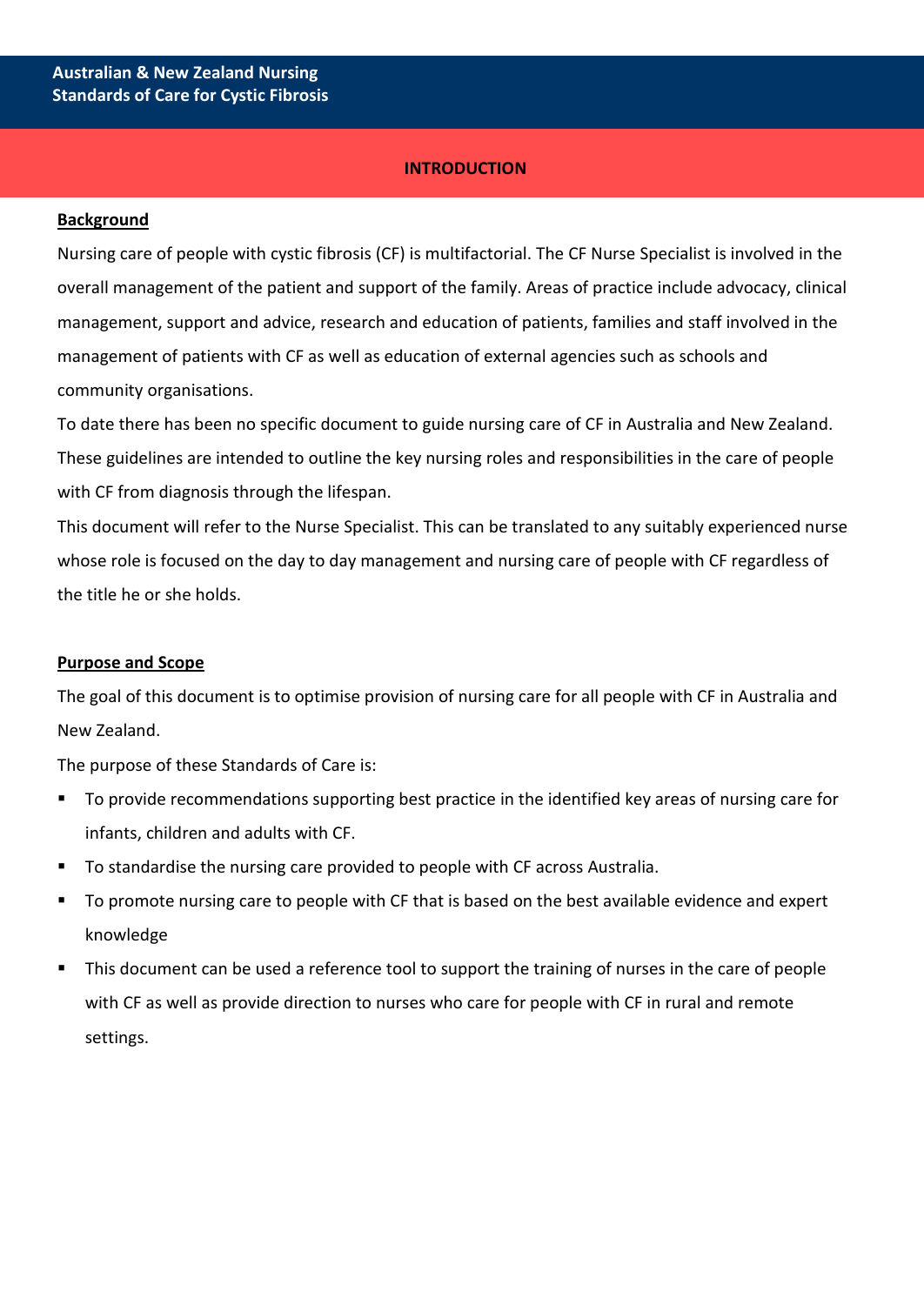## INTRODUCTION

### Background

Nursing care of people with cystic fibrosis (CF) is multifactorial. The CF Nurse Specialist is involved in the overall management of the patient and support of the family. Areas of practice include advocacy, clinical management, support and advice, research and education of patients, families and staff involved in the management of patients with CF as well as education of external agencies such as schools and community organisations.

To date there has been no specific document to guide nursing care of CF in Australia and New Zealand. These guidelines are intended to outline the key nursing roles and responsibilities in the care of people with CF from diagnosis through the lifespan.

This document will refer to the Nurse Specialist. This can be translated to any suitably experienced nurse whose role is focused on the day to day management and nursing care of people with CF regardless of the title he or she holds.

### Purpose and Scope

The goal of this document is to optimise provision of nursing care for all people with CF in Australia and New Zealand.

The purpose of these Standards of Care is:

- To provide recommendations supporting best practice in the identified key areas of nursing care for infants, children and adults with CF.
- To standardise the nursing care provided to people with CF across Australia.
- To promote nursing care to people with CF that is based on the best available evidence and expert knowledge
- This document can be used a reference tool to support the training of nurses in the care of people with CF as well as provide direction to nurses who care for people with CF in rural and remote settings.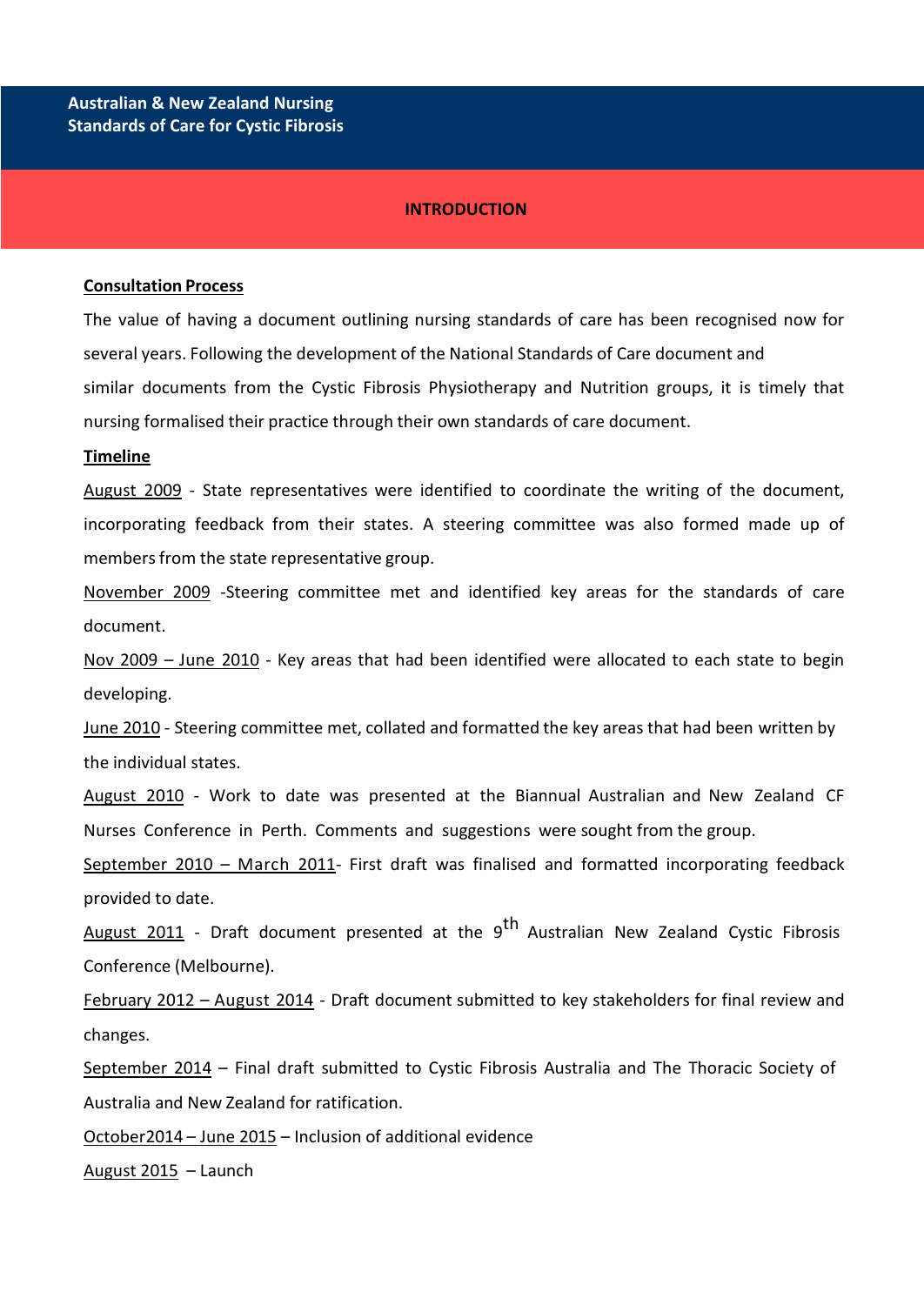# INTRODUCTION

**Consultation Process**

The value of having a document outlining nursing standards of care has been recognised now for several years. Following the development of the National Standards of Care document and similar documents from the Cystic Fibrosis Physiotherapy and Nutrition groups, it is timely that nursing formalised their practice through their own standards of care document.

**Timeline**

August 2009 - State representatives were identified to coordinate the writing of the document, incorporating feedback from their states. A steering committee was also formed made up of members from the state representative group.

November 2009 -Steering committee met and identified key areas for the standards of care document.

Nov 2009 – June 2010 - Key areas that had been identified were allocated to each state to begin developing.

June 2010 - Steering committee met, collated and formatted the key areas that had been written by the individual states.

August 2010 - Work to date was presented at the Biannual Australian and New Zealand CF Nurses Conference in Perth. Comments and suggestions were sought from the group.

September 2010 – March 2011- First draft was finalised and formatted incorporating feedback provided to date.

August 2011 - Draft document presented at the 9th Australian New Zealand Cystic Fibrosis Conference (Melbourne).

February 2012 – August 2014 - Draft document submitted to key stakeholders for final review and changes.

September 2014 – Final draft submitted to Cystic Fibrosis Australia and The Thoracic Society of Australia and New Zealand for ratification.

October2014 – June 2015 – Inclusion of additional evidence

August 2015 – Launch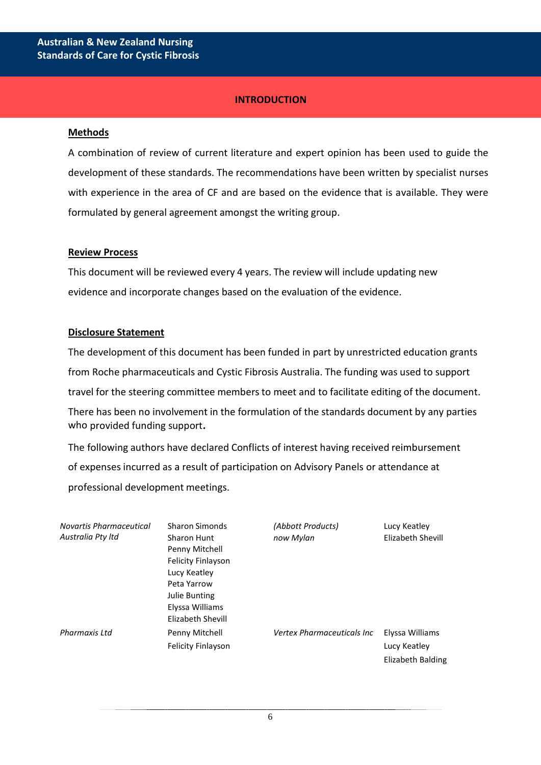## INTRODUCTION

### Methods

A combination of review of current literature and expert opinion has been used to guide the development of these standards. The recommendations have been written by specialist nurses with experience in the area of CF and are based on the evidence that is available. They were formulated by general agreement amongst the writing group.

### Review Process

This document will be reviewed every 4 years. The review will include updating new evidence and incorporate changes based on the evaluation of the evidence.

### Disclosure Statement

The development of this document has been funded in part by unrestricted education grants from Roche pharmaceuticals and Cystic Fibrosis Australia. The funding was used to support travel for the steering committee members to meet and to facilitate editing of the document. There has been no involvement in the formulation of the standards document by any parties who provided funding support.

The following authors have declared Conflicts of interest having received reimbursement of expenses incurred as a result of participation on Advisory Panels or attendance at professional development meetings.

| | | | |
|---|---|---|---|
| *Novartis Pharmaceutical Australia Pty ltd* | Sharon Simonds<br>Sharon Hunt<br>Penny Mitchell<br>Felicity Finlayson<br>Lucy Keatley<br>Peta Yarrow<br>Julie Bunting<br>Elyssa Williams<br>Elizabeth Shevill | *(Abbott Products) now Mylan* | Lucy Keatley<br>Elizabeth Shevill |
| *Pharmaxis Ltd* | Penny Mitchell<br>Felicity Finlayson | *Vertex Pharmaceuticals Inc* | Elyssa Williams<br>Lucy Keatley<br>Elizabeth Balding |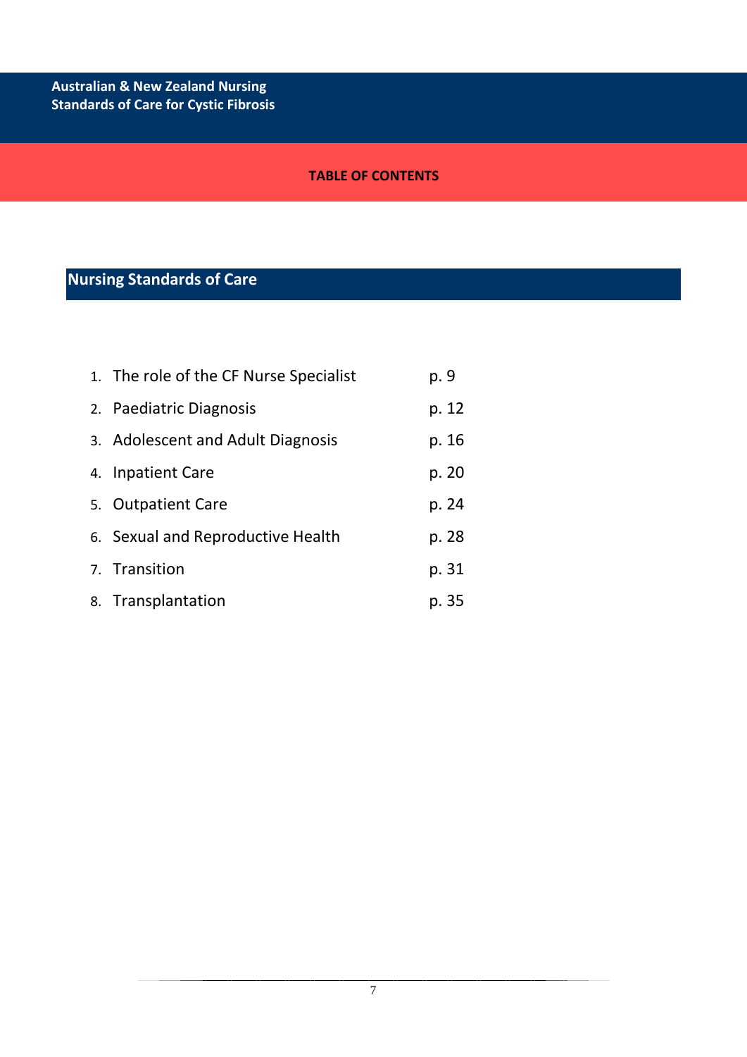# TABLE OF CONTENTS

## Nursing Standards of Care

1. The role of the CF Nurse Specialist p. 9
2. Paediatric Diagnosis p. 12
3. Adolescent and Adult Diagnosis p. 16
4. Inpatient Care p. 20
5. Outpatient Care p. 24
6. Sexual and Reproductive Health p. 28
7. Transition p. 31
8. Transplantation p. 35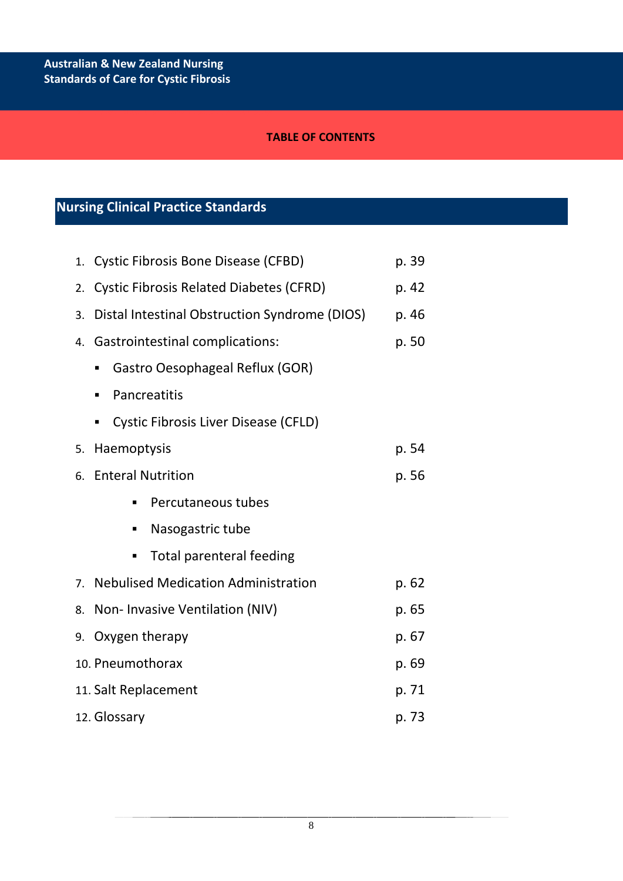## TABLE OF CONTENTS

### Nursing Clinical Practice Standards

1. Cystic Fibrosis Bone Disease (CFBD) p. 39
2. Cystic Fibrosis Related Diabetes (CFRD) p. 42
3. Distal Intestinal Obstruction Syndrome (DIOS) p. 46
4. Gastrointestinal complications: p. 50
   - Gastro Oesophageal Reflux (GOR)
   - Pancreatitis
   - Cystic Fibrosis Liver Disease (CFLD)
5. Haemoptysis p. 54
6. Enteral Nutrition p. 56
   - Percutaneous tubes
   - Nasogastric tube
   - Total parenteral feeding
7. Nebulised Medication Administration p. 62
8. Non- Invasive Ventilation (NIV) p. 65
9. Oxygen therapy p. 67
10. Pneumothorax p. 69
11. Salt Replacement p. 71
12. Glossary p. 73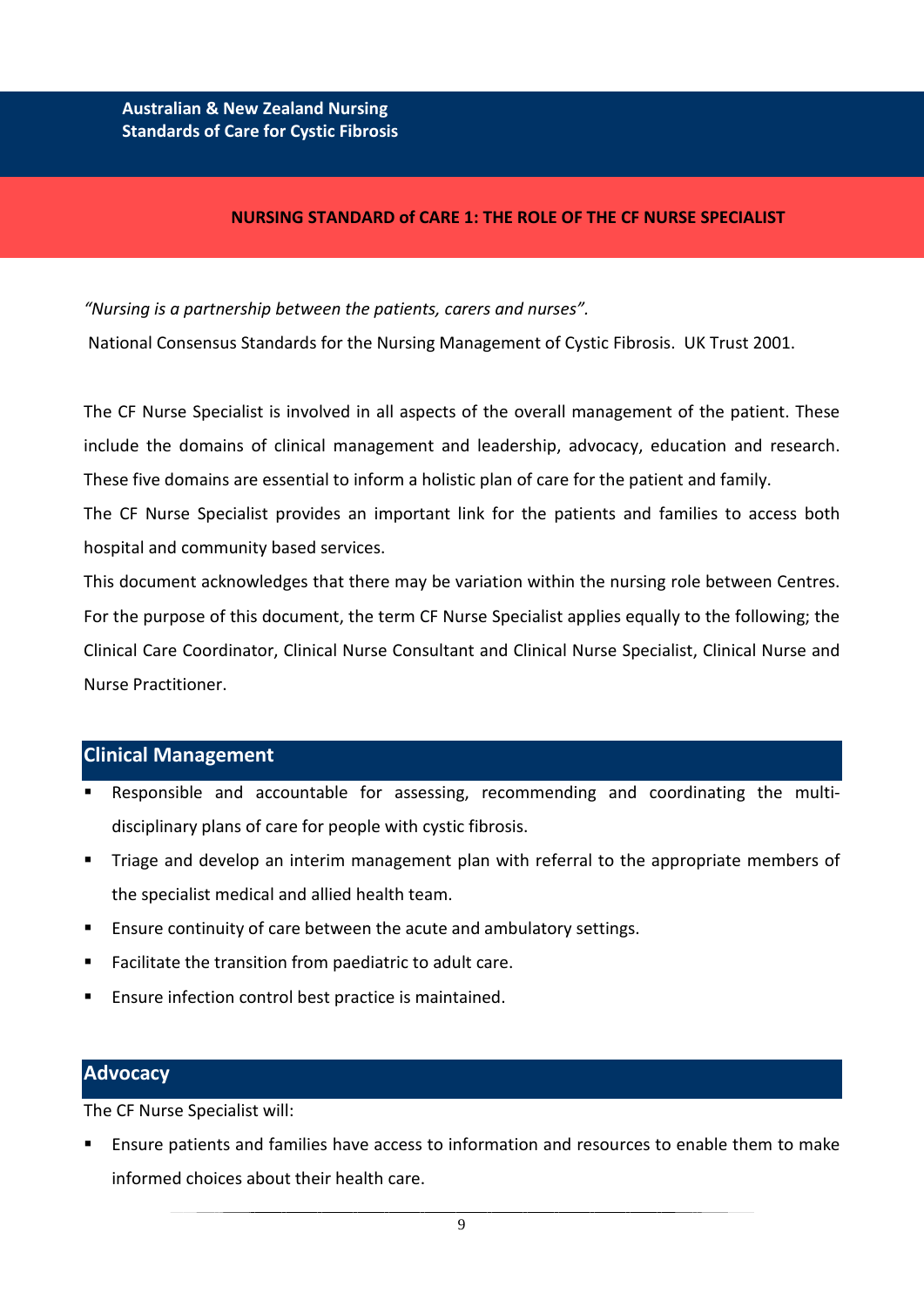## NURSING STANDARD of CARE 1: THE ROLE OF THE CF NURSE SPECIALIST

*"Nursing is a partnership between the patients, carers and nurses".*

National Consensus Standards for the Nursing Management of Cystic Fibrosis. UK Trust 2001.

The CF Nurse Specialist is involved in all aspects of the overall management of the patient. These include the domains of clinical management and leadership, advocacy, education and research. These five domains are essential to inform a holistic plan of care for the patient and family.

The CF Nurse Specialist provides an important link for the patients and families to access both hospital and community based services.

This document acknowledges that there may be variation within the nursing role between Centres. For the purpose of this document, the term CF Nurse Specialist applies equally to the following; the Clinical Care Coordinator, Clinical Nurse Consultant and Clinical Nurse Specialist, Clinical Nurse and Nurse Practitioner.

### Clinical Management

- Responsible and accountable for assessing, recommending and coordinating the multi-disciplinary plans of care for people with cystic fibrosis.
- Triage and develop an interim management plan with referral to the appropriate members of the specialist medical and allied health team.
- Ensure continuity of care between the acute and ambulatory settings.
- Facilitate the transition from paediatric to adult care.
- Ensure infection control best practice is maintained.

### Advocacy

The CF Nurse Specialist will:

- Ensure patients and families have access to information and resources to enable them to make informed choices about their health care.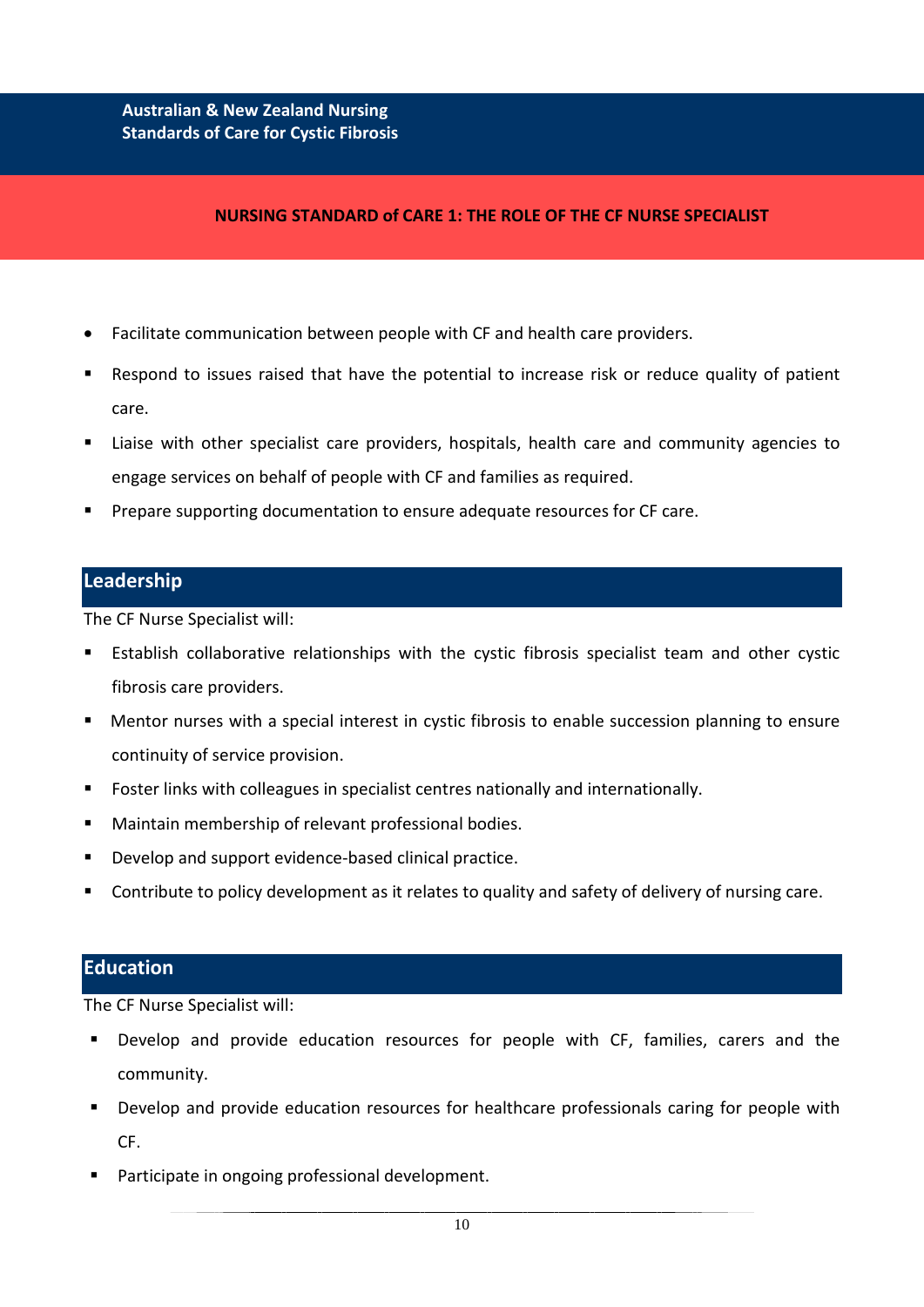## NURSING STANDARD of CARE 1: THE ROLE OF THE CF NURSE SPECIALIST

- Facilitate communication between people with CF and health care providers.
- Respond to issues raised that have the potential to increase risk or reduce quality of patient care.
- Liaise with other specialist care providers, hospitals, health care and community agencies to engage services on behalf of people with CF and families as required.
- Prepare supporting documentation to ensure adequate resources for CF care.

### Leadership

The CF Nurse Specialist will:

- Establish collaborative relationships with the cystic fibrosis specialist team and other cystic fibrosis care providers.
- Mentor nurses with a special interest in cystic fibrosis to enable succession planning to ensure continuity of service provision.
- Foster links with colleagues in specialist centres nationally and internationally.
- Maintain membership of relevant professional bodies.
- Develop and support evidence-based clinical practice.
- Contribute to policy development as it relates to quality and safety of delivery of nursing care.

### Education

The CF Nurse Specialist will:

- Develop and provide education resources for people with CF, families, carers and the community.
- Develop and provide education resources for healthcare professionals caring for people with CF.
- Participate in ongoing professional development.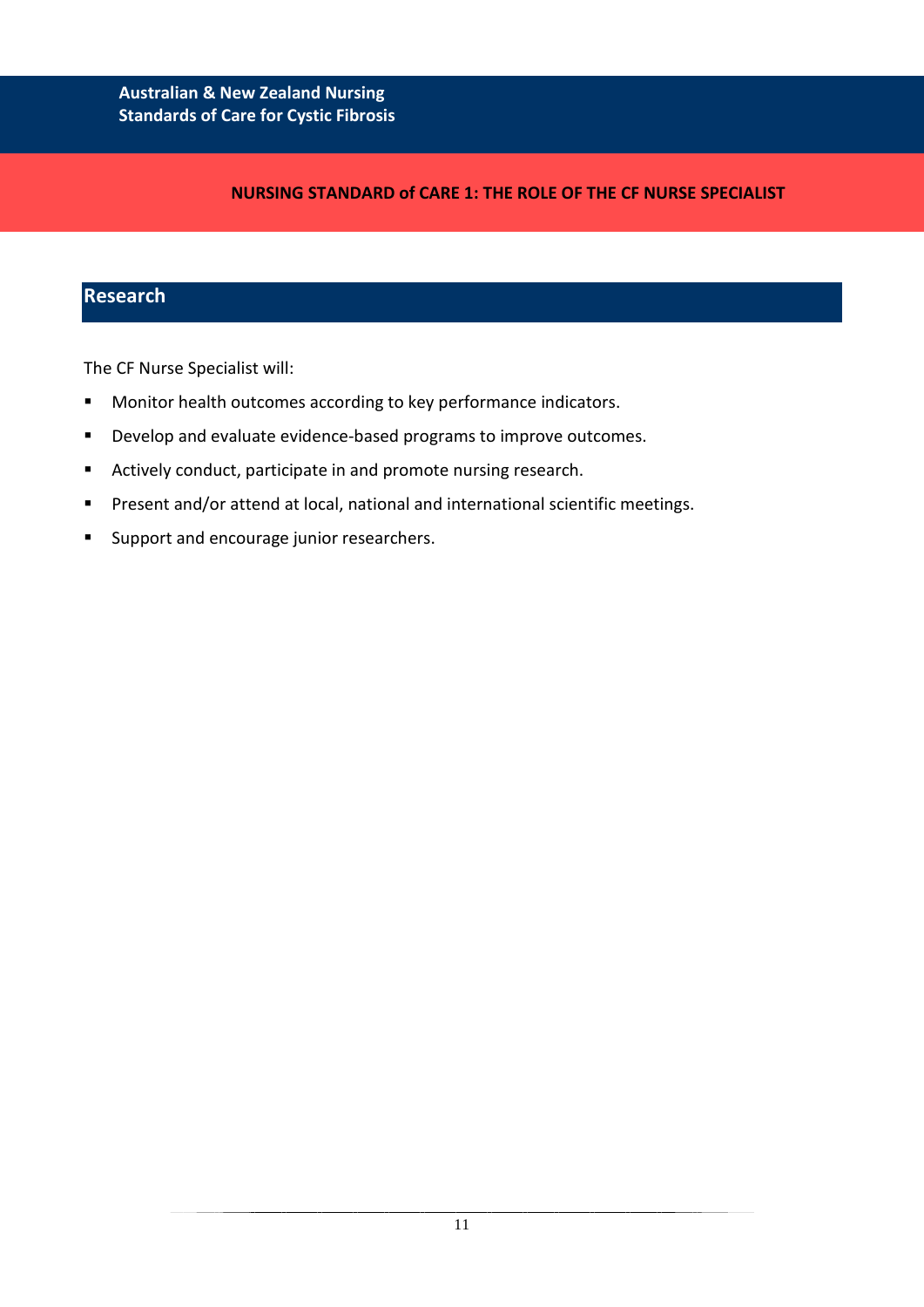## Research

The CF Nurse Specialist will:

- Monitor health outcomes according to key performance indicators.
- Develop and evaluate evidence-based programs to improve outcomes.
- Actively conduct, participate in and promote nursing research.
- Present and/or attend at local, national and international scientific meetings.
- Support and encourage junior researchers.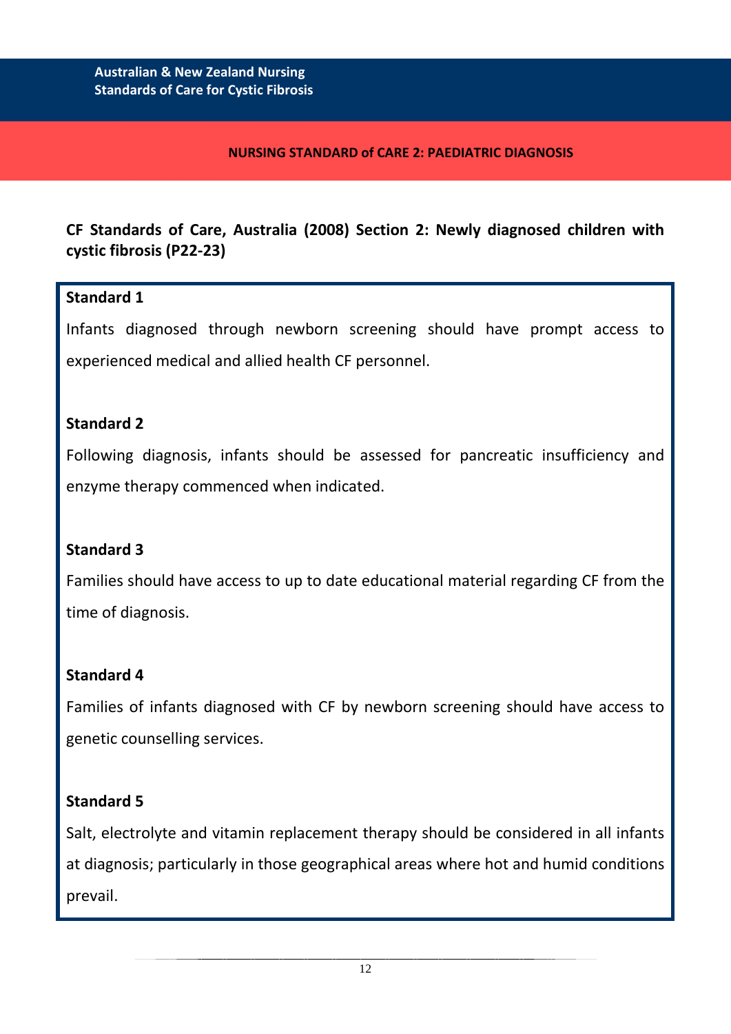## NURSING STANDARD of CARE 2: PAEDIATRIC DIAGNOSIS

**CF Standards of Care, Australia (2008) Section 2: Newly diagnosed children with cystic fibrosis (P22-23)**

**Standard 1**

Infants diagnosed through newborn screening should have prompt access to experienced medical and allied health CF personnel.

**Standard 2**

Following diagnosis, infants should be assessed for pancreatic insufficiency and enzyme therapy commenced when indicated.

**Standard 3**

Families should have access to up to date educational material regarding CF from the time of diagnosis.

**Standard 4**

Families of infants diagnosed with CF by newborn screening should have access to genetic counselling services.

**Standard 5**

Salt, electrolyte and vitamin replacement therapy should be considered in all infants at diagnosis; particularly in those geographical areas where hot and humid conditions prevail.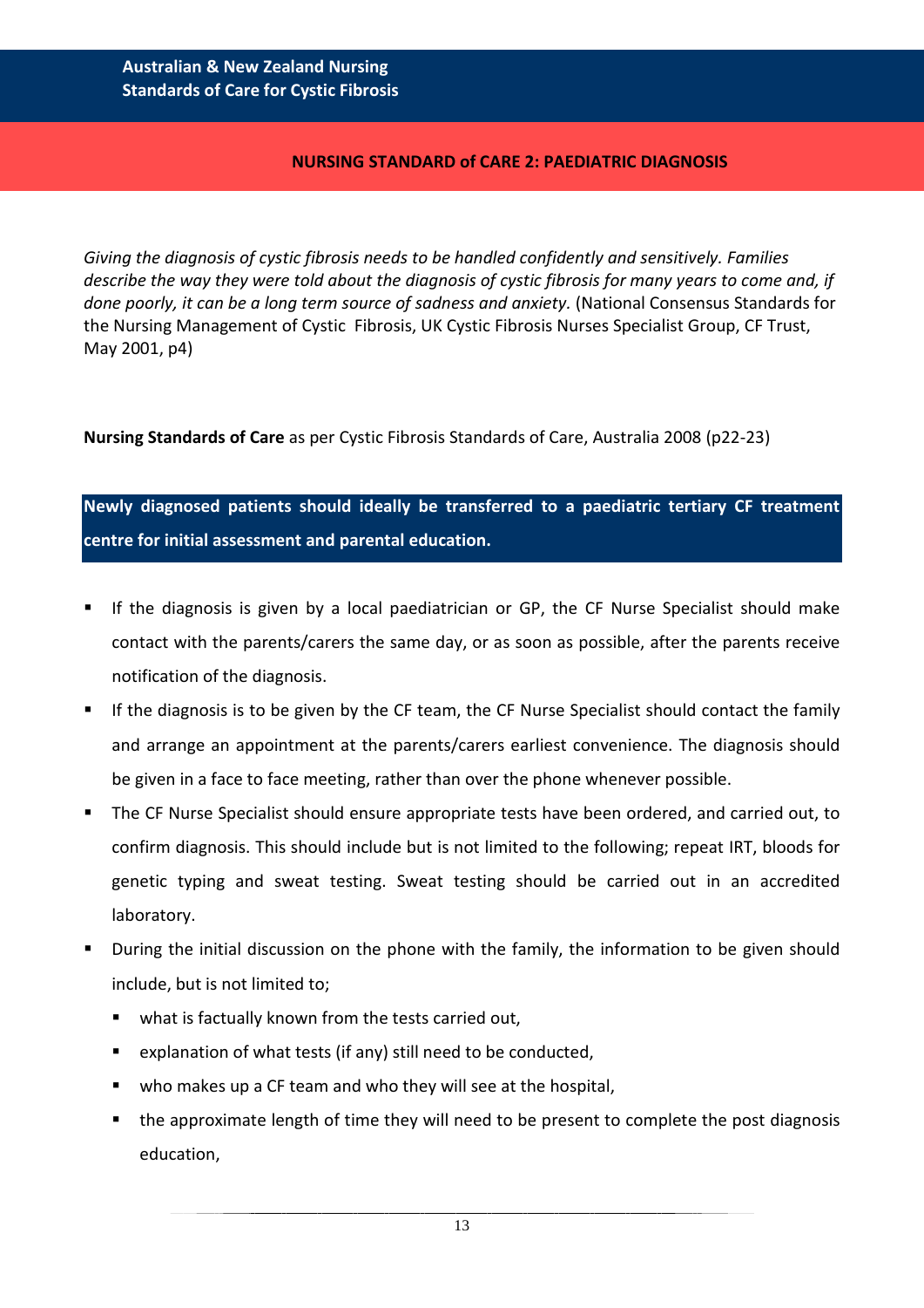## NURSING STANDARD of CARE 2: PAEDIATRIC DIAGNOSIS

*Giving the diagnosis of cystic fibrosis needs to be handled confidently and sensitively. Families describe the way they were told about the diagnosis of cystic fibrosis for many years to come and, if done poorly, it can be a long term source of sadness and anxiety.* (National Consensus Standards for the Nursing Management of Cystic Fibrosis, UK Cystic Fibrosis Nurses Specialist Group, CF Trust, May 2001, p4)

**Nursing Standards of Care** as per Cystic Fibrosis Standards of Care, Australia 2008 (p22-23)

**Newly diagnosed patients should ideally be transferred to a paediatric tertiary CF treatment centre for initial assessment and parental education.**

- If the diagnosis is given by a local paediatrician or GP, the CF Nurse Specialist should make contact with the parents/carers the same day, or as soon as possible, after the parents receive notification of the diagnosis.
- If the diagnosis is to be given by the CF team, the CF Nurse Specialist should contact the family and arrange an appointment at the parents/carers earliest convenience. The diagnosis should be given in a face to face meeting, rather than over the phone whenever possible.
- The CF Nurse Specialist should ensure appropriate tests have been ordered, and carried out, to confirm diagnosis. This should include but is not limited to the following; repeat IRT, bloods for genetic typing and sweat testing. Sweat testing should be carried out in an accredited laboratory.
- During the initial discussion on the phone with the family, the information to be given should include, but is not limited to;
  - what is factually known from the tests carried out,
  - explanation of what tests (if any) still need to be conducted,
  - who makes up a CF team and who they will see at the hospital,
  - the approximate length of time they will need to be present to complete the post diagnosis education,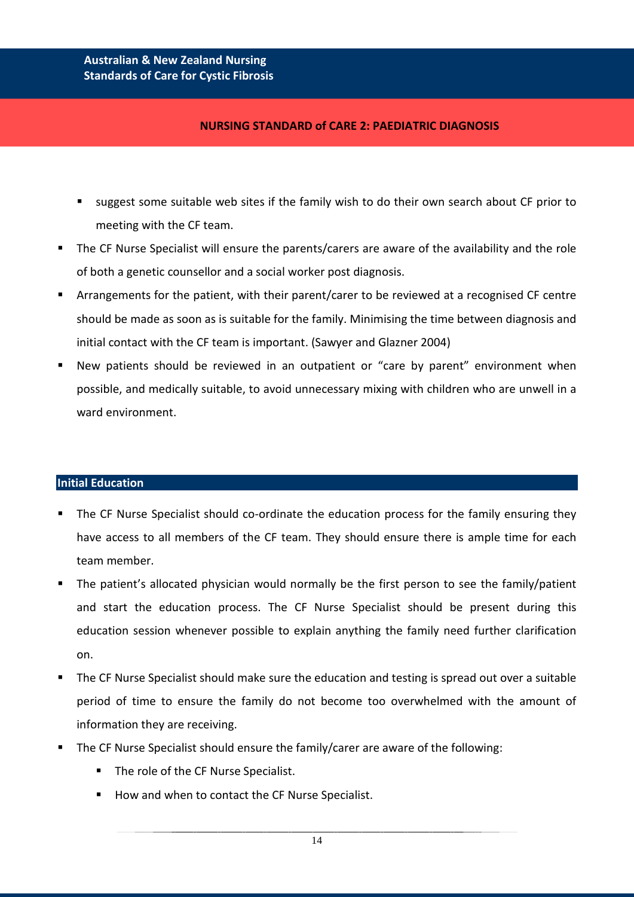- suggest some suitable web sites if the family wish to do their own search about CF prior to meeting with the CF team.
- The CF Nurse Specialist will ensure the parents/carers are aware of the availability and the role of both a genetic counsellor and a social worker post diagnosis.
- Arrangements for the patient, with their parent/carer to be reviewed at a recognised CF centre should be made as soon as is suitable for the family. Minimising the time between diagnosis and initial contact with the CF team is important. (Sawyer and Glazner 2004)
- New patients should be reviewed in an outpatient or "care by parent" environment when possible, and medically suitable, to avoid unnecessary mixing with children who are unwell in a ward environment.

## Initial Education

- The CF Nurse Specialist should co-ordinate the education process for the family ensuring they have access to all members of the CF team. They should ensure there is ample time for each team member.
- The patient's allocated physician would normally be the first person to see the family/patient and start the education process. The CF Nurse Specialist should be present during this education session whenever possible to explain anything the family need further clarification on.
- The CF Nurse Specialist should make sure the education and testing is spread out over a suitable period of time to ensure the family do not become too overwhelmed with the amount of information they are receiving.
- The CF Nurse Specialist should ensure the family/carer are aware of the following:
  - The role of the CF Nurse Specialist.
  - How and when to contact the CF Nurse Specialist.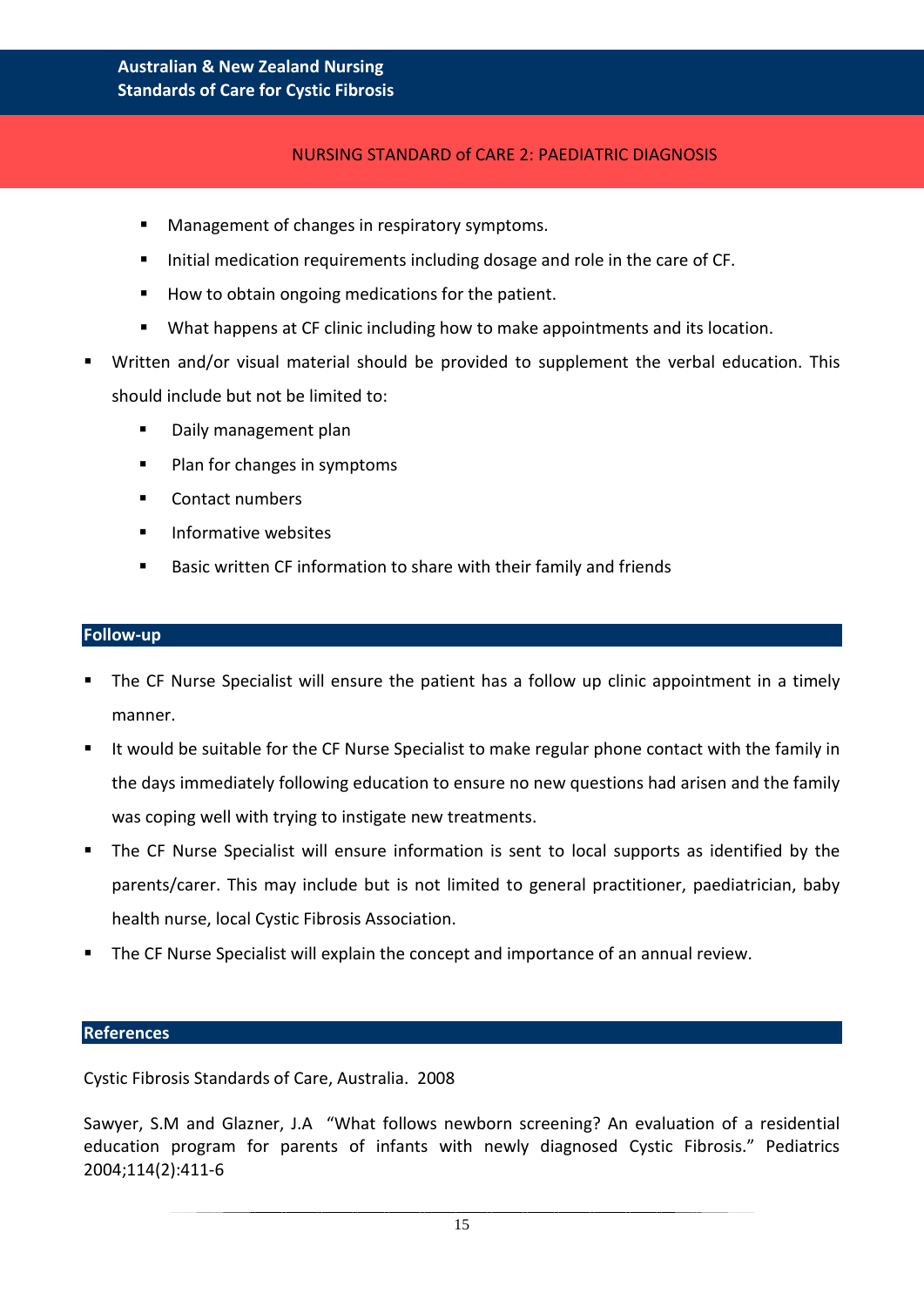## NURSING STANDARD of CARE 2: PAEDIATRIC DIAGNOSIS

- Management of changes in respiratory symptoms.
- Initial medication requirements including dosage and role in the care of CF.
- How to obtain ongoing medications for the patient.
- What happens at CF clinic including how to make appointments and its location.

- Written and/or visual material should be provided to supplement the verbal education. This should include but not be limited to:
  - Daily management plan
  - Plan for changes in symptoms
  - Contact numbers
  - Informative websites
  - Basic written CF information to share with their family and friends

### Follow-up

- The CF Nurse Specialist will ensure the patient has a follow up clinic appointment in a timely manner.
- It would be suitable for the CF Nurse Specialist to make regular phone contact with the family in the days immediately following education to ensure no new questions had arisen and the family was coping well with trying to instigate new treatments.
- The CF Nurse Specialist will ensure information is sent to local supports as identified by the parents/carer. This may include but is not limited to general practitioner, paediatrician, baby health nurse, local Cystic Fibrosis Association.
- The CF Nurse Specialist will explain the concept and importance of an annual review.

### References

Cystic Fibrosis Standards of Care, Australia. 2008

Sawyer, S.M and Glazner, J.A "What follows newborn screening? An evaluation of a residential education program for parents of infants with newly diagnosed Cystic Fibrosis." Pediatrics 2004;114(2):411-6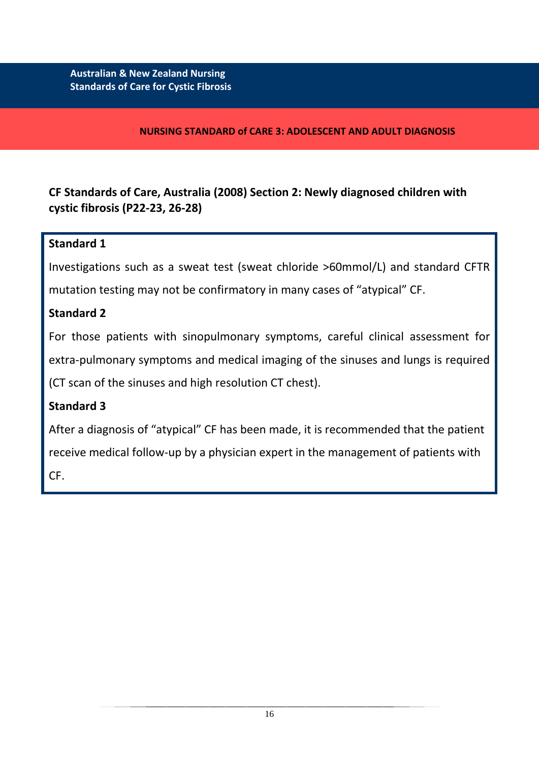## NURSING STANDARD of CARE 3: ADOLESCENT AND ADULT DIAGNOSIS

### CF Standards of Care, Australia (2008) Section 2: Newly diagnosed children with cystic fibrosis (P22-23, 26-28)

**Standard 1**

Investigations such as a sweat test (sweat chloride >60mmol/L) and standard CFTR mutation testing may not be confirmatory in many cases of "atypical" CF.

**Standard 2**

For those patients with sinopulmonary symptoms, careful clinical assessment for extra-pulmonary symptoms and medical imaging of the sinuses and lungs is required (CT scan of the sinuses and high resolution CT chest).

**Standard 3**

After a diagnosis of "atypical" CF has been made, it is recommended that the patient receive medical follow-up by a physician expert in the management of patients with CF.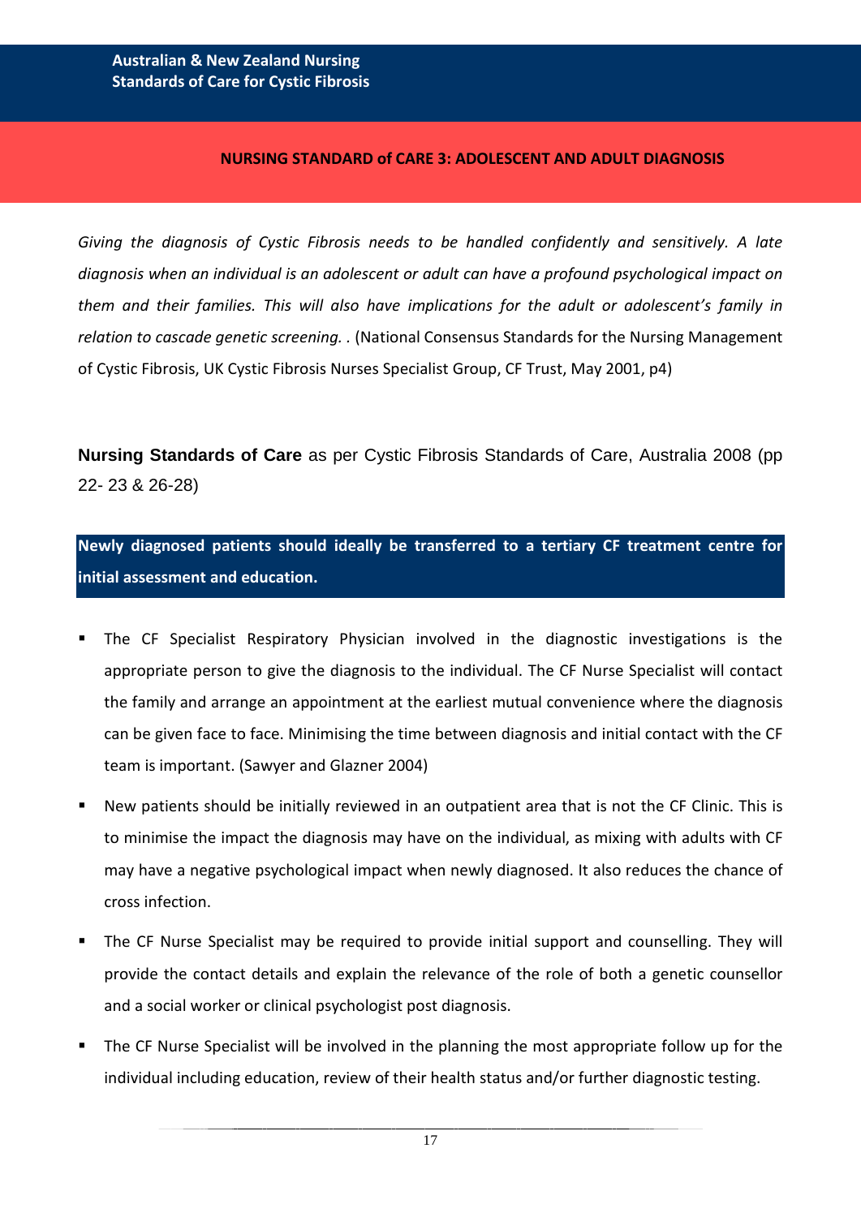## NURSING STANDARD of CARE 3: ADOLESCENT AND ADULT DIAGNOSIS

*Giving the diagnosis of Cystic Fibrosis needs to be handled confidently and sensitively. A late diagnosis when an individual is an adolescent or adult can have a profound psychological impact on them and their families. This will also have implications for the adult or adolescent's family in relation to cascade genetic screening. .* (National Consensus Standards for the Nursing Management of Cystic Fibrosis, UK Cystic Fibrosis Nurses Specialist Group, CF Trust, May 2001, p4)

**Nursing Standards of Care** as per Cystic Fibrosis Standards of Care, Australia 2008 (pp 22- 23 & 26-28)

**Newly diagnosed patients should ideally be transferred to a tertiary CF treatment centre for initial assessment and education.**

- The CF Specialist Respiratory Physician involved in the diagnostic investigations is the appropriate person to give the diagnosis to the individual. The CF Nurse Specialist will contact the family and arrange an appointment at the earliest mutual convenience where the diagnosis can be given face to face. Minimising the time between diagnosis and initial contact with the CF team is important. (Sawyer and Glazner 2004)
- New patients should be initially reviewed in an outpatient area that is not the CF Clinic. This is to minimise the impact the diagnosis may have on the individual, as mixing with adults with CF may have a negative psychological impact when newly diagnosed. It also reduces the chance of cross infection.
- The CF Nurse Specialist may be required to provide initial support and counselling. They will provide the contact details and explain the relevance of the role of both a genetic counsellor and a social worker or clinical psychologist post diagnosis.
- The CF Nurse Specialist will be involved in the planning the most appropriate follow up for the individual including education, review of their health status and/or further diagnostic testing.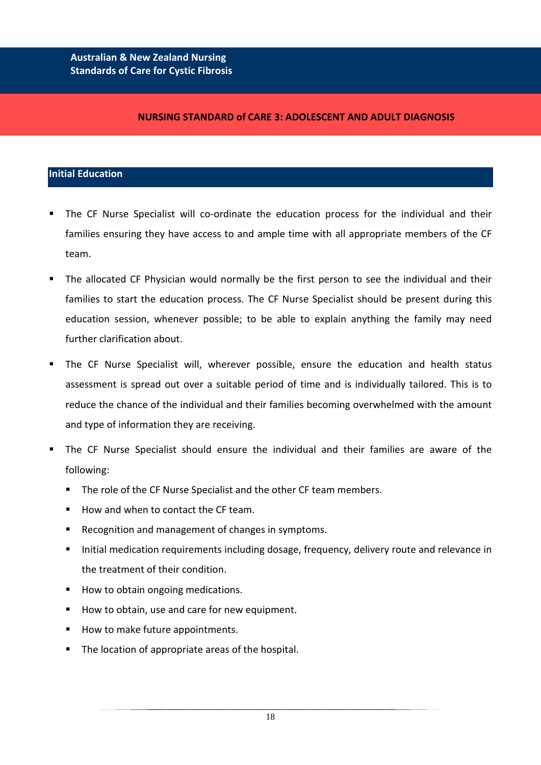## NURSING STANDARD of CARE 3: ADOLESCENT AND ADULT DIAGNOSIS

### Initial Education

- The CF Nurse Specialist will co-ordinate the education process for the individual and their families ensuring they have access to and ample time with all appropriate members of the CF team.
- The allocated CF Physician would normally be the first person to see the individual and their families to start the education process. The CF Nurse Specialist should be present during this education session, whenever possible; to be able to explain anything the family may need further clarification about.
- The CF Nurse Specialist will, wherever possible, ensure the education and health status assessment is spread out over a suitable period of time and is individually tailored. This is to reduce the chance of the individual and their families becoming overwhelmed with the amount and type of information they are receiving.
- The CF Nurse Specialist should ensure the individual and their families are aware of the following:
  - The role of the CF Nurse Specialist and the other CF team members.
  - How and when to contact the CF team.
  - Recognition and management of changes in symptoms.
  - Initial medication requirements including dosage, frequency, delivery route and relevance in the treatment of their condition.
  - How to obtain ongoing medications.
  - How to obtain, use and care for new equipment.
  - How to make future appointments.
  - The location of appropriate areas of the hospital.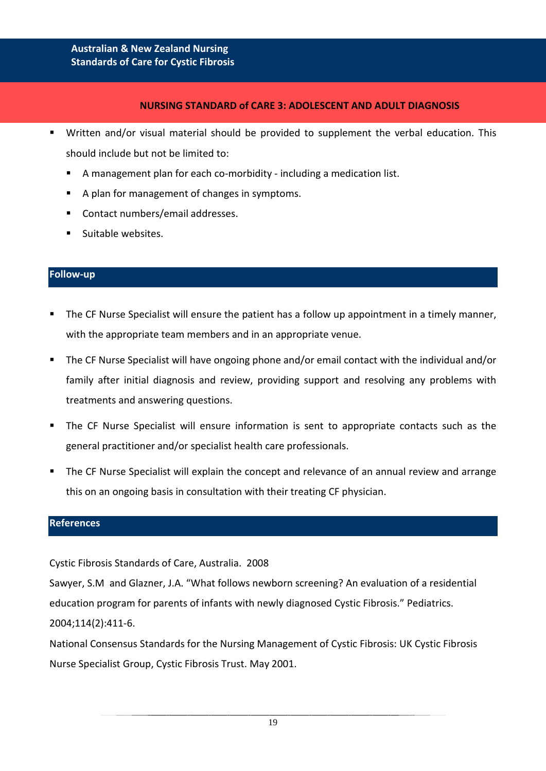- Written and/or visual material should be provided to supplement the verbal education. This should include but not be limited to:
  - A management plan for each co-morbidity - including a medication list.
  - A plan for management of changes in symptoms.
  - Contact numbers/email addresses.
  - Suitable websites.

## Follow-up

- The CF Nurse Specialist will ensure the patient has a follow up appointment in a timely manner, with the appropriate team members and in an appropriate venue.
- The CF Nurse Specialist will have ongoing phone and/or email contact with the individual and/or family after initial diagnosis and review, providing support and resolving any problems with treatments and answering questions.
- The CF Nurse Specialist will ensure information is sent to appropriate contacts such as the general practitioner and/or specialist health care professionals.
- The CF Nurse Specialist will explain the concept and relevance of an annual review and arrange this on an ongoing basis in consultation with their treating CF physician.

## References

Cystic Fibrosis Standards of Care, Australia. 2008

Sawyer, S.M and Glazner, J.A. "What follows newborn screening? An evaluation of a residential education program for parents of infants with newly diagnosed Cystic Fibrosis." Pediatrics. 2004;114(2):411-6.

National Consensus Standards for the Nursing Management of Cystic Fibrosis: UK Cystic Fibrosis Nurse Specialist Group, Cystic Fibrosis Trust. May 2001.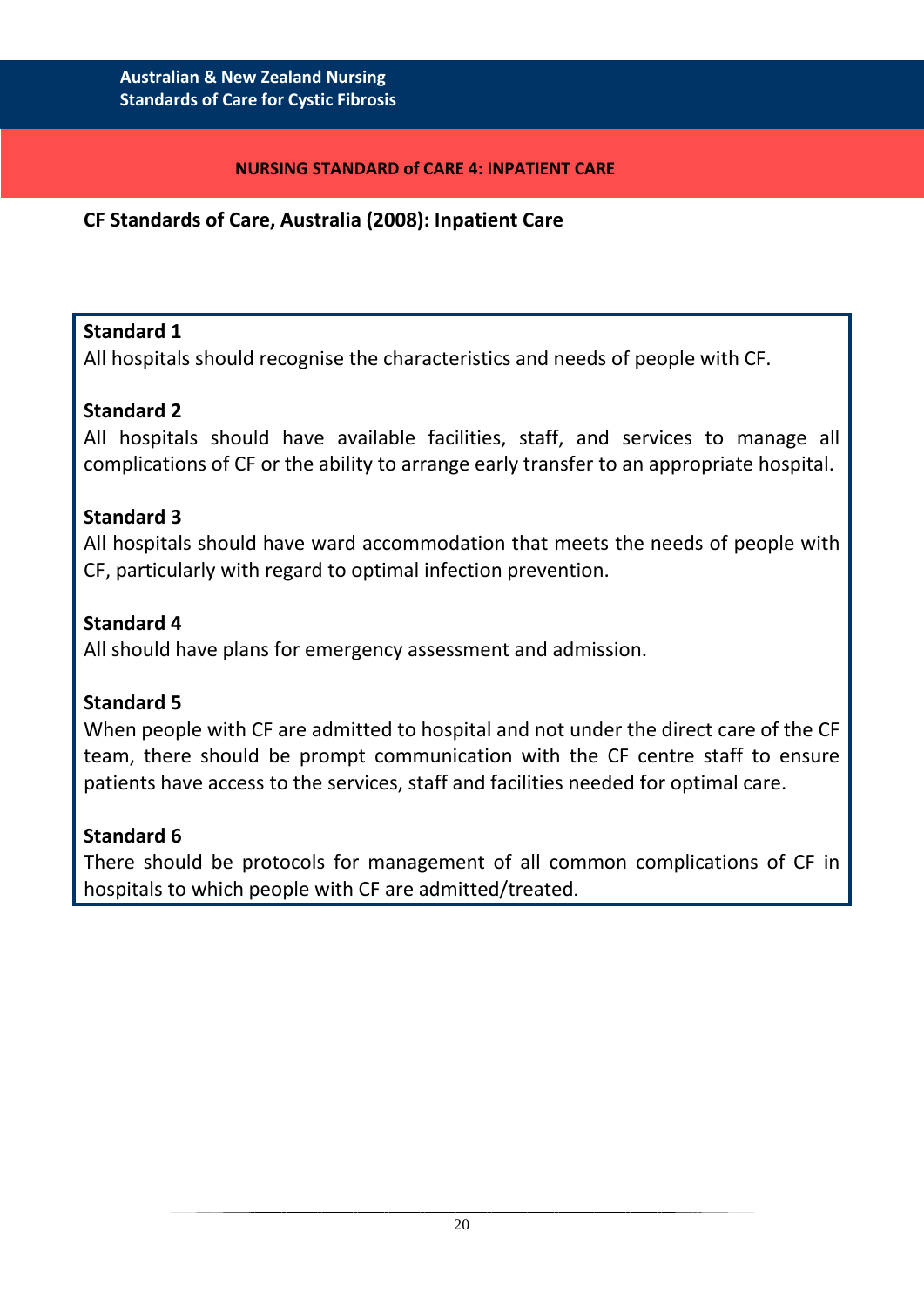## NURSING STANDARD of CARE 4: INPATIENT CARE

**CF Standards of Care, Australia (2008): Inpatient Care**

**Standard 1**
All hospitals should recognise the characteristics and needs of people with CF.

**Standard 2**
All hospitals should have available facilities, staff, and services to manage all complications of CF or the ability to arrange early transfer to an appropriate hospital.

**Standard 3**
All hospitals should have ward accommodation that meets the needs of people with CF, particularly with regard to optimal infection prevention.

**Standard 4**
All should have plans for emergency assessment and admission.

**Standard 5**
When people with CF are admitted to hospital and not under the direct care of the CF team, there should be prompt communication with the CF centre staff to ensure patients have access to the services, staff and facilities needed for optimal care.

**Standard 6**
There should be protocols for management of all common complications of CF in hospitals to which people with CF are admitted/treated.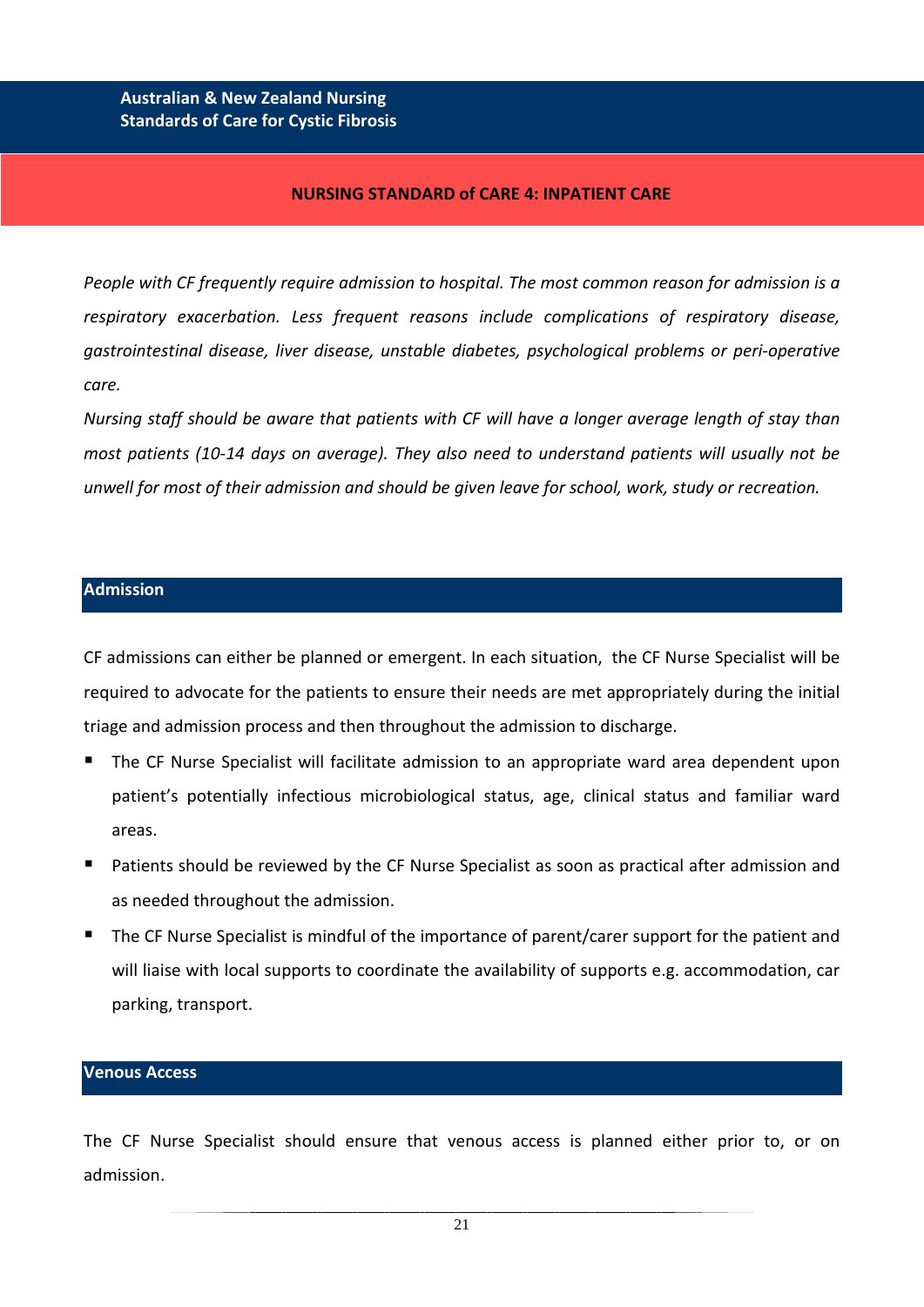## NURSING STANDARD of CARE 4: INPATIENT CARE

*People with CF frequently require admission to hospital. The most common reason for admission is a respiratory exacerbation. Less frequent reasons include complications of respiratory disease, gastrointestinal disease, liver disease, unstable diabetes, psychological problems or peri-operative care.*

*Nursing staff should be aware that patients with CF will have a longer average length of stay than most patients (10-14 days on average). They also need to understand patients will usually not be unwell for most of their admission and should be given leave for school, work, study or recreation.*

### Admission

CF admissions can either be planned or emergent. In each situation, the CF Nurse Specialist will be required to advocate for the patients to ensure their needs are met appropriately during the initial triage and admission process and then throughout the admission to discharge.

- The CF Nurse Specialist will facilitate admission to an appropriate ward area dependent upon patient's potentially infectious microbiological status, age, clinical status and familiar ward areas.
- Patients should be reviewed by the CF Nurse Specialist as soon as practical after admission and as needed throughout the admission.
- The CF Nurse Specialist is mindful of the importance of parent/carer support for the patient and will liaise with local supports to coordinate the availability of supports e.g. accommodation, car parking, transport.

### Venous Access

The CF Nurse Specialist should ensure that venous access is planned either prior to, or on admission.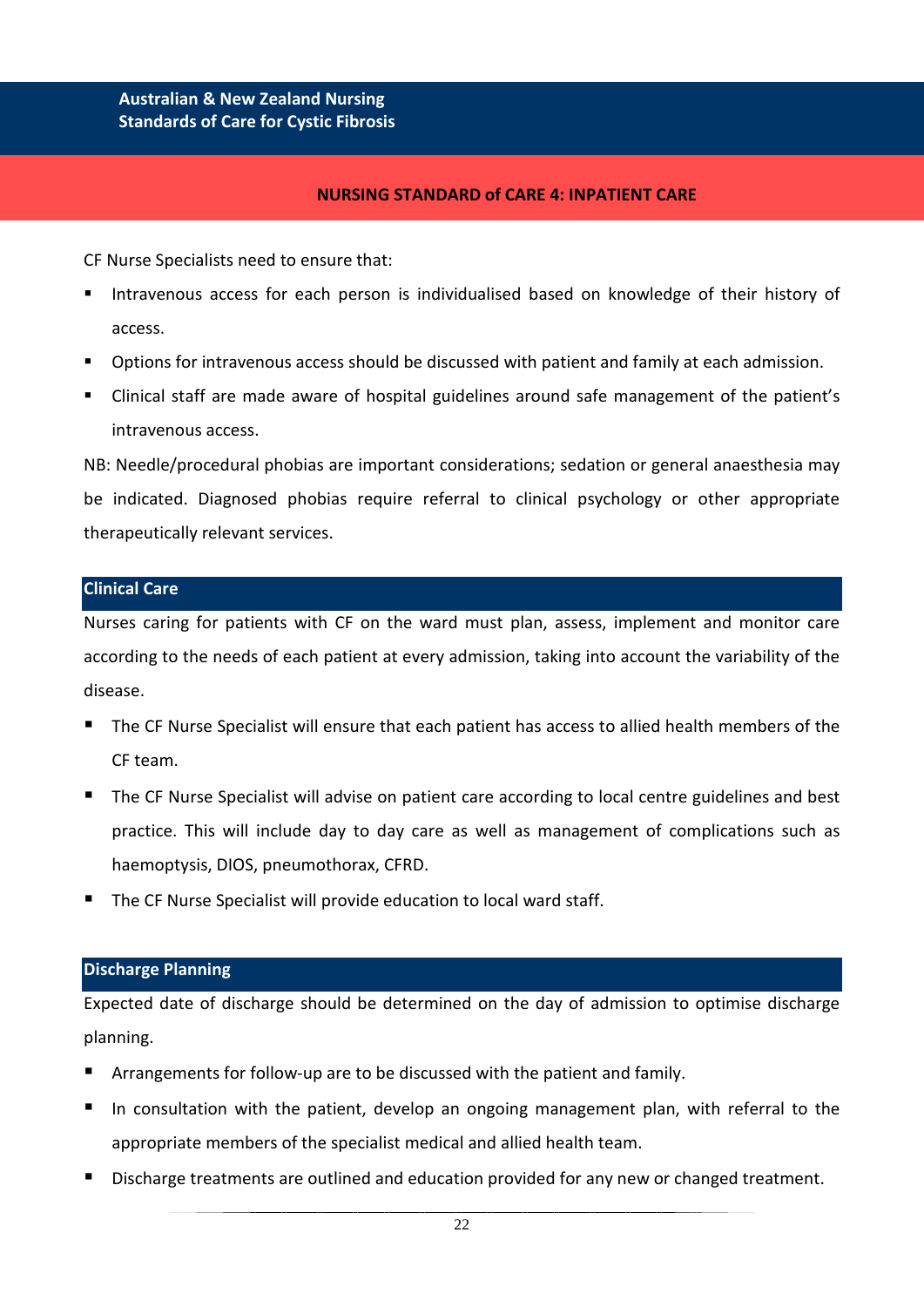## NURSING STANDARD of CARE 4: INPATIENT CARE

CF Nurse Specialists need to ensure that:

- Intravenous access for each person is individualised based on knowledge of their history of access.
- Options for intravenous access should be discussed with patient and family at each admission.
- Clinical staff are made aware of hospital guidelines around safe management of the patient's intravenous access.

NB: Needle/procedural phobias are important considerations; sedation or general anaesthesia may be indicated. Diagnosed phobias require referral to clinical psychology or other appropriate therapeutically relevant services.

### Clinical Care

Nurses caring for patients with CF on the ward must plan, assess, implement and monitor care according to the needs of each patient at every admission, taking into account the variability of the disease.

- The CF Nurse Specialist will ensure that each patient has access to allied health members of the CF team.
- The CF Nurse Specialist will advise on patient care according to local centre guidelines and best practice. This will include day to day care as well as management of complications such as haemoptysis, DIOS, pneumothorax, CFRD.
- The CF Nurse Specialist will provide education to local ward staff.

### Discharge Planning

Expected date of discharge should be determined on the day of admission to optimise discharge planning.

- Arrangements for follow-up are to be discussed with the patient and family.
- In consultation with the patient, develop an ongoing management plan, with referral to the appropriate members of the specialist medical and allied health team.
- Discharge treatments are outlined and education provided for any new or changed treatment.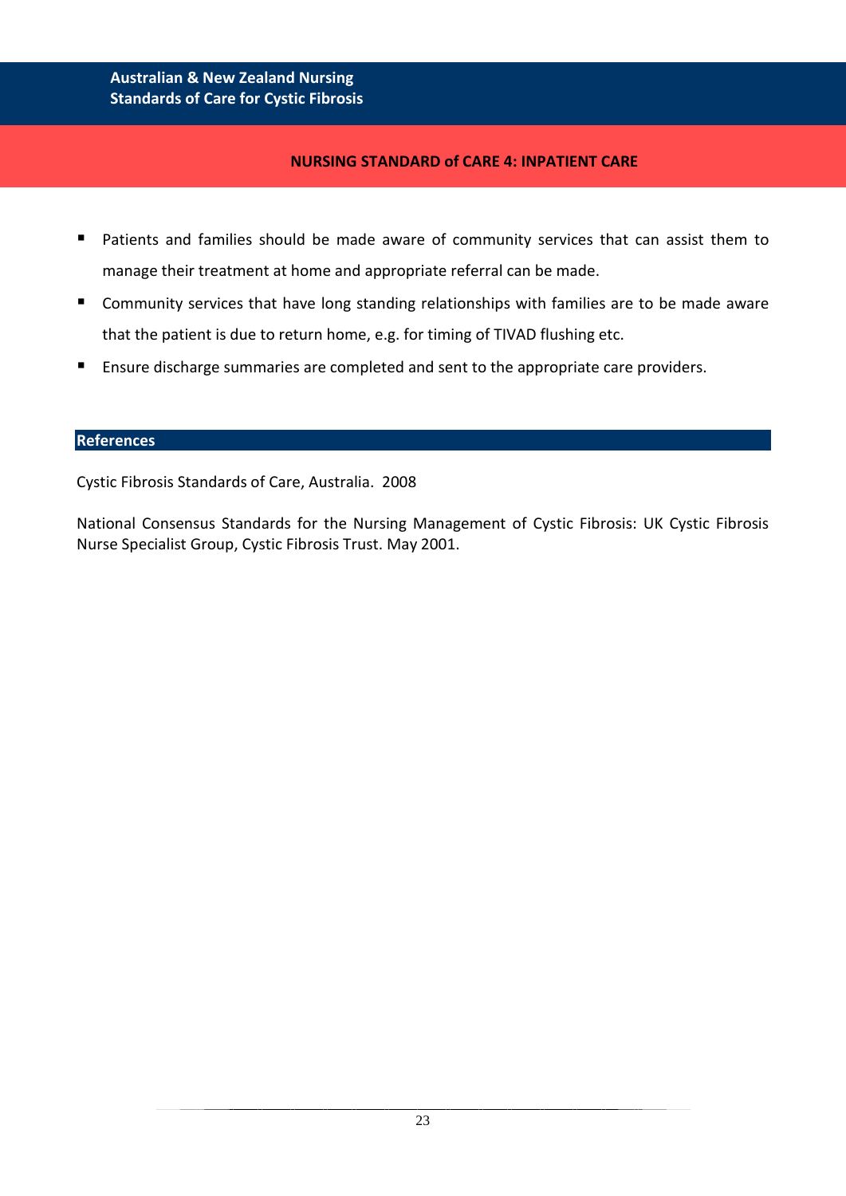- Patients and families should be made aware of community services that can assist them to manage their treatment at home and appropriate referral can be made.
- Community services that have long standing relationships with families are to be made aware that the patient is due to return home, e.g. for timing of TIVAD flushing etc.
- Ensure discharge summaries are completed and sent to the appropriate care providers.

## References

Cystic Fibrosis Standards of Care, Australia. 2008

National Consensus Standards for the Nursing Management of Cystic Fibrosis: UK Cystic Fibrosis Nurse Specialist Group, Cystic Fibrosis Trust. May 2001.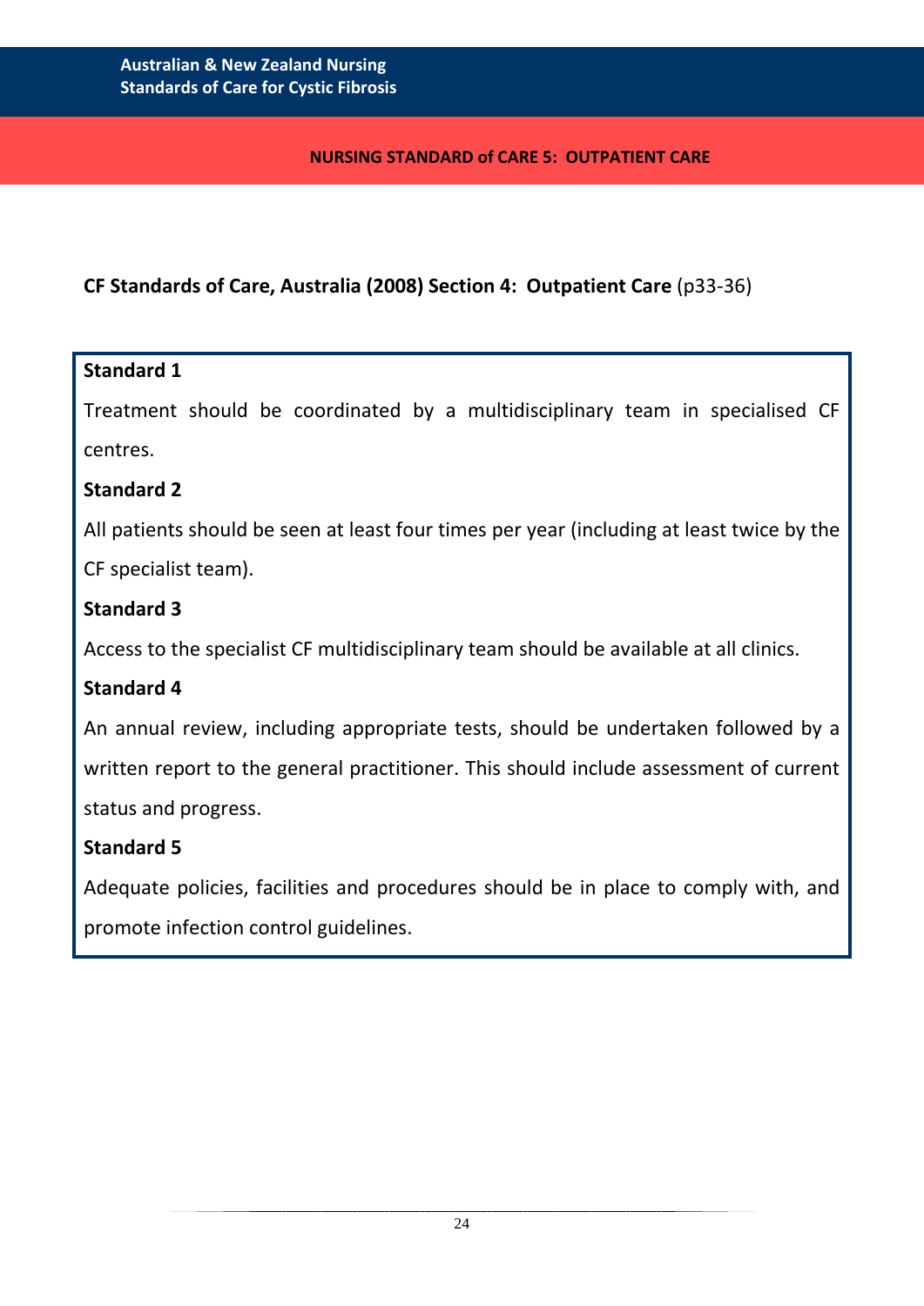## NURSING STANDARD of CARE 5: OUTPATIENT CARE

**CF Standards of Care, Australia (2008) Section 4: Outpatient Care** (p33-36)

**Standard 1**

Treatment should be coordinated by a multidisciplinary team in specialised CF centres.

**Standard 2**

All patients should be seen at least four times per year (including at least twice by the CF specialist team).

**Standard 3**

Access to the specialist CF multidisciplinary team should be available at all clinics.

**Standard 4**

An annual review, including appropriate tests, should be undertaken followed by a written report to the general practitioner. This should include assessment of current status and progress.

**Standard 5**

Adequate policies, facilities and procedures should be in place to comply with, and promote infection control guidelines.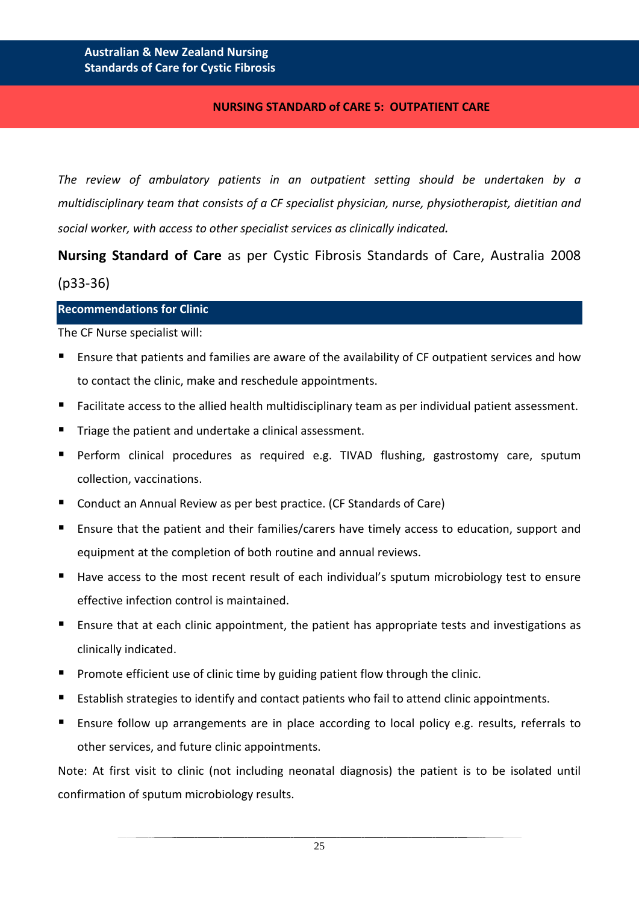## NURSING STANDARD of CARE 5: OUTPATIENT CARE

*The review of ambulatory patients in an outpatient setting should be undertaken by a multidisciplinary team that consists of a CF specialist physician, nurse, physiotherapist, dietitian and social worker, with access to other specialist services as clinically indicated.*

**Nursing Standard of Care** as per Cystic Fibrosis Standards of Care, Australia 2008 (p33-36)

### Recommendations for Clinic

The CF Nurse specialist will:

- Ensure that patients and families are aware of the availability of CF outpatient services and how to contact the clinic, make and reschedule appointments.
- Facilitate access to the allied health multidisciplinary team as per individual patient assessment.
- Triage the patient and undertake a clinical assessment.
- Perform clinical procedures as required e.g. TIVAD flushing, gastrostomy care, sputum collection, vaccinations.
- Conduct an Annual Review as per best practice. (CF Standards of Care)
- Ensure that the patient and their families/carers have timely access to education, support and equipment at the completion of both routine and annual reviews.
- Have access to the most recent result of each individual's sputum microbiology test to ensure effective infection control is maintained.
- Ensure that at each clinic appointment, the patient has appropriate tests and investigations as clinically indicated.
- Promote efficient use of clinic time by guiding patient flow through the clinic.
- Establish strategies to identify and contact patients who fail to attend clinic appointments.
- Ensure follow up arrangements are in place according to local policy e.g. results, referrals to other services, and future clinic appointments.

Note: At first visit to clinic (not including neonatal diagnosis) the patient is to be isolated until confirmation of sputum microbiology results.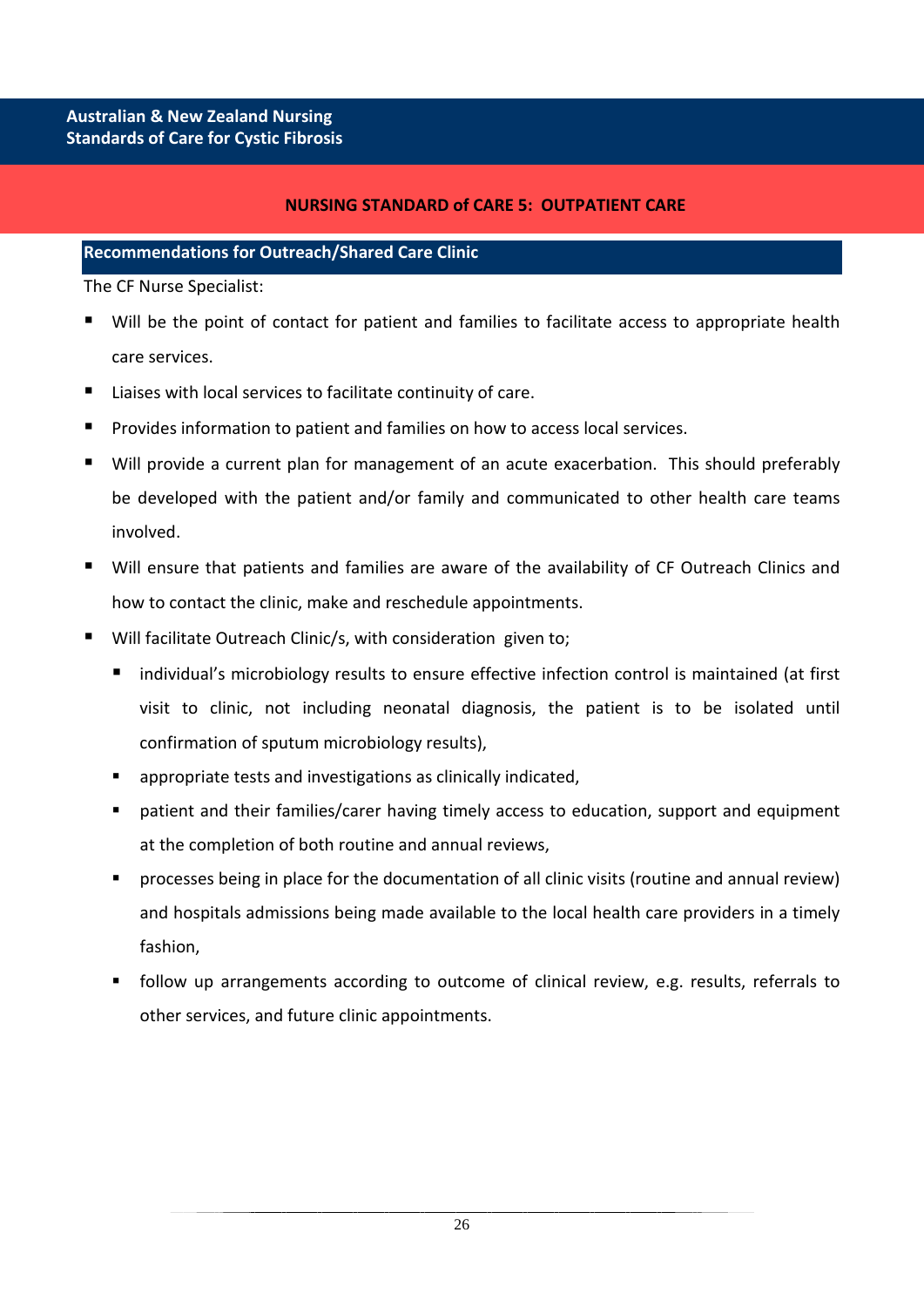## NURSING STANDARD of CARE 5: OUTPATIENT CARE

### Recommendations for Outreach/Shared Care Clinic

The CF Nurse Specialist:

- Will be the point of contact for patient and families to facilitate access to appropriate health care services.
- Liaises with local services to facilitate continuity of care.
- Provides information to patient and families on how to access local services.
- Will provide a current plan for management of an acute exacerbation. This should preferably be developed with the patient and/or family and communicated to other health care teams involved.
- Will ensure that patients and families are aware of the availability of CF Outreach Clinics and how to contact the clinic, make and reschedule appointments.
- Will facilitate Outreach Clinic/s, with consideration given to;
  - individual's microbiology results to ensure effective infection control is maintained (at first visit to clinic, not including neonatal diagnosis, the patient is to be isolated until confirmation of sputum microbiology results),
  - appropriate tests and investigations as clinically indicated,
  - patient and their families/carer having timely access to education, support and equipment at the completion of both routine and annual reviews,
  - processes being in place for the documentation of all clinic visits (routine and annual review) and hospitals admissions being made available to the local health care providers in a timely fashion,
  - follow up arrangements according to outcome of clinical review, e.g. results, referrals to other services, and future clinic appointments.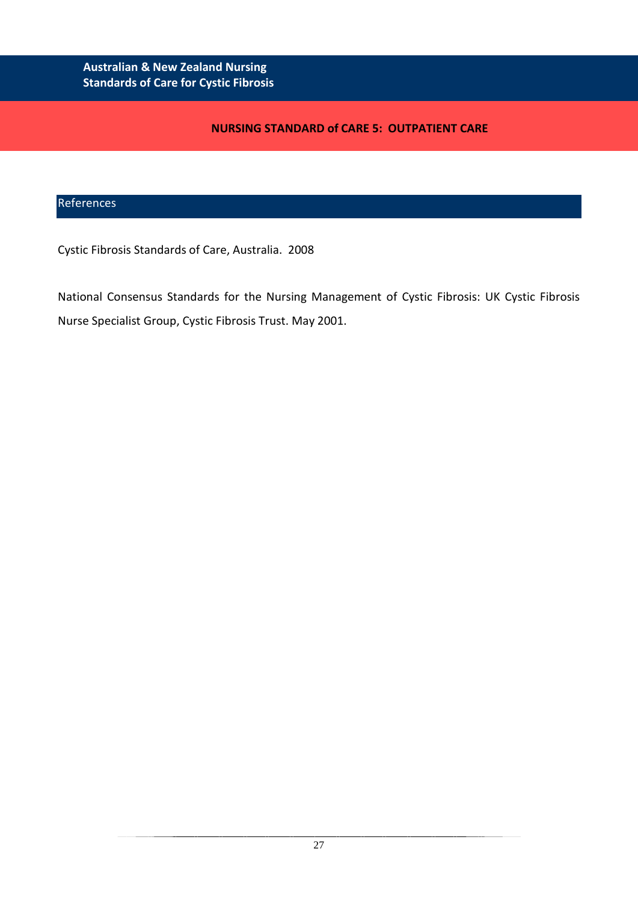## NURSING STANDARD of CARE 5: OUTPATIENT CARE

### References

Cystic Fibrosis Standards of Care, Australia. 2008

National Consensus Standards for the Nursing Management of Cystic Fibrosis: UK Cystic Fibrosis Nurse Specialist Group, Cystic Fibrosis Trust. May 2001.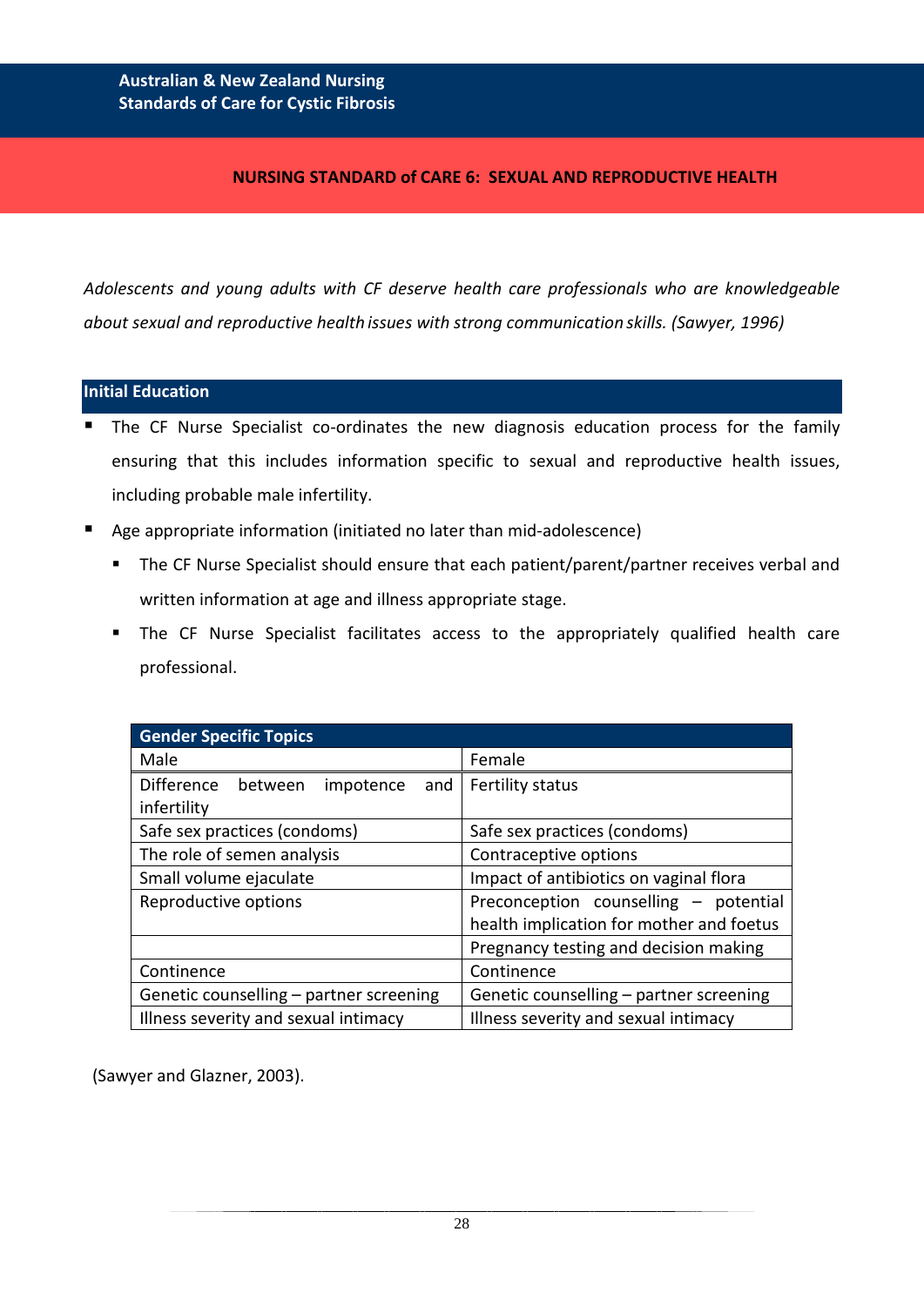# NURSING STANDARD of CARE 6: SEXUAL AND REPRODUCTIVE HEALTH

*Adolescents and young adults with CF deserve health care professionals who are knowledgeable about sexual and reproductive health issues with strong communication skills. (Sawyer, 1996)*

## Initial Education

- The CF Nurse Specialist co-ordinates the new diagnosis education process for the family ensuring that this includes information specific to sexual and reproductive health issues, including probable male infertility.
- Age appropriate information (initiated no later than mid-adolescence)
  - The CF Nurse Specialist should ensure that each patient/parent/partner receives verbal and written information at age and illness appropriate stage.
  - The CF Nurse Specialist facilitates access to the appropriately qualified health care professional.

| Gender Specific Topics | |
|---|---|
| Male | Female |
| Difference between impotence and infertility | Fertility status |
| Safe sex practices (condoms) | Safe sex practices (condoms) |
| The role of semen analysis | Contraceptive options |
| Small volume ejaculate | Impact of antibiotics on vaginal flora |
| Reproductive options | Preconception counselling – potential health implication for mother and foetus |
| | Pregnancy testing and decision making |
| Continence | Continence |
| Genetic counselling – partner screening | Genetic counselling – partner screening |
| Illness severity and sexual intimacy | Illness severity and sexual intimacy |

(Sawyer and Glazner, 2003).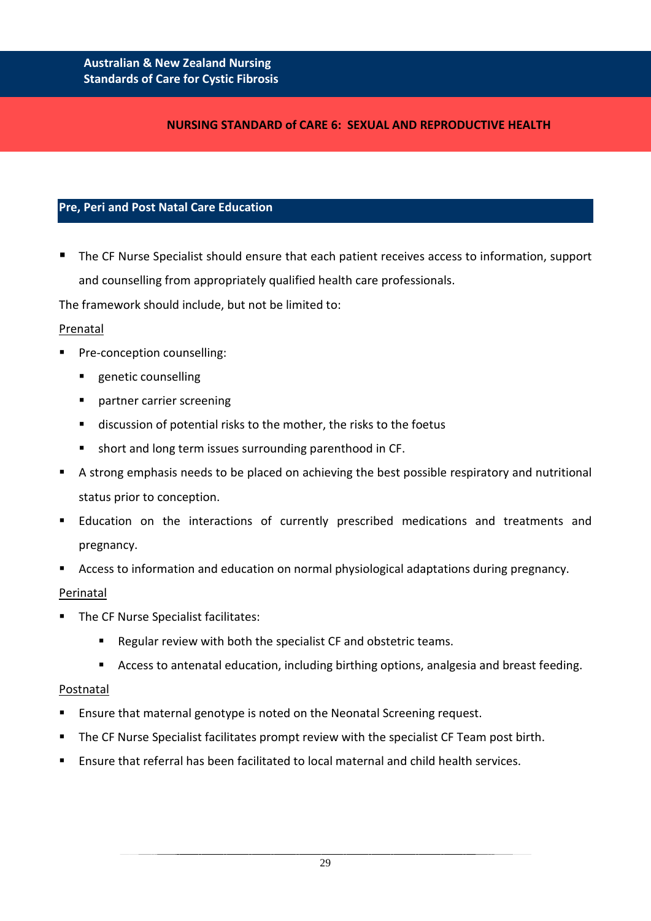## NURSING STANDARD of CARE 6: SEXUAL AND REPRODUCTIVE HEALTH

### Pre, Peri and Post Natal Care Education

- The CF Nurse Specialist should ensure that each patient receives access to information, support and counselling from appropriately qualified health care professionals.

The framework should include, but not be limited to:

<u>Prenatal</u>

- Pre-conception counselling:
  - genetic counselling
  - partner carrier screening
  - discussion of potential risks to the mother, the risks to the foetus
  - short and long term issues surrounding parenthood in CF.
- A strong emphasis needs to be placed on achieving the best possible respiratory and nutritional status prior to conception.
- Education on the interactions of currently prescribed medications and treatments and pregnancy.
- Access to information and education on normal physiological adaptations during pregnancy.

<u>Perinatal</u>

- The CF Nurse Specialist facilitates:
  - Regular review with both the specialist CF and obstetric teams.
  - Access to antenatal education, including birthing options, analgesia and breast feeding.

<u>Postnatal</u>

- Ensure that maternal genotype is noted on the Neonatal Screening request.
- The CF Nurse Specialist facilitates prompt review with the specialist CF Team post birth.
- Ensure that referral has been facilitated to local maternal and child health services.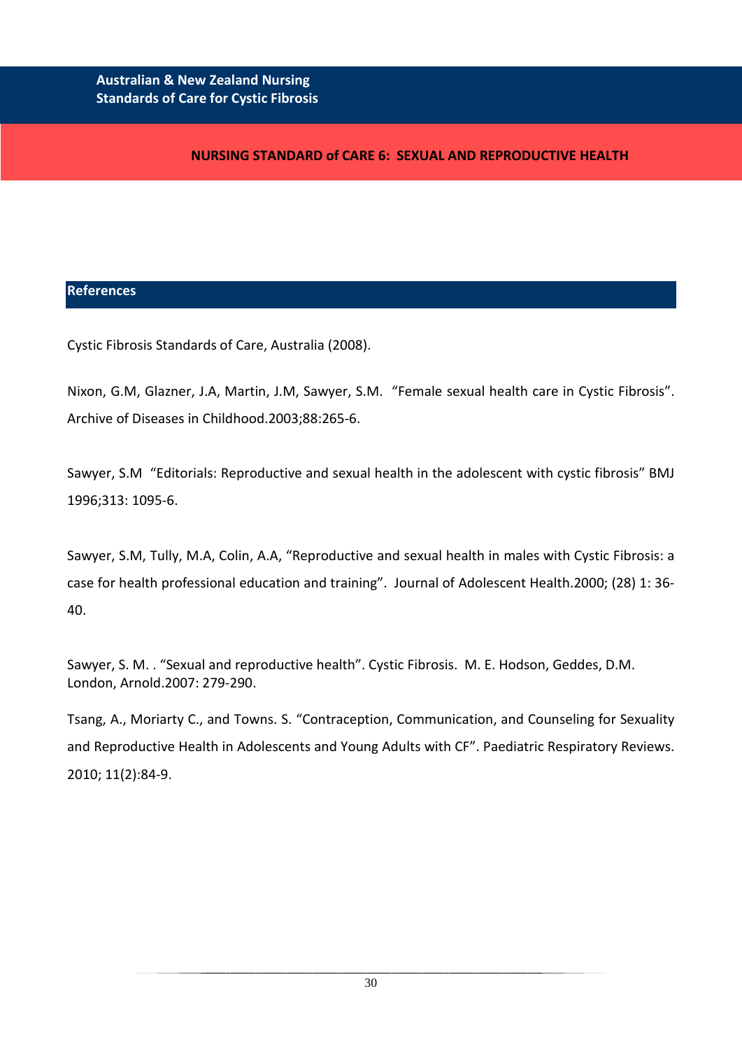## NURSING STANDARD of CARE 6: SEXUAL AND REPRODUCTIVE HEALTH

### References

Cystic Fibrosis Standards of Care, Australia (2008).

Nixon, G.M, Glazner, J.A, Martin, J.M, Sawyer, S.M. "Female sexual health care in Cystic Fibrosis". Archive of Diseases in Childhood.2003;88:265-6.

Sawyer, S.M "Editorials: Reproductive and sexual health in the adolescent with cystic fibrosis" BMJ 1996;313: 1095-6.

Sawyer, S.M, Tully, M.A, Colin, A.A, "Reproductive and sexual health in males with Cystic Fibrosis: a case for health professional education and training". Journal of Adolescent Health.2000; (28) 1: 36-40.

Sawyer, S. M. . "Sexual and reproductive health". Cystic Fibrosis. M. E. Hodson, Geddes, D.M. London, Arnold.2007: 279-290.

Tsang, A., Moriarty C., and Towns. S. "Contraception, Communication, and Counseling for Sexuality and Reproductive Health in Adolescents and Young Adults with CF". Paediatric Respiratory Reviews. 2010; 11(2):84-9.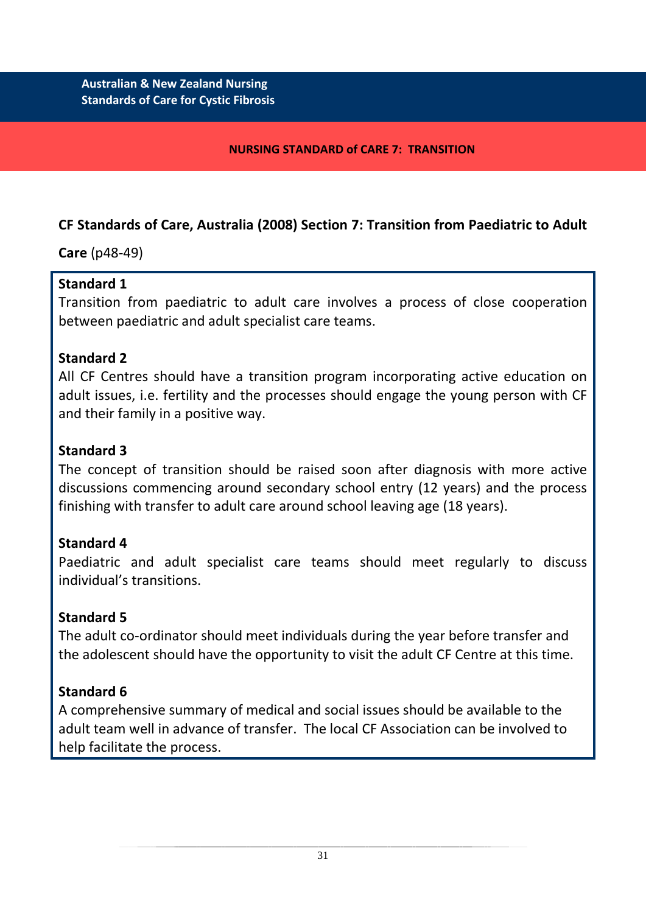## NURSING STANDARD of CARE 7: TRANSITION

**CF Standards of Care, Australia (2008) Section 7: Transition from Paediatric to Adult Care** (p48-49)

**Standard 1**
Transition from paediatric to adult care involves a process of close cooperation between paediatric and adult specialist care teams.

**Standard 2**
All CF Centres should have a transition program incorporating active education on adult issues, i.e. fertility and the processes should engage the young person with CF and their family in a positive way.

**Standard 3**
The concept of transition should be raised soon after diagnosis with more active discussions commencing around secondary school entry (12 years) and the process finishing with transfer to adult care around school leaving age (18 years).

**Standard 4**
Paediatric and adult specialist care teams should meet regularly to discuss individual's transitions.

**Standard 5**
The adult co-ordinator should meet individuals during the year before transfer and the adolescent should have the opportunity to visit the adult CF Centre at this time.

**Standard 6**
A comprehensive summary of medical and social issues should be available to the adult team well in advance of transfer. The local CF Association can be involved to help facilitate the process.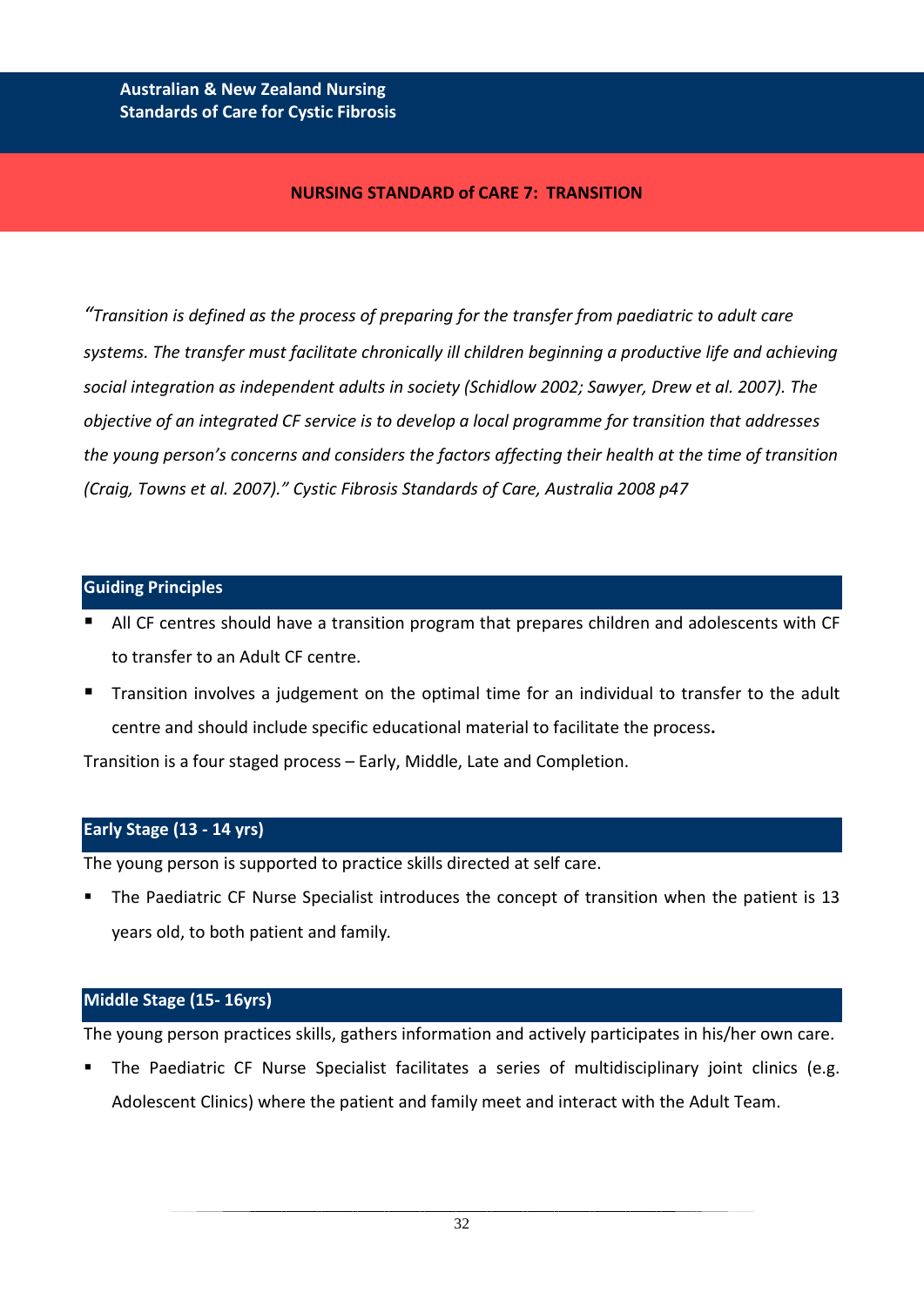## NURSING STANDARD of CARE 7: TRANSITION

*"Transition is defined as the process of preparing for the transfer from paediatric to adult care systems. The transfer must facilitate chronically ill children beginning a productive life and achieving social integration as independent adults in society (Schidlow 2002; Sawyer, Drew et al. 2007). The objective of an integrated CF service is to develop a local programme for transition that addresses the young person's concerns and considers the factors affecting their health at the time of transition (Craig, Towns et al. 2007)." Cystic Fibrosis Standards of Care, Australia 2008 p47*

### Guiding Principles

- All CF centres should have a transition program that prepares children and adolescents with CF to transfer to an Adult CF centre.
- Transition involves a judgement on the optimal time for an individual to transfer to the adult centre and should include specific educational material to facilitate the process.

Transition is a four staged process – Early, Middle, Late and Completion.

### Early Stage (13 - 14 yrs)

The young person is supported to practice skills directed at self care.

- The Paediatric CF Nurse Specialist introduces the concept of transition when the patient is 13 years old, to both patient and family.

### Middle Stage (15- 16yrs)

The young person practices skills, gathers information and actively participates in his/her own care.

- The Paediatric CF Nurse Specialist facilitates a series of multidisciplinary joint clinics (e.g. Adolescent Clinics) where the patient and family meet and interact with the Adult Team.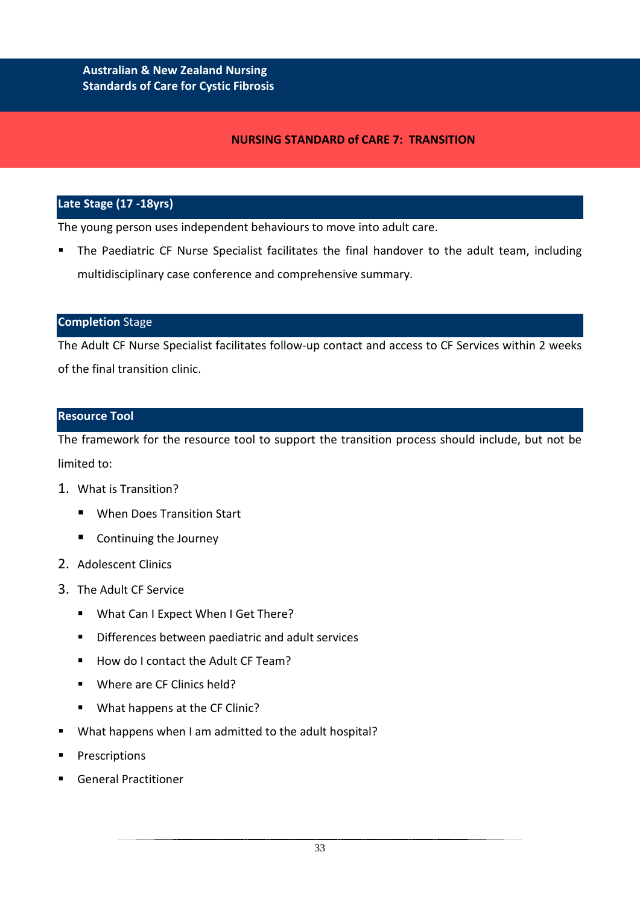**Australian & New Zealand Nursing Standards of Care for Cystic Fibrosis**

## NURSING STANDARD of CARE 7: TRANSITION

### Late Stage (17 -18yrs)

The young person uses independent behaviours to move into adult care.

- The Paediatric CF Nurse Specialist facilitates the final handover to the adult team, including multidisciplinary case conference and comprehensive summary.

### Completion Stage

The Adult CF Nurse Specialist facilitates follow-up contact and access to CF Services within 2 weeks of the final transition clinic.

### Resource Tool

The framework for the resource tool to support the transition process should include, but not be limited to:

1. What is Transition?
   - When Does Transition Start
   - Continuing the Journey
2. Adolescent Clinics
3. The Adult CF Service
   - What Can I Expect When I Get There?
   - Differences between paediatric and adult services
   - How do I contact the Adult CF Team?
   - Where are CF Clinics held?
   - What happens at the CF Clinic?

- What happens when I am admitted to the adult hospital?
- Prescriptions
- General Practitioner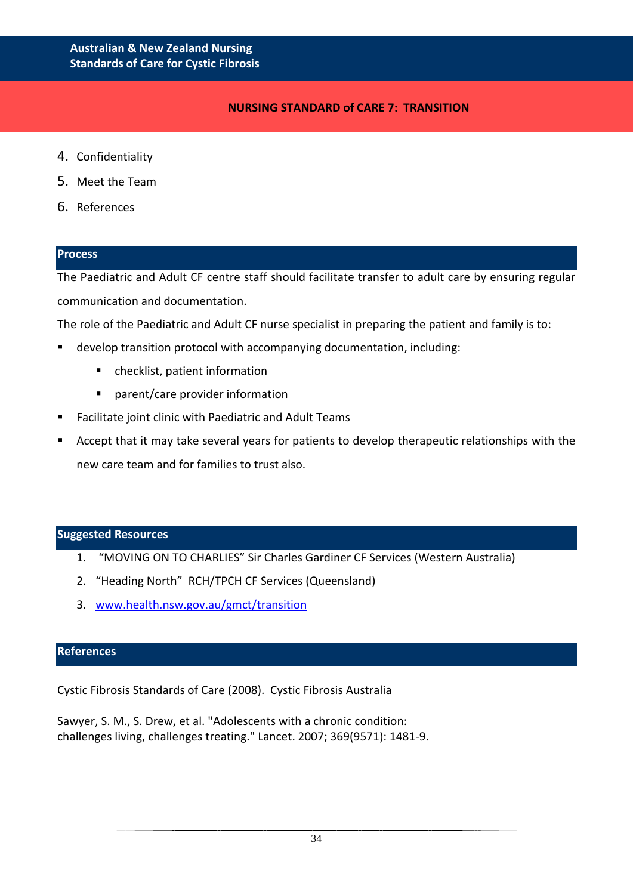## NURSING STANDARD of CARE 7: TRANSITION

4. Confidentiality
5. Meet the Team
6. References

## Process

The Paediatric and Adult CF centre staff should facilitate transfer to adult care by ensuring regular communication and documentation.

The role of the Paediatric and Adult CF nurse specialist in preparing the patient and family is to:

- develop transition protocol with accompanying documentation, including:
  - checklist, patient information
  - parent/care provider information
- Facilitate joint clinic with Paediatric and Adult Teams
- Accept that it may take several years for patients to develop therapeutic relationships with the new care team and for families to trust also.

## Suggested Resources

1. "MOVING ON TO CHARLIES" Sir Charles Gardiner CF Services (Western Australia)
2. "Heading North" RCH/TPCH CF Services (Queensland)
3. www.health.nsw.gov.au/gmct/transition

## References

Cystic Fibrosis Standards of Care (2008). Cystic Fibrosis Australia

Sawyer, S. M., S. Drew, et al. "Adolescents with a chronic condition: challenges living, challenges treating." Lancet. 2007; 369(9571): 1481-9.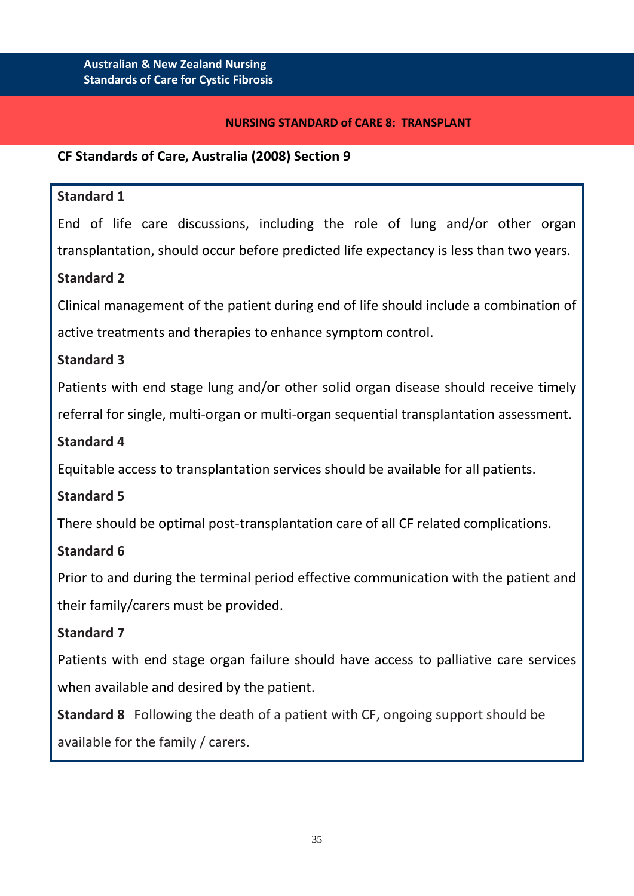## NURSING STANDARD of CARE 8: TRANSPLANT

**CF Standards of Care, Australia (2008) Section 9**

**Standard 1**

End of life care discussions, including the role of lung and/or other organ transplantation, should occur before predicted life expectancy is less than two years.

**Standard 2**

Clinical management of the patient during end of life should include a combination of active treatments and therapies to enhance symptom control.

**Standard 3**

Patients with end stage lung and/or other solid organ disease should receive timely referral for single, multi-organ or multi-organ sequential transplantation assessment.

**Standard 4**

Equitable access to transplantation services should be available for all patients.

**Standard 5**

There should be optimal post-transplantation care of all CF related complications.

**Standard 6**

Prior to and during the terminal period effective communication with the patient and their family/carers must be provided.

**Standard 7**

Patients with end stage organ failure should have access to palliative care services when available and desired by the patient.

**Standard 8** Following the death of a patient with CF, ongoing support should be available for the family / carers.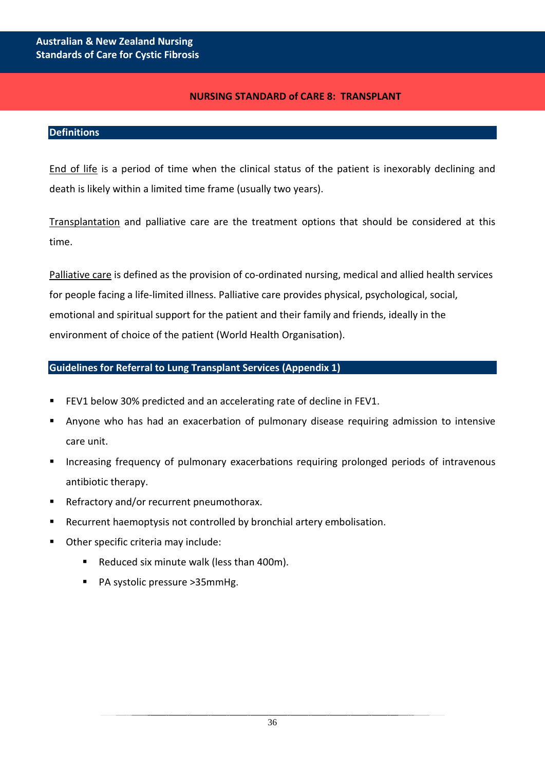# NURSING STANDARD of CARE 8: TRANSPLANT

## Definitions

End of life is a period of time when the clinical status of the patient is inexorably declining and death is likely within a limited time frame (usually two years).

Transplantation and palliative care are the treatment options that should be considered at this time.

Palliative care is defined as the provision of co-ordinated nursing, medical and allied health services for people facing a life-limited illness. Palliative care provides physical, psychological, social, emotional and spiritual support for the patient and their family and friends, ideally in the environment of choice of the patient (World Health Organisation).

## Guidelines for Referral to Lung Transplant Services (Appendix 1)

- FEV1 below 30% predicted and an accelerating rate of decline in FEV1.
- Anyone who has had an exacerbation of pulmonary disease requiring admission to intensive care unit.
- Increasing frequency of pulmonary exacerbations requiring prolonged periods of intravenous antibiotic therapy.
- Refractory and/or recurrent pneumothorax.
- Recurrent haemoptysis not controlled by bronchial artery embolisation.
- Other specific criteria may include:
  - Reduced six minute walk (less than 400m).
  - PA systolic pressure >35mmHg.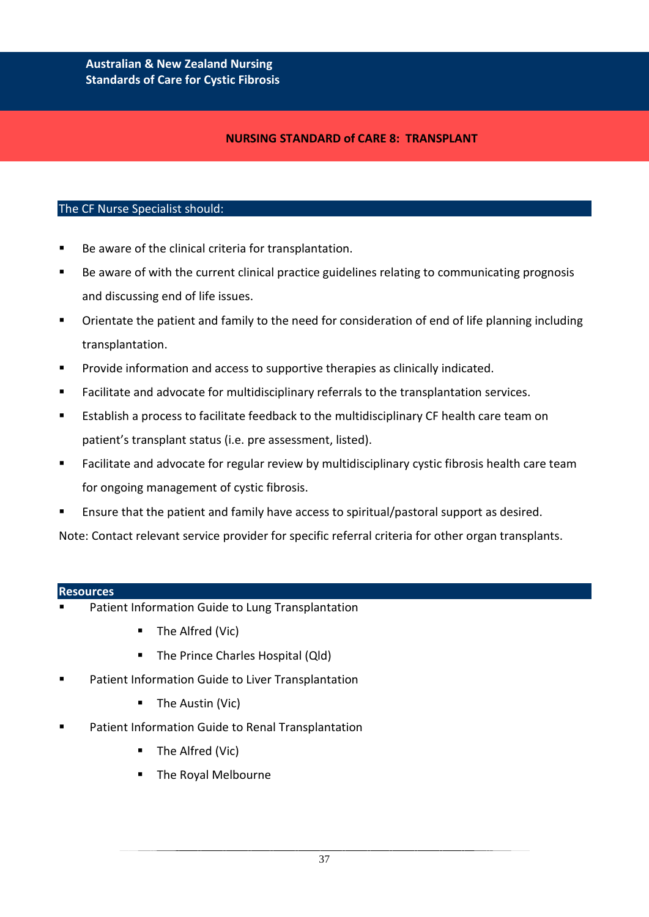## NURSING STANDARD of CARE 8: TRANSPLANT

### The CF Nurse Specialist should:

- Be aware of the clinical criteria for transplantation.
- Be aware of with the current clinical practice guidelines relating to communicating prognosis and discussing end of life issues.
- Orientate the patient and family to the need for consideration of end of life planning including transplantation.
- Provide information and access to supportive therapies as clinically indicated.
- Facilitate and advocate for multidisciplinary referrals to the transplantation services.
- Establish a process to facilitate feedback to the multidisciplinary CF health care team on patient's transplant status (i.e. pre assessment, listed).
- Facilitate and advocate for regular review by multidisciplinary cystic fibrosis health care team for ongoing management of cystic fibrosis.
- Ensure that the patient and family have access to spiritual/pastoral support as desired.

Note: Contact relevant service provider for specific referral criteria for other organ transplants.

### Resources

- Patient Information Guide to Lung Transplantation
  - The Alfred (Vic)
  - The Prince Charles Hospital (Qld)
- Patient Information Guide to Liver Transplantation
  - The Austin (Vic)
- Patient Information Guide to Renal Transplantation
  - The Alfred (Vic)
  - The Royal Melbourne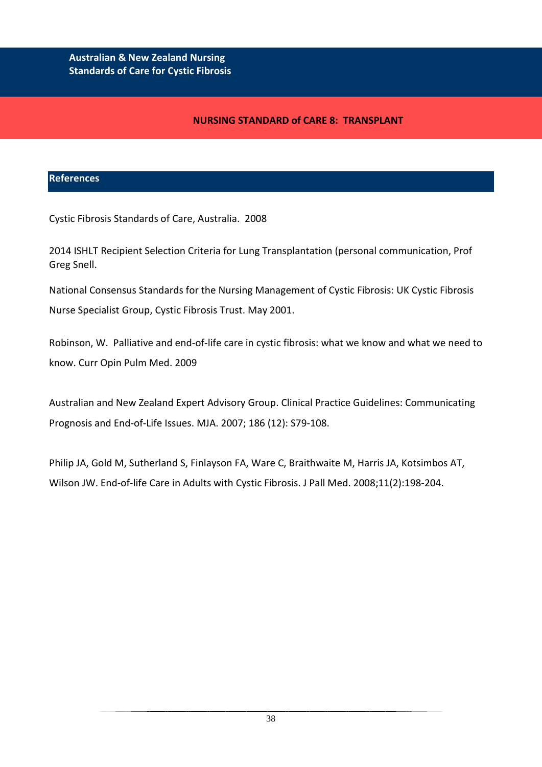## NURSING STANDARD of CARE 8: TRANSPLANT

### References

Cystic Fibrosis Standards of Care, Australia. 2008

2014 ISHLT Recipient Selection Criteria for Lung Transplantation (personal communication, Prof Greg Snell.

National Consensus Standards for the Nursing Management of Cystic Fibrosis: UK Cystic Fibrosis Nurse Specialist Group, Cystic Fibrosis Trust. May 2001.

Robinson, W. Palliative and end-of-life care in cystic fibrosis: what we know and what we need to know. Curr Opin Pulm Med. 2009

Australian and New Zealand Expert Advisory Group. Clinical Practice Guidelines: Communicating Prognosis and End-of-Life Issues. MJA. 2007; 186 (12): S79-108.

Philip JA, Gold M, Sutherland S, Finlayson FA, Ware C, Braithwaite M, Harris JA, Kotsimbos AT, Wilson JW. End-of-life Care in Adults with Cystic Fibrosis. J Pall Med. 2008;11(2):198-204.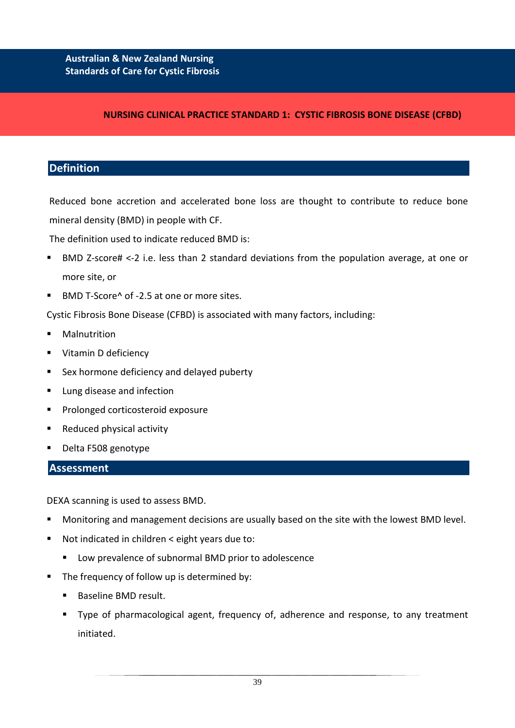# NURSING CLINICAL PRACTICE STANDARD 1: CYSTIC FIBROSIS BONE DISEASE (CFBD)

## Definition

Reduced bone accretion and accelerated bone loss are thought to contribute to reduce bone mineral density (BMD) in people with CF.

The definition used to indicate reduced BMD is:

- BMD Z-score# <-2 i.e. less than 2 standard deviations from the population average, at one or more site, or
- BMD T-Score^ of -2.5 at one or more sites.

Cystic Fibrosis Bone Disease (CFBD) is associated with many factors, including:

- Malnutrition
- Vitamin D deficiency
- Sex hormone deficiency and delayed puberty
- Lung disease and infection
- Prolonged corticosteroid exposure
- Reduced physical activity
- Delta F508 genotype

## Assessment

DEXA scanning is used to assess BMD.

- Monitoring and management decisions are usually based on the site with the lowest BMD level.
- Not indicated in children < eight years due to:
  - Low prevalence of subnormal BMD prior to adolescence
- The frequency of follow up is determined by:
  - Baseline BMD result.
  - Type of pharmacological agent, frequency of, adherence and response, to any treatment initiated.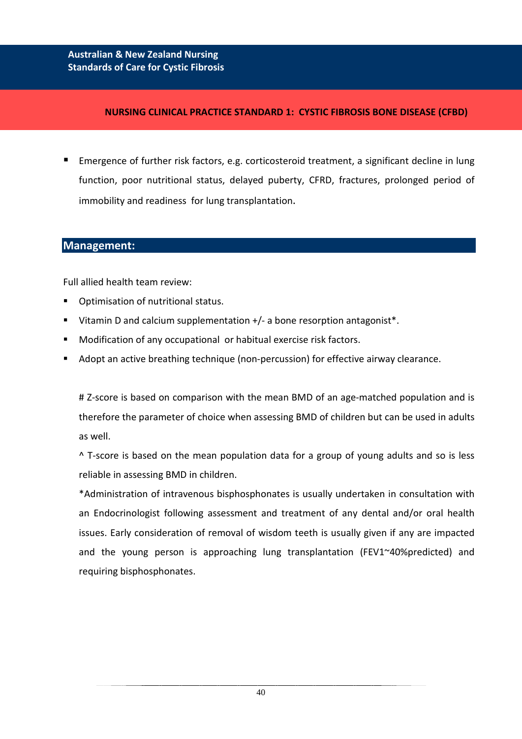## NURSING CLINICAL PRACTICE STANDARD 1: CYSTIC FIBROSIS BONE DISEASE (CFBD)

- Emergence of further risk factors, e.g. corticosteroid treatment, a significant decline in lung function, poor nutritional status, delayed puberty, CFRD, fractures, prolonged period of immobility and readiness for lung transplantation.

### Management:

Full allied health team review:

- Optimisation of nutritional status.
- Vitamin D and calcium supplementation +/- a bone resorption antagonist*.
- Modification of any occupational or habitual exercise risk factors.
- Adopt an active breathing technique (non-percussion) for effective airway clearance.

# Z-score is based on comparison with the mean BMD of an age-matched population and is therefore the parameter of choice when assessing BMD of children but can be used in adults as well.

^ T-score is based on the mean population data for a group of young adults and so is less reliable in assessing BMD in children.

*Administration of intravenous bisphosphonates is usually undertaken in consultation with an Endocrinologist following assessment and treatment of any dental and/or oral health issues. Early consideration of removal of wisdom teeth is usually given if any are impacted and the young person is approaching lung transplantation (FEV1~40%predicted) and requiring bisphosphonates.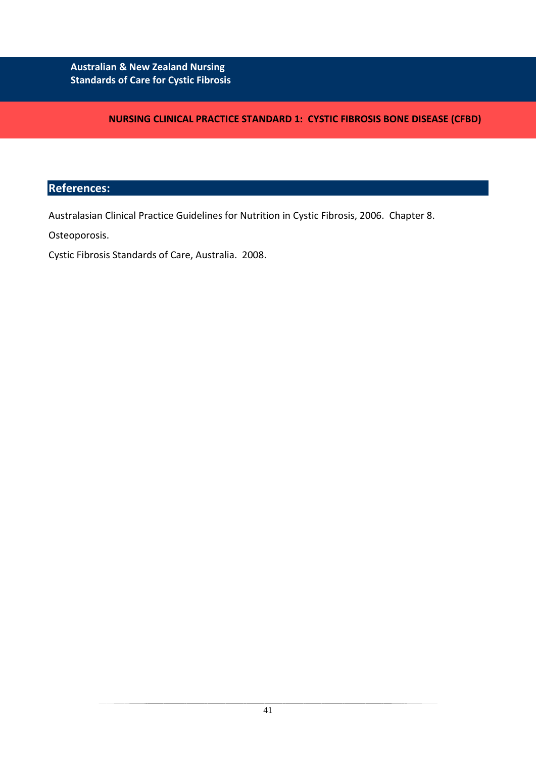## References:

Australasian Clinical Practice Guidelines for Nutrition in Cystic Fibrosis, 2006. Chapter 8.

Osteoporosis.

Cystic Fibrosis Standards of Care, Australia. 2008.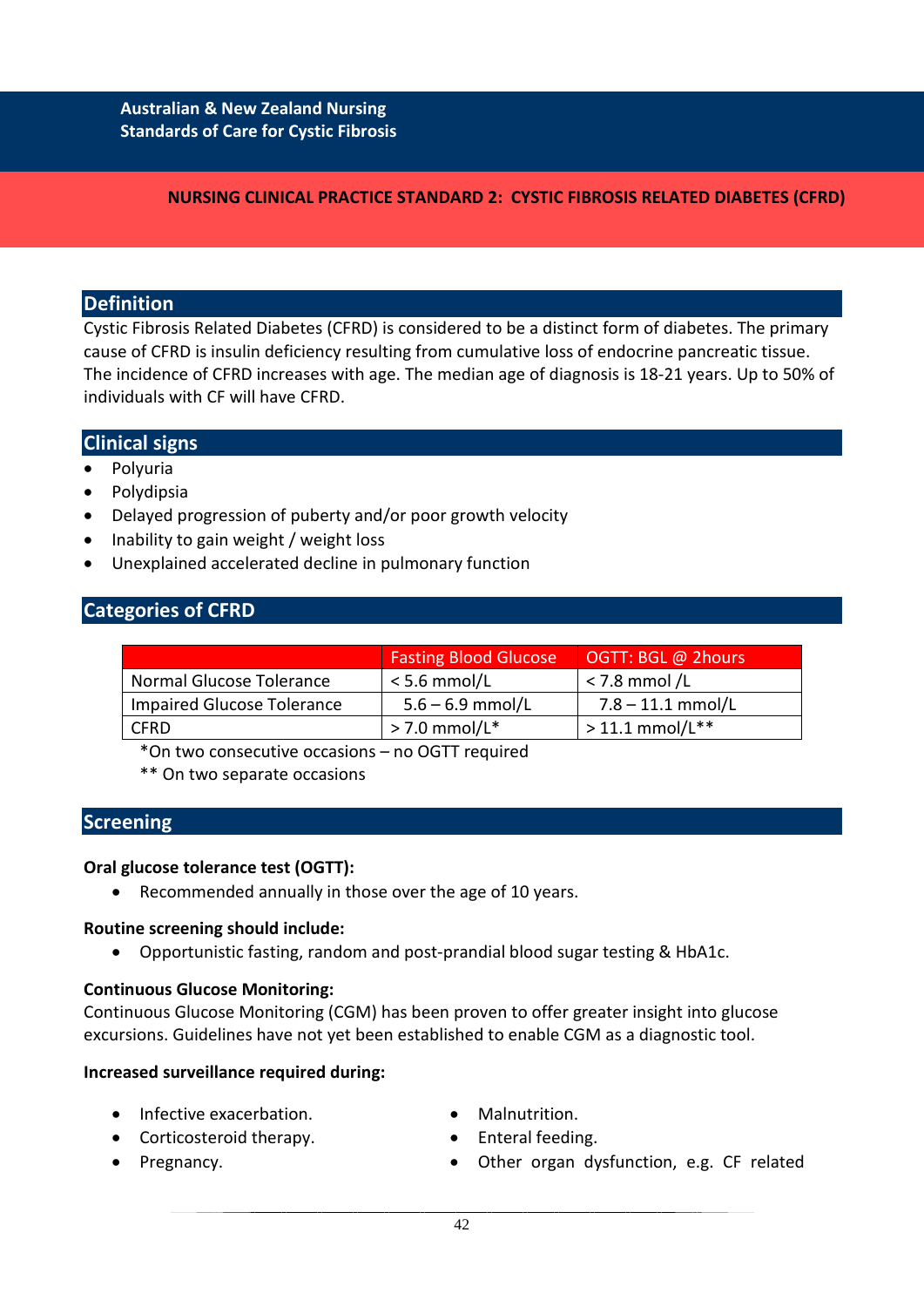# NURSING CLINICAL PRACTICE STANDARD 2: CYSTIC FIBROSIS RELATED DIABETES (CFRD)

## Definition

Cystic Fibrosis Related Diabetes (CFRD) is considered to be a distinct form of diabetes. The primary cause of CFRD is insulin deficiency resulting from cumulative loss of endocrine pancreatic tissue. The incidence of CFRD increases with age. The median age of diagnosis is 18-21 years. Up to 50% of individuals with CF will have CFRD.

## Clinical signs

- Polyuria
- Polydipsia
- Delayed progression of puberty and/or poor growth velocity
- Inability to gain weight / weight loss
- Unexplained accelerated decline in pulmonary function

## Categories of CFRD

| | Fasting Blood Glucose | OGTT: BGL @ 2hours |
|---|---|---|
| Normal Glucose Tolerance | < 5.6 mmol/L | < 7.8 mmol /L |
| Impaired Glucose Tolerance | 5.6 – 6.9 mmol/L | 7.8 – 11.1 mmol/L |
| CFRD | > 7.0 mmol/L* | > 11.1 mmol/L** |

*On two consecutive occasions – no OGTT required

** On two separate occasions

## Screening

**Oral glucose tolerance test (OGTT):**

- Recommended annually in those over the age of 10 years.

**Routine screening should include:**

- Opportunistic fasting, random and post-prandial blood sugar testing & HbA1c.

**Continuous Glucose Monitoring:**

Continuous Glucose Monitoring (CGM) has been proven to offer greater insight into glucose excursions. Guidelines have not yet been established to enable CGM as a diagnostic tool.

**Increased surveillance required during:**

- Infective exacerbation.
- Corticosteroid therapy.
- Pregnancy.
- Malnutrition.
- Enteral feeding.
- Other organ dysfunction, e.g. CF related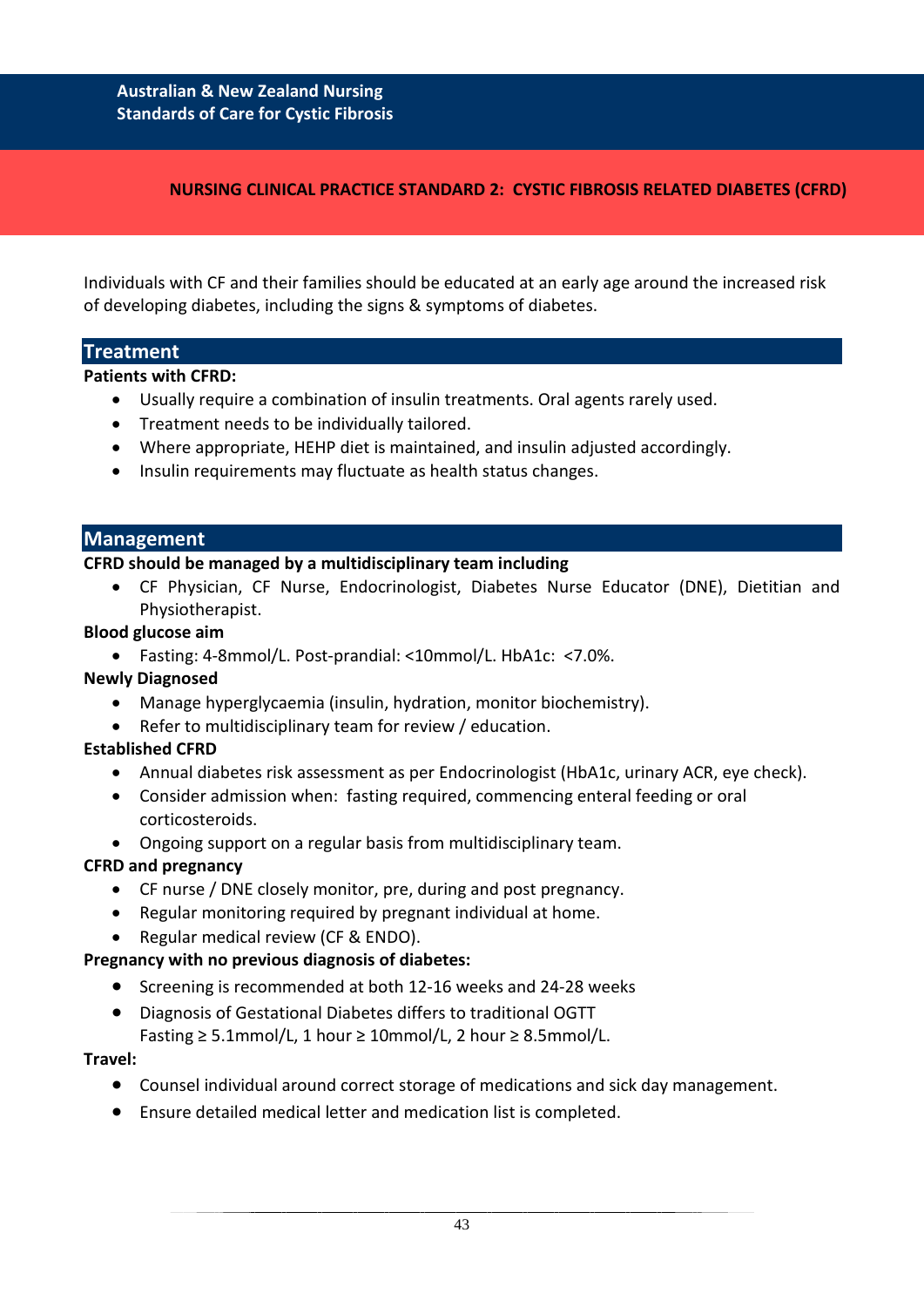## NURSING CLINICAL PRACTICE STANDARD 2: CYSTIC FIBROSIS RELATED DIABETES (CFRD)

Individuals with CF and their families should be educated at an early age around the increased risk of developing diabetes, including the signs & symptoms of diabetes.

### Treatment

**Patients with CFRD:**

- Usually require a combination of insulin treatments. Oral agents rarely used.
- Treatment needs to be individually tailored.
- Where appropriate, HEHP diet is maintained, and insulin adjusted accordingly.
- Insulin requirements may fluctuate as health status changes.

### Management

**CFRD should be managed by a multidisciplinary team including**

- CF Physician, CF Nurse, Endocrinologist, Diabetes Nurse Educator (DNE), Dietitian and Physiotherapist.

**Blood glucose aim**

- Fasting: 4-8mmol/L. Post-prandial: <10mmol/L. HbA1c: <7.0%.

**Newly Diagnosed**

- Manage hyperglycaemia (insulin, hydration, monitor biochemistry).
- Refer to multidisciplinary team for review / education.

**Established CFRD**

- Annual diabetes risk assessment as per Endocrinologist (HbA1c, urinary ACR, eye check).
- Consider admission when: fasting required, commencing enteral feeding or oral corticosteroids.
- Ongoing support on a regular basis from multidisciplinary team.

**CFRD and pregnancy**

- CF nurse / DNE closely monitor, pre, during and post pregnancy.
- Regular monitoring required by pregnant individual at home.
- Regular medical review (CF & ENDO).

**Pregnancy with no previous diagnosis of diabetes:**

- Screening is recommended at both 12-16 weeks and 24-28 weeks
- Diagnosis of Gestational Diabetes differs to traditional OGTT
  Fasting ≥ 5.1mmol/L, 1 hour ≥ 10mmol/L, 2 hour ≥ 8.5mmol/L.

**Travel:**

- Counsel individual around correct storage of medications and sick day management.
- Ensure detailed medical letter and medication list is completed.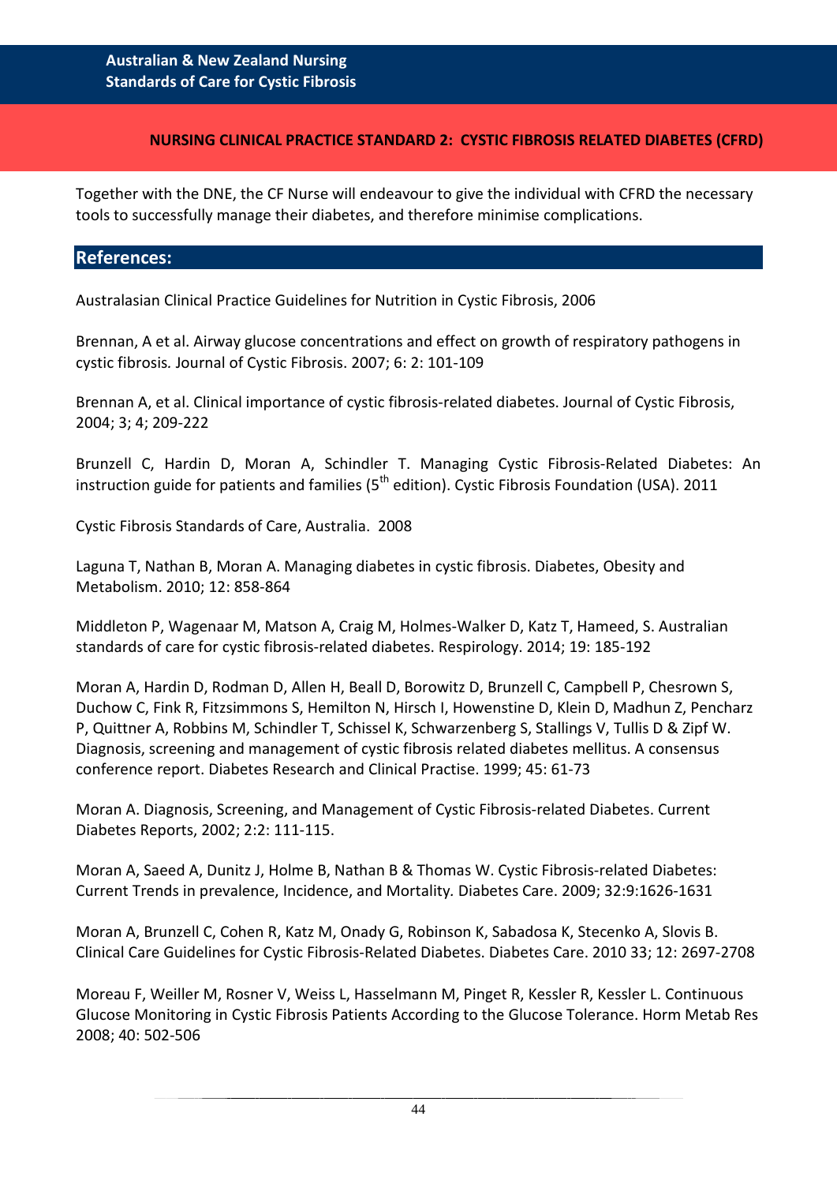Together with the DNE, the CF Nurse will endeavour to give the individual with CFRD the necessary tools to successfully manage their diabetes, and therefore minimise complications.

## References:

Australasian Clinical Practice Guidelines for Nutrition in Cystic Fibrosis, 2006

Brennan, A et al. Airway glucose concentrations and effect on growth of respiratory pathogens in cystic fibrosis. Journal of Cystic Fibrosis. 2007; 6: 2: 101-109

Brennan A, et al. Clinical importance of cystic fibrosis-related diabetes. Journal of Cystic Fibrosis, 2004; 3; 4; 209-222

Brunzell C, Hardin D, Moran A, Schindler T. Managing Cystic Fibrosis-Related Diabetes: An instruction guide for patients and families (5th edition). Cystic Fibrosis Foundation (USA). 2011

Cystic Fibrosis Standards of Care, Australia. 2008

Laguna T, Nathan B, Moran A. Managing diabetes in cystic fibrosis. Diabetes, Obesity and Metabolism. 2010; 12: 858-864

Middleton P, Wagenaar M, Matson A, Craig M, Holmes-Walker D, Katz T, Hameed, S. Australian standards of care for cystic fibrosis-related diabetes. Respirology. 2014; 19: 185-192

Moran A, Hardin D, Rodman D, Allen H, Beall D, Borowitz D, Brunzell C, Campbell P, Chesrown S, Duchow C, Fink R, Fitzsimmons S, Hemilton N, Hirsch I, Howenstine D, Klein D, Madhun Z, Pencharz P, Quittner A, Robbins M, Schindler T, Schissel K, Schwarzenberg S, Stallings V, Tullis D & Zipf W. Diagnosis, screening and management of cystic fibrosis related diabetes mellitus. A consensus conference report. Diabetes Research and Clinical Practise. 1999; 45: 61-73

Moran A. Diagnosis, Screening, and Management of Cystic Fibrosis-related Diabetes. Current Diabetes Reports, 2002; 2:2: 111-115.

Moran A, Saeed A, Dunitz J, Holme B, Nathan B & Thomas W. Cystic Fibrosis-related Diabetes: Current Trends in prevalence, Incidence, and Mortality. Diabetes Care. 2009; 32:9:1626-1631

Moran A, Brunzell C, Cohen R, Katz M, Onady G, Robinson K, Sabadosa K, Stecenko A, Slovis B. Clinical Care Guidelines for Cystic Fibrosis-Related Diabetes. Diabetes Care. 2010 33; 12: 2697-2708

Moreau F, Weiller M, Rosner V, Weiss L, Hasselmann M, Pinget R, Kessler R, Kessler L. Continuous Glucose Monitoring in Cystic Fibrosis Patients According to the Glucose Tolerance. Horm Metab Res 2008; 40: 502-506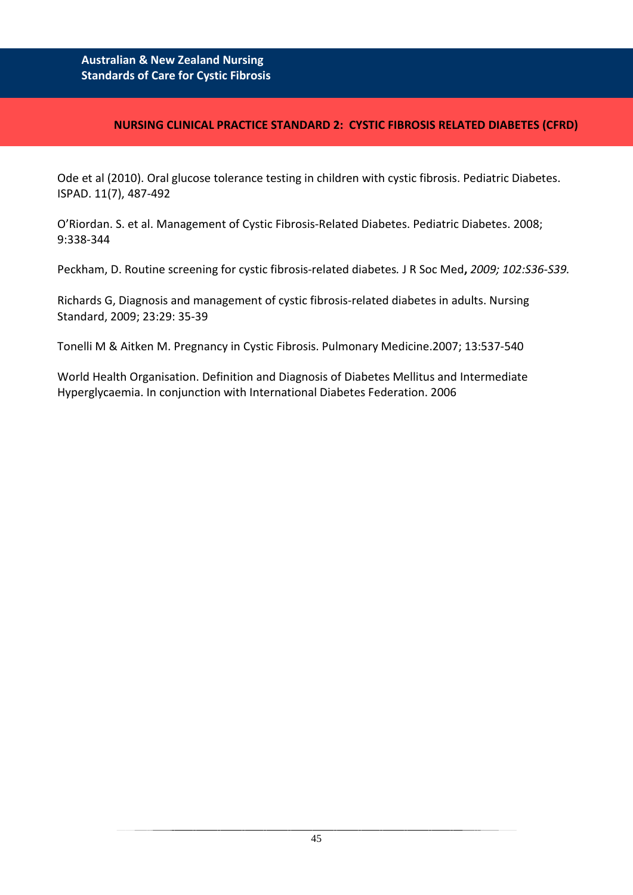Ode et al (2010). Oral glucose tolerance testing in children with cystic fibrosis. Pediatric Diabetes. ISPAD. 11(7), 487-492

O'Riordan. S. et al. Management of Cystic Fibrosis-Related Diabetes. Pediatric Diabetes. 2008; 9:338-344

Peckham, D. Routine screening for cystic fibrosis-related diabetes*.* J R Soc Med**,** *2009; 102:S36-S39.*

Richards G, Diagnosis and management of cystic fibrosis-related diabetes in adults. Nursing Standard, 2009; 23:29: 35-39

Tonelli M & Aitken M. Pregnancy in Cystic Fibrosis. Pulmonary Medicine.2007; 13:537-540

World Health Organisation. Definition and Diagnosis of Diabetes Mellitus and Intermediate Hyperglycaemia. In conjunction with International Diabetes Federation. 2006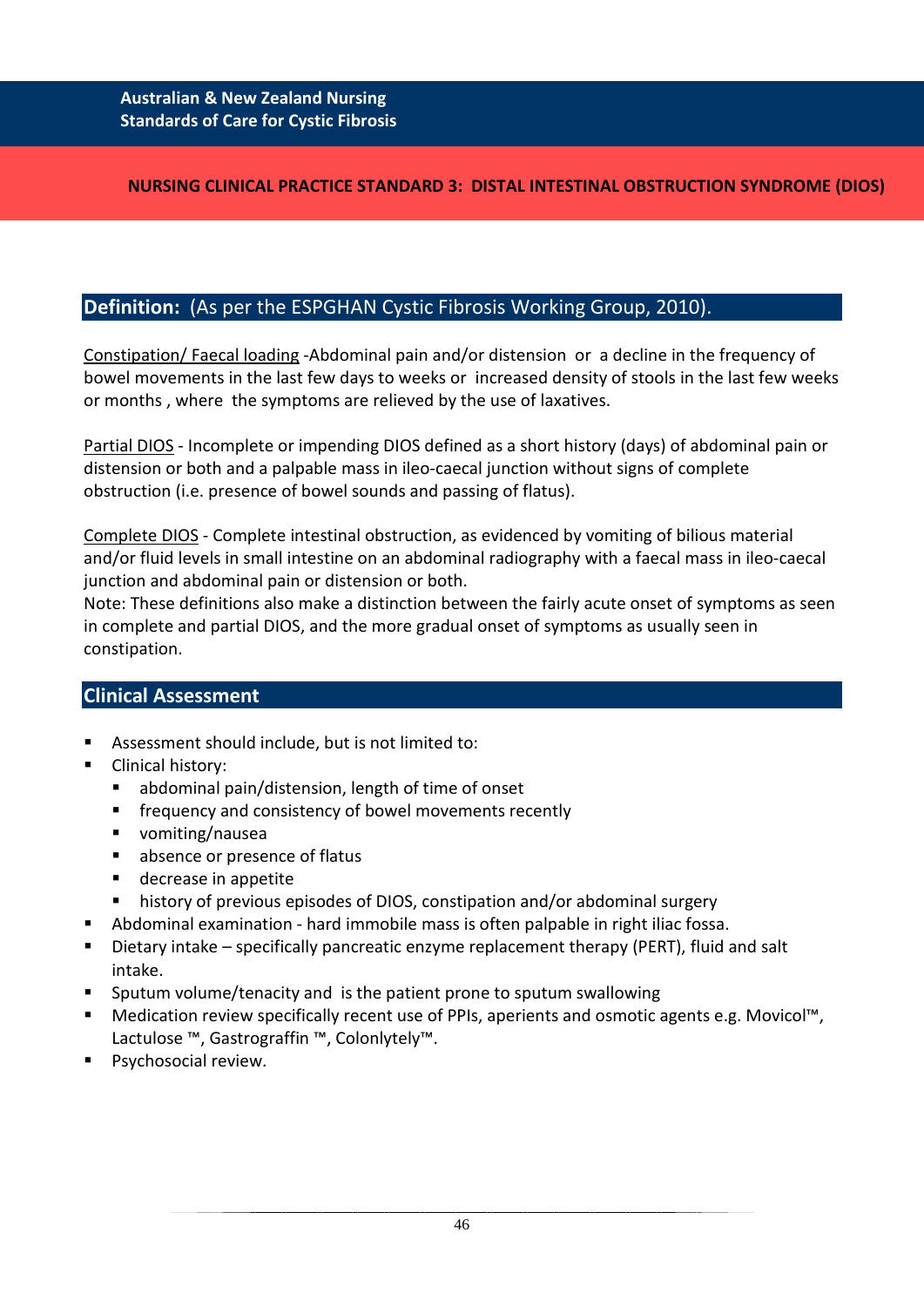**Australian & New Zealand Nursing Standards of Care for Cystic Fibrosis**

# NURSING CLINICAL PRACTICE STANDARD 3: DISTAL INTESTINAL OBSTRUCTION SYNDROME (DIOS)

## Definition: (As per the ESPGHAN Cystic Fibrosis Working Group, 2010).

Constipation/ Faecal loading -Abdominal pain and/or distension or a decline in the frequency of bowel movements in the last few days to weeks or increased density of stools in the last few weeks or months , where the symptoms are relieved by the use of laxatives.

Partial DIOS - Incomplete or impending DIOS defined as a short history (days) of abdominal pain or distension or both and a palpable mass in ileo-caecal junction without signs of complete obstruction (i.e. presence of bowel sounds and passing of flatus).

Complete DIOS - Complete intestinal obstruction, as evidenced by vomiting of bilious material and/or fluid levels in small intestine on an abdominal radiography with a faecal mass in ileo-caecal junction and abdominal pain or distension or both.

Note: These definitions also make a distinction between the fairly acute onset of symptoms as seen in complete and partial DIOS, and the more gradual onset of symptoms as usually seen in constipation.

## Clinical Assessment

- Assessment should include, but is not limited to:
- Clinical history:
  - abdominal pain/distension, length of time of onset
  - frequency and consistency of bowel movements recently
  - vomiting/nausea
  - absence or presence of flatus
  - decrease in appetite
  - history of previous episodes of DIOS, constipation and/or abdominal surgery
- Abdominal examination - hard immobile mass is often palpable in right iliac fossa.
- Dietary intake – specifically pancreatic enzyme replacement therapy (PERT), fluid and salt intake.
- Sputum volume/tenacity and is the patient prone to sputum swallowing
- Medication review specifically recent use of PPIs, aperients and osmotic agents e.g. Movicol™, Lactulose ™, Gastrograffin ™, Colonlytely™.
- Psychosocial review.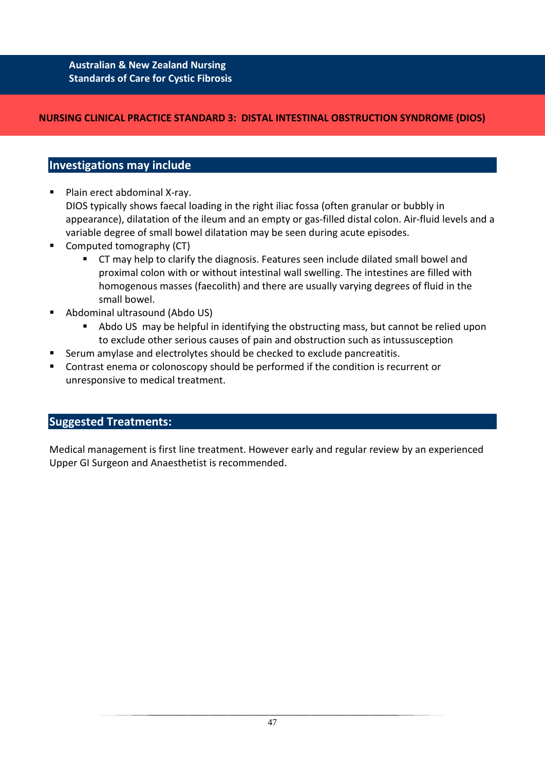## NURSING CLINICAL PRACTICE STANDARD 3: DISTAL INTESTINAL OBSTRUCTION SYNDROME (DIOS)

### Investigations may include

- Plain erect abdominal X-ray.
  DIOS typically shows faecal loading in the right iliac fossa (often granular or bubbly in appearance), dilatation of the ileum and an empty or gas-filled distal colon. Air-fluid levels and a variable degree of small bowel dilatation may be seen during acute episodes.
- Computed tomography (CT)
  - CT may help to clarify the diagnosis. Features seen include dilated small bowel and proximal colon with or without intestinal wall swelling. The intestines are filled with homogenous masses (faecolith) and there are usually varying degrees of fluid in the small bowel.
- Abdominal ultrasound (Abdo US)
  - Abdo US may be helpful in identifying the obstructing mass, but cannot be relied upon to exclude other serious causes of pain and obstruction such as intussusception
- Serum amylase and electrolytes should be checked to exclude pancreatitis.
- Contrast enema or colonoscopy should be performed if the condition is recurrent or unresponsive to medical treatment.

### Suggested Treatments:

Medical management is first line treatment. However early and regular review by an experienced Upper GI Surgeon and Anaesthetist is recommended.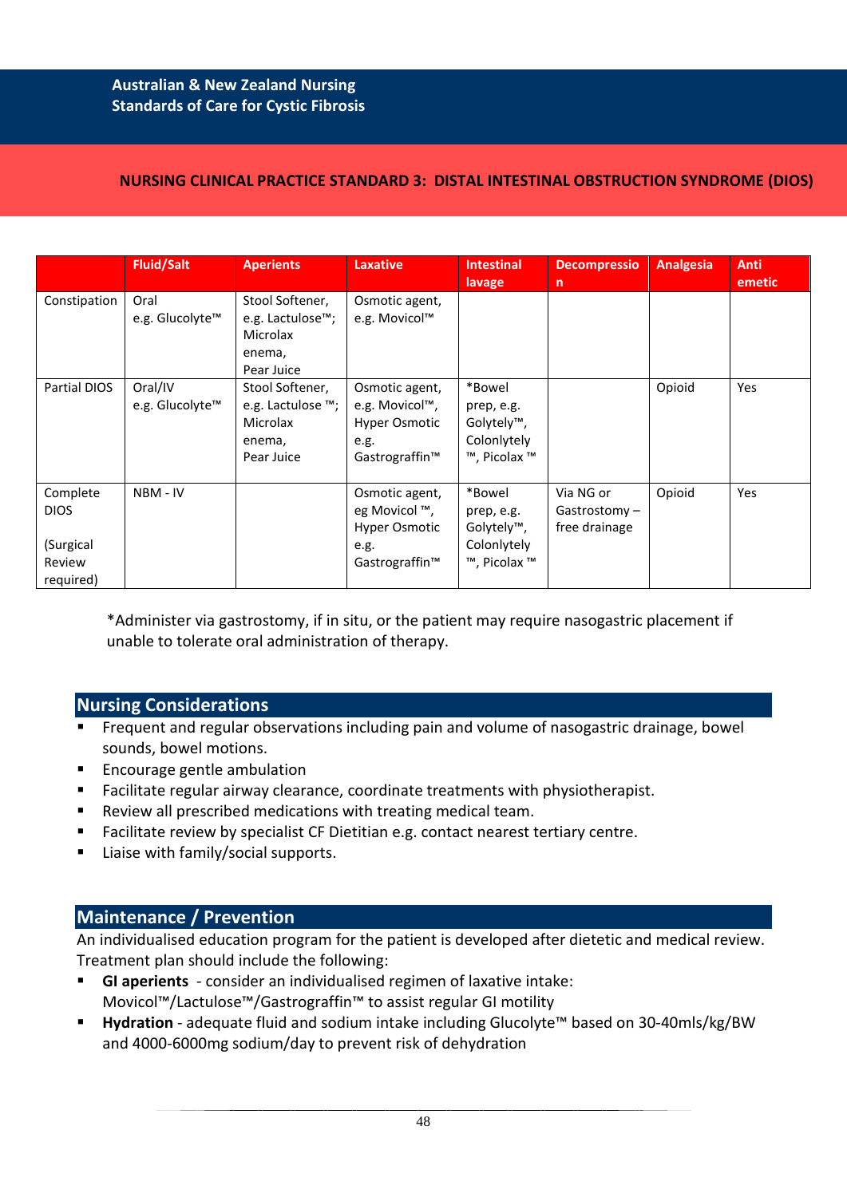## NURSING CLINICAL PRACTICE STANDARD 3: DISTAL INTESTINAL OBSTRUCTION SYNDROME (DIOS)

| | Fluid/Salt | Aperients | Laxative | Intestinal lavage | Decompression | Analgesia | Anti emetic |
|---|---|---|---|---|---|---|---|
| Constipation | Oral e.g. Glucolyte™ | Stool Softener, e.g. Lactulose™; Microlax enema, Pear Juice | Osmotic agent, e.g. Movicol™ | | | | |
| Partial DIOS | Oral/IV e.g. Glucolyte™ | Stool Softener, e.g. Lactulose ™; Microlax enema, Pear Juice | Osmotic agent, e.g. Movicol™, Hyper Osmotic e.g. Gastrograffin™ | *Bowel prep, e.g. Golytely™, Colonlytely ™, Picolax ™ | | Opioid | Yes |
| Complete DIOS (Surgical Review required) | NBM - IV | | Osmotic agent, eg Movicol ™, Hyper Osmotic e.g. Gastrograffin™ | *Bowel prep, e.g. Golytely™, Colonlytely ™, Picolax ™ | Via NG or Gastrostomy – free drainage | Opioid | Yes |

*Administer via gastrostomy, if in situ, or the patient may require nasogastric placement if unable to tolerate oral administration of therapy.

## Nursing Considerations

- Frequent and regular observations including pain and volume of nasogastric drainage, bowel sounds, bowel motions.
- Encourage gentle ambulation
- Facilitate regular airway clearance, coordinate treatments with physiotherapist.
- Review all prescribed medications with treating medical team.
- Facilitate review by specialist CF Dietitian e.g. contact nearest tertiary centre.
- Liaise with family/social supports.

## Maintenance / Prevention

An individualised education program for the patient is developed after dietetic and medical review. Treatment plan should include the following:

- **GI aperients** - consider an individualised regimen of laxative intake: Movicol™/Lactulose™/Gastrograffin™ to assist regular GI motility
- **Hydration** - adequate fluid and sodium intake including Glucolyte™ based on 30-40mls/kg/BW and 4000-6000mg sodium/day to prevent risk of dehydration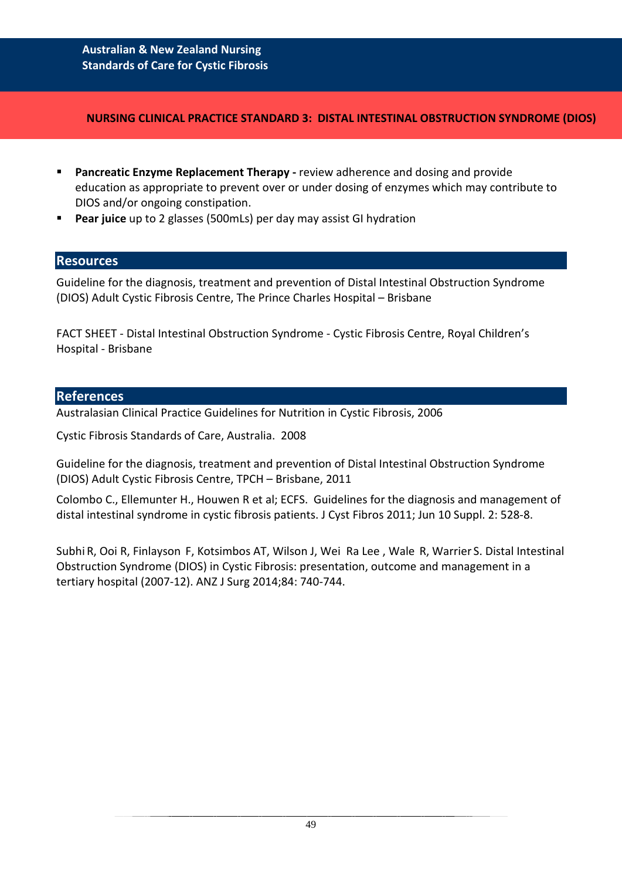## NURSING CLINICAL PRACTICE STANDARD 3: DISTAL INTESTINAL OBSTRUCTION SYNDROME (DIOS)

- **Pancreatic Enzyme Replacement Therapy -** review adherence and dosing and provide education as appropriate to prevent over or under dosing of enzymes which may contribute to DIOS and/or ongoing constipation.
- **Pear juice** up to 2 glasses (500mLs) per day may assist GI hydration

## Resources

Guideline for the diagnosis, treatment and prevention of Distal Intestinal Obstruction Syndrome (DIOS) Adult Cystic Fibrosis Centre, The Prince Charles Hospital – Brisbane

FACT SHEET - Distal Intestinal Obstruction Syndrome - Cystic Fibrosis Centre, Royal Children's Hospital - Brisbane

## References

Australasian Clinical Practice Guidelines for Nutrition in Cystic Fibrosis, 2006

Cystic Fibrosis Standards of Care, Australia. 2008

Guideline for the diagnosis, treatment and prevention of Distal Intestinal Obstruction Syndrome (DIOS) Adult Cystic Fibrosis Centre, TPCH – Brisbane, 2011

Colombo C., Ellemunter H., Houwen R et al; ECFS. Guidelines for the diagnosis and management of distal intestinal syndrome in cystic fibrosis patients. J Cyst Fibros 2011; Jun 10 Suppl. 2: 528-8.

Subhi R, Ooi R, Finlayson F, Kotsimbos AT, Wilson J, Wei Ra Lee , Wale R, Warrier S. Distal Intestinal Obstruction Syndrome (DIOS) in Cystic Fibrosis: presentation, outcome and management in a tertiary hospital (2007-12). ANZ J Surg 2014;84: 740-744.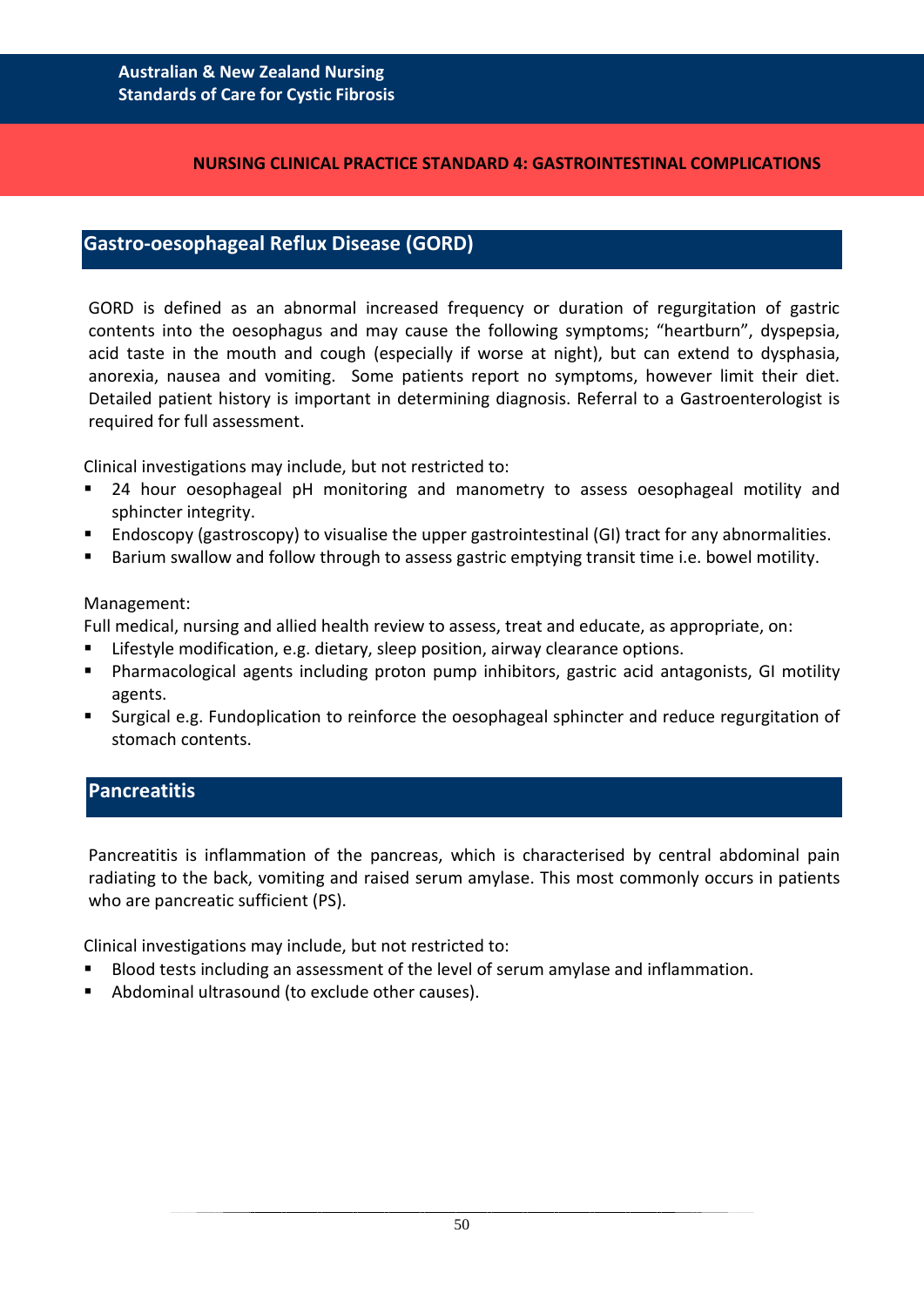## NURSING CLINICAL PRACTICE STANDARD 4: GASTROINTESTINAL COMPLICATIONS

### Gastro-oesophageal Reflux Disease (GORD)

GORD is defined as an abnormal increased frequency or duration of regurgitation of gastric contents into the oesophagus and may cause the following symptoms; "heartburn", dyspepsia, acid taste in the mouth and cough (especially if worse at night), but can extend to dysphasia, anorexia, nausea and vomiting. Some patients report no symptoms, however limit their diet. Detailed patient history is important in determining diagnosis. Referral to a Gastroenterologist is required for full assessment.

Clinical investigations may include, but not restricted to:

- 24 hour oesophageal pH monitoring and manometry to assess oesophageal motility and sphincter integrity.
- Endoscopy (gastroscopy) to visualise the upper gastrointestinal (GI) tract for any abnormalities.
- Barium swallow and follow through to assess gastric emptying transit time i.e. bowel motility.

Management:
Full medical, nursing and allied health review to assess, treat and educate, as appropriate, on:

- Lifestyle modification, e.g. dietary, sleep position, airway clearance options.
- Pharmacological agents including proton pump inhibitors, gastric acid antagonists, GI motility agents.
- Surgical e.g. Fundoplication to reinforce the oesophageal sphincter and reduce regurgitation of stomach contents.

### Pancreatitis

Pancreatitis is inflammation of the pancreas, which is characterised by central abdominal pain radiating to the back, vomiting and raised serum amylase. This most commonly occurs in patients who are pancreatic sufficient (PS).

Clinical investigations may include, but not restricted to:

- Blood tests including an assessment of the level of serum amylase and inflammation.
- Abdominal ultrasound (to exclude other causes).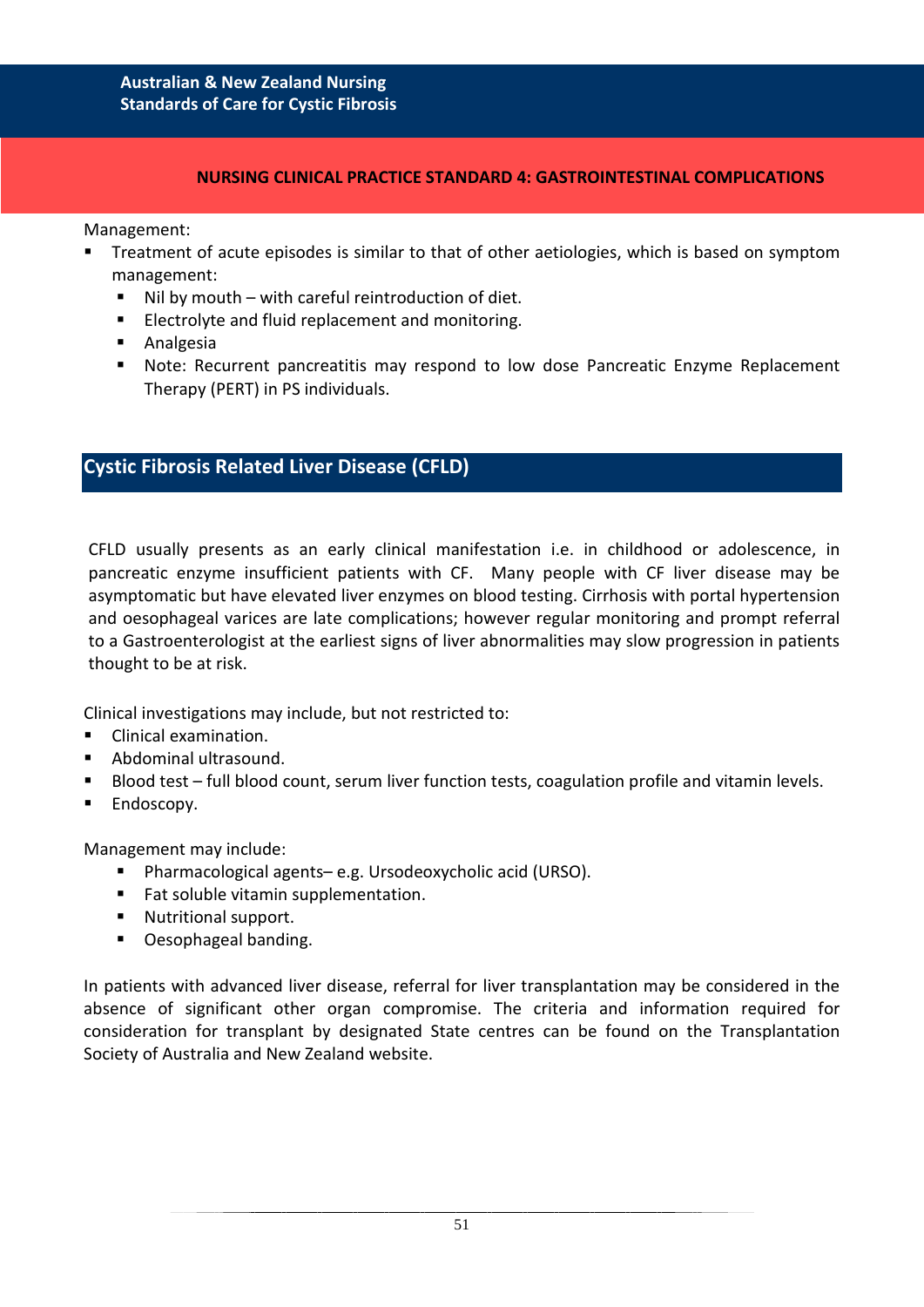Management:

- Treatment of acute episodes is similar to that of other aetiologies, which is based on symptom management:
  - Nil by mouth – with careful reintroduction of diet.
  - Electrolyte and fluid replacement and monitoring.
  - Analgesia
  - Note: Recurrent pancreatitis may respond to low dose Pancreatic Enzyme Replacement Therapy (PERT) in PS individuals.

## Cystic Fibrosis Related Liver Disease (CFLD)

CFLD usually presents as an early clinical manifestation i.e. in childhood or adolescence, in pancreatic enzyme insufficient patients with CF. Many people with CF liver disease may be asymptomatic but have elevated liver enzymes on blood testing. Cirrhosis with portal hypertension and oesophageal varices are late complications; however regular monitoring and prompt referral to a Gastroenterologist at the earliest signs of liver abnormalities may slow progression in patients thought to be at risk.

Clinical investigations may include, but not restricted to:

- Clinical examination.
- Abdominal ultrasound.
- Blood test – full blood count, serum liver function tests, coagulation profile and vitamin levels.
- Endoscopy.

Management may include:

- Pharmacological agents– e.g. Ursodeoxycholic acid (URSO).
- Fat soluble vitamin supplementation.
- Nutritional support.
- Oesophageal banding.

In patients with advanced liver disease, referral for liver transplantation may be considered in the absence of significant other organ compromise. The criteria and information required for consideration for transplant by designated State centres can be found on the Transplantation Society of Australia and New Zealand website.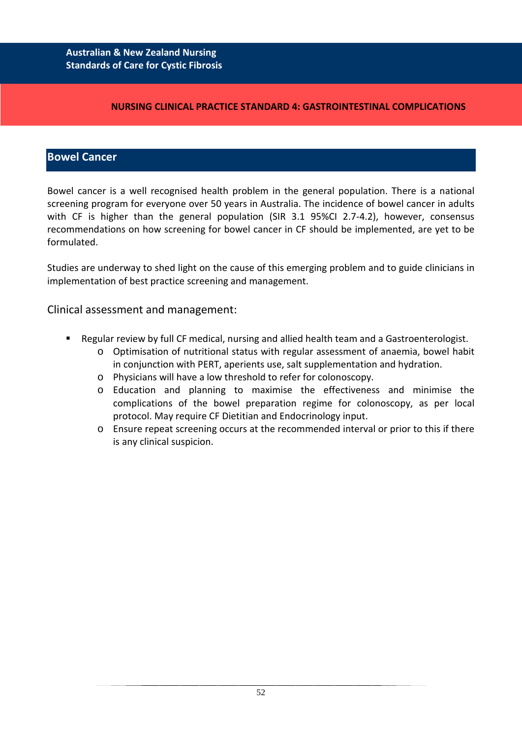## NURSING CLINICAL PRACTICE STANDARD 4: GASTROINTESTINAL COMPLICATIONS

### Bowel Cancer

Bowel cancer is a well recognised health problem in the general population. There is a national screening program for everyone over 50 years in Australia. The incidence of bowel cancer in adults with CF is higher than the general population (SIR 3.1 95%CI 2.7-4.2), however, consensus recommendations on how screening for bowel cancer in CF should be implemented, are yet to be formulated.

Studies are underway to shed light on the cause of this emerging problem and to guide clinicians in implementation of best practice screening and management.

#### Clinical assessment and management:

- Regular review by full CF medical, nursing and allied health team and a Gastroenterologist.
  - Optimisation of nutritional status with regular assessment of anaemia, bowel habit in conjunction with PERT, aperients use, salt supplementation and hydration.
  - Physicians will have a low threshold to refer for colonoscopy.
  - Education and planning to maximise the effectiveness and minimise the complications of the bowel preparation regime for colonoscopy, as per local protocol. May require CF Dietitian and Endocrinology input.
  - Ensure repeat screening occurs at the recommended interval or prior to this if there is any clinical suspicion.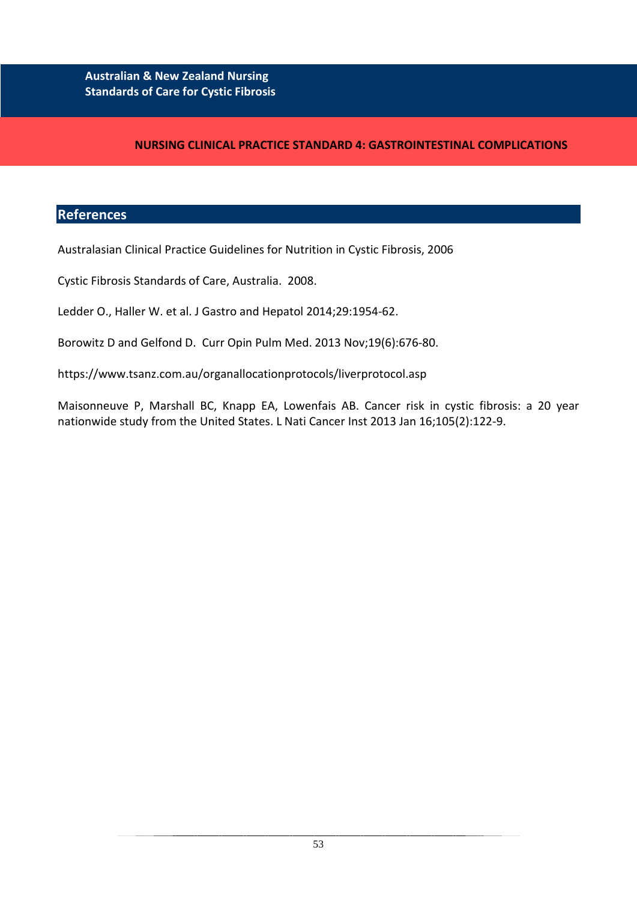## References

Australasian Clinical Practice Guidelines for Nutrition in Cystic Fibrosis, 2006

Cystic Fibrosis Standards of Care, Australia. 2008.

Ledder O., Haller W. et al. J Gastro and Hepatol 2014;29:1954-62.

Borowitz D and Gelfond D. Curr Opin Pulm Med. 2013 Nov;19(6):676-80.

https://www.tsanz.com.au/organallocationprotocols/liverprotocol.asp

Maisonneuve P, Marshall BC, Knapp EA, Lowenfais AB. Cancer risk in cystic fibrosis: a 20 year nationwide study from the United States. L Nati Cancer Inst 2013 Jan 16;105(2):122-9.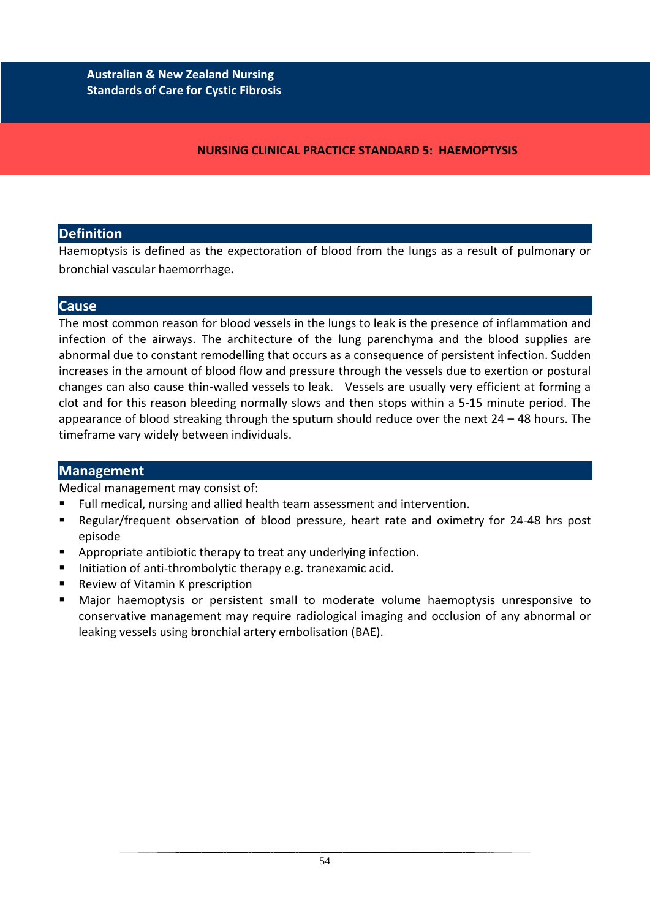## NURSING CLINICAL PRACTICE STANDARD 5: HAEMOPTYSIS

### Definition

Haemoptysis is defined as the expectoration of blood from the lungs as a result of pulmonary or bronchial vascular haemorrhage.

### Cause

The most common reason for blood vessels in the lungs to leak is the presence of inflammation and infection of the airways. The architecture of the lung parenchyma and the blood supplies are abnormal due to constant remodelling that occurs as a consequence of persistent infection. Sudden increases in the amount of blood flow and pressure through the vessels due to exertion or postural changes can also cause thin-walled vessels to leak. Vessels are usually very efficient at forming a clot and for this reason bleeding normally slows and then stops within a 5-15 minute period. The appearance of blood streaking through the sputum should reduce over the next 24 – 48 hours. The timeframe vary widely between individuals.

### Management

Medical management may consist of:

- Full medical, nursing and allied health team assessment and intervention.
- Regular/frequent observation of blood pressure, heart rate and oximetry for 24-48 hrs post episode
- Appropriate antibiotic therapy to treat any underlying infection.
- Initiation of anti-thrombolytic therapy e.g. tranexamic acid.
- Review of Vitamin K prescription
- Major haemoptysis or persistent small to moderate volume haemoptysis unresponsive to conservative management may require radiological imaging and occlusion of any abnormal or leaking vessels using bronchial artery embolisation (BAE).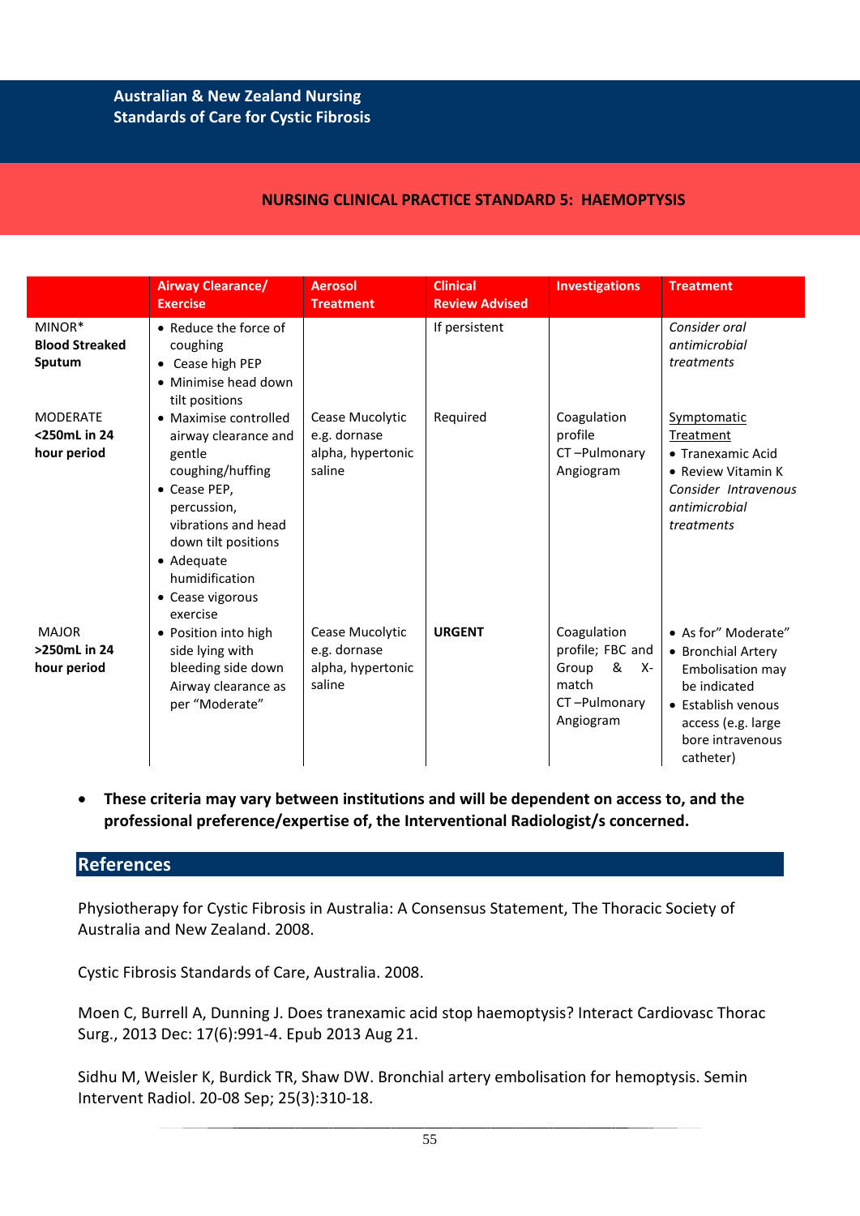## NURSING CLINICAL PRACTICE STANDARD 5: HAEMOPTYSIS

| | Airway Clearance/ Exercise | Aerosol Treatment | Clinical Review Advised | Investigations | Treatment |
|---|---|---|---|---|---|
| MINOR* **Blood Streaked Sputum** | • Reduce the force of coughing<br>• Cease high PEP<br>• Minimise head down tilt positions | | If persistent | | *Consider oral antimicrobial treatments* |
| MODERATE **<250mL in 24 hour period** | • Maximise controlled airway clearance and gentle coughing/huffing<br>• Cease PEP, percussion, vibrations and head down tilt positions<br>• Adequate humidification<br>• Cease vigorous exercise | Cease Mucolytic e.g. dornase alpha, hypertonic saline | Required | Coagulation profile<br>CT –Pulmonary Angiogram | Symptomatic Treatment<br>• Tranexamic Acid<br>• Review Vitamin K<br>*Consider Intravenous antimicrobial treatments* |
| MAJOR **>250mL in 24 hour period** | • Position into high side lying with bleeding side down Airway clearance as per "Moderate" | Cease Mucolytic e.g. dornase alpha, hypertonic saline | **URGENT** | Coagulation profile; FBC and Group & X-match<br>CT –Pulmonary Angiogram | • As for" Moderate"<br>• Bronchial Artery Embolisation may be indicated<br>• Establish venous access (e.g. large bore intravenous catheter) |

- **These criteria may vary between institutions and will be dependent on access to, and the professional preference/expertise of, the Interventional Radiologist/s concerned.**

## References

Physiotherapy for Cystic Fibrosis in Australia: A Consensus Statement, The Thoracic Society of Australia and New Zealand. 2008.

Cystic Fibrosis Standards of Care, Australia. 2008.

Moen C, Burrell A, Dunning J. Does tranexamic acid stop haemoptysis? Interact Cardiovasc Thorac Surg., 2013 Dec: 17(6):991-4. Epub 2013 Aug 21.

Sidhu M, Weisler K, Burdick TR, Shaw DW. Bronchial artery embolisation for hemoptysis. Semin Intervent Radiol. 20-08 Sep; 25(3):310-18.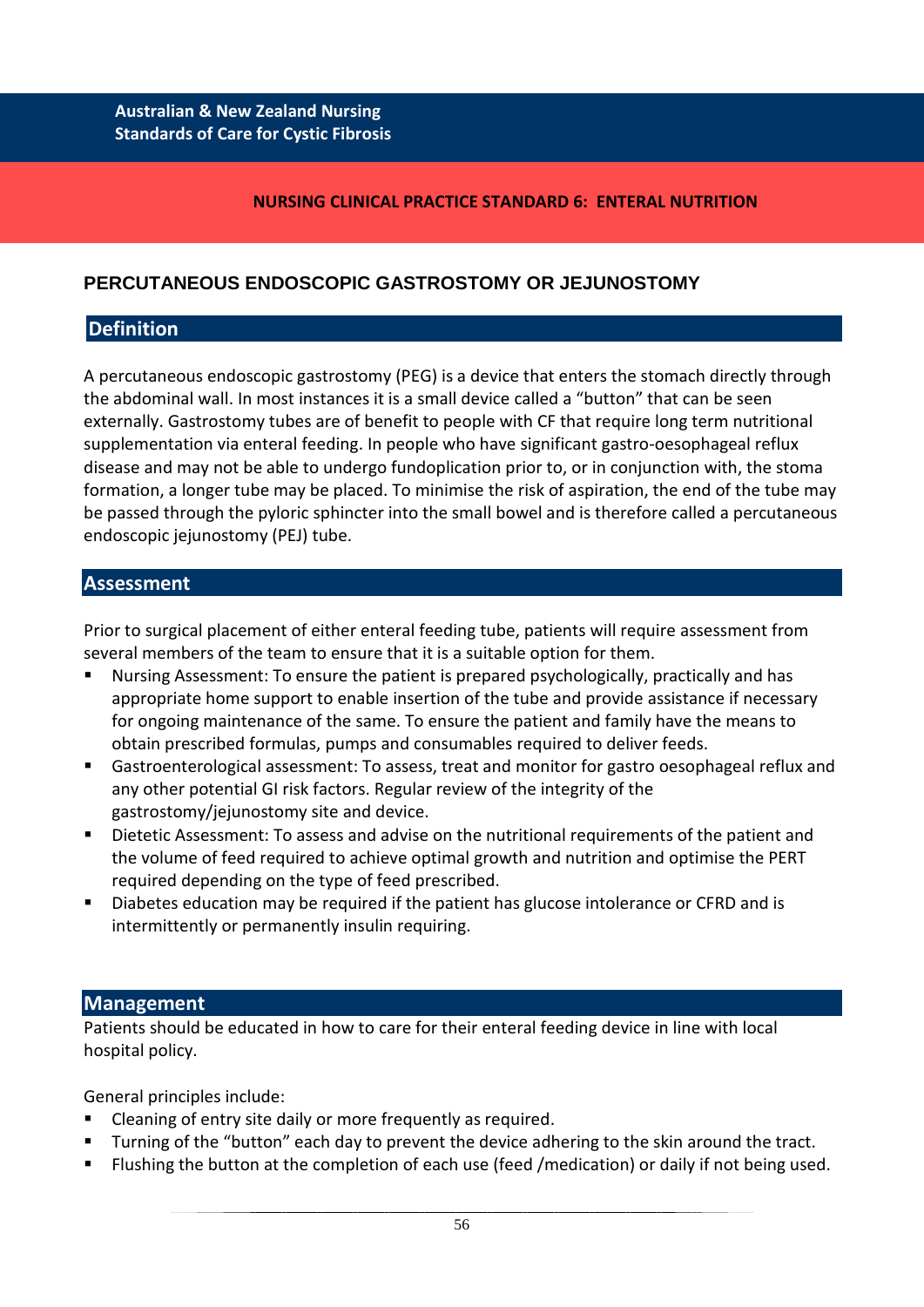## NURSING CLINICAL PRACTICE STANDARD 6: ENTERAL NUTRITION

### PERCUTANEOUS ENDOSCOPIC GASTROSTOMY OR JEJUNOSTOMY

#### Definition

A percutaneous endoscopic gastrostomy (PEG) is a device that enters the stomach directly through the abdominal wall. In most instances it is a small device called a "button" that can be seen externally. Gastrostomy tubes are of benefit to people with CF that require long term nutritional supplementation via enteral feeding. In people who have significant gastro-oesophageal reflux disease and may not be able to undergo fundoplication prior to, or in conjunction with, the stoma formation, a longer tube may be placed. To minimise the risk of aspiration, the end of the tube may be passed through the pyloric sphincter into the small bowel and is therefore called a percutaneous endoscopic jejunostomy (PEJ) tube.

#### Assessment

Prior to surgical placement of either enteral feeding tube, patients will require assessment from several members of the team to ensure that it is a suitable option for them.

- Nursing Assessment: To ensure the patient is prepared psychologically, practically and has appropriate home support to enable insertion of the tube and provide assistance if necessary for ongoing maintenance of the same. To ensure the patient and family have the means to obtain prescribed formulas, pumps and consumables required to deliver feeds.
- Gastroenterological assessment: To assess, treat and monitor for gastro oesophageal reflux and any other potential GI risk factors. Regular review of the integrity of the gastrostomy/jejunostomy site and device.
- Dietetic Assessment: To assess and advise on the nutritional requirements of the patient and the volume of feed required to achieve optimal growth and nutrition and optimise the PERT required depending on the type of feed prescribed.
- Diabetes education may be required if the patient has glucose intolerance or CFRD and is intermittently or permanently insulin requiring.

#### Management

Patients should be educated in how to care for their enteral feeding device in line with local hospital policy.

General principles include:

- Cleaning of entry site daily or more frequently as required.
- Turning of the "button" each day to prevent the device adhering to the skin around the tract.
- Flushing the button at the completion of each use (feed /medication) or daily if not being used.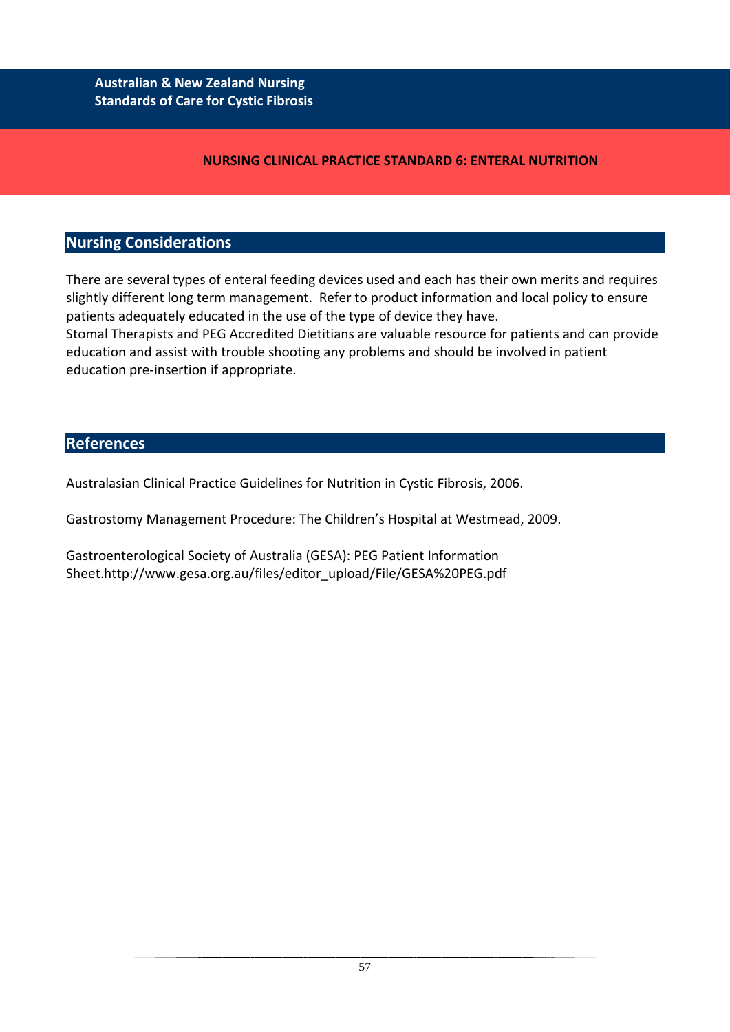## NURSING CLINICAL PRACTICE STANDARD 6: ENTERAL NUTRITION

### Nursing Considerations

There are several types of enteral feeding devices used and each has their own merits and requires slightly different long term management. Refer to product information and local policy to ensure patients adequately educated in the use of the type of device they have.
Stomal Therapists and PEG Accredited Dietitians are valuable resource for patients and can provide education and assist with trouble shooting any problems and should be involved in patient education pre-insertion if appropriate.

### References

Australasian Clinical Practice Guidelines for Nutrition in Cystic Fibrosis, 2006.

Gastrostomy Management Procedure: The Children's Hospital at Westmead, 2009.

Gastroenterological Society of Australia (GESA): PEG Patient Information Sheet.http://www.gesa.org.au/files/editor_upload/File/GESA%20PEG.pdf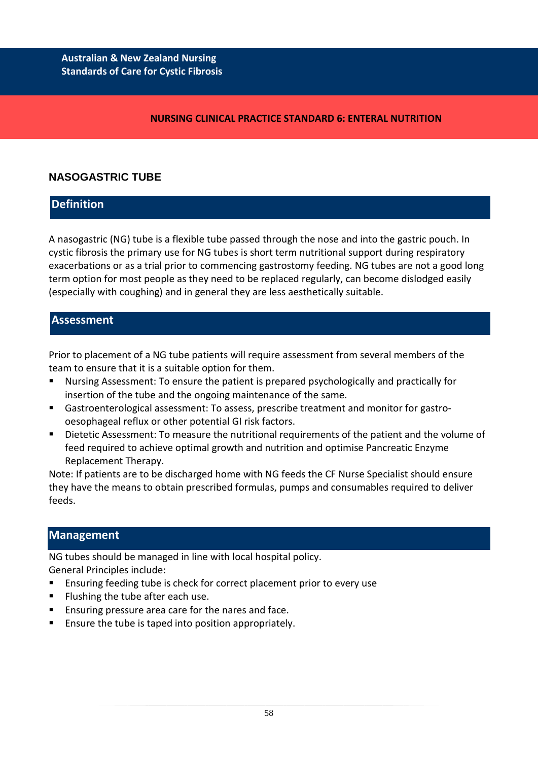## NURSING CLINICAL PRACTICE STANDARD 6: ENTERAL NUTRITION

### NASOGASTRIC TUBE

#### Definition

A nasogastric (NG) tube is a flexible tube passed through the nose and into the gastric pouch. In cystic fibrosis the primary use for NG tubes is short term nutritional support during respiratory exacerbations or as a trial prior to commencing gastrostomy feeding. NG tubes are not a good long term option for most people as they need to be replaced regularly, can become dislodged easily (especially with coughing) and in general they are less aesthetically suitable.

#### Assessment

Prior to placement of a NG tube patients will require assessment from several members of the team to ensure that it is a suitable option for them.

- Nursing Assessment: To ensure the patient is prepared psychologically and practically for insertion of the tube and the ongoing maintenance of the same.
- Gastroenterological assessment: To assess, prescribe treatment and monitor for gastro-oesophageal reflux or other potential GI risk factors.
- Dietetic Assessment: To measure the nutritional requirements of the patient and the volume of feed required to achieve optimal growth and nutrition and optimise Pancreatic Enzyme Replacement Therapy.

Note: If patients are to be discharged home with NG feeds the CF Nurse Specialist should ensure they have the means to obtain prescribed formulas, pumps and consumables required to deliver feeds.

#### Management

NG tubes should be managed in line with local hospital policy.
General Principles include:

- Ensuring feeding tube is check for correct placement prior to every use
- Flushing the tube after each use.
- Ensuring pressure area care for the nares and face.
- Ensure the tube is taped into position appropriately.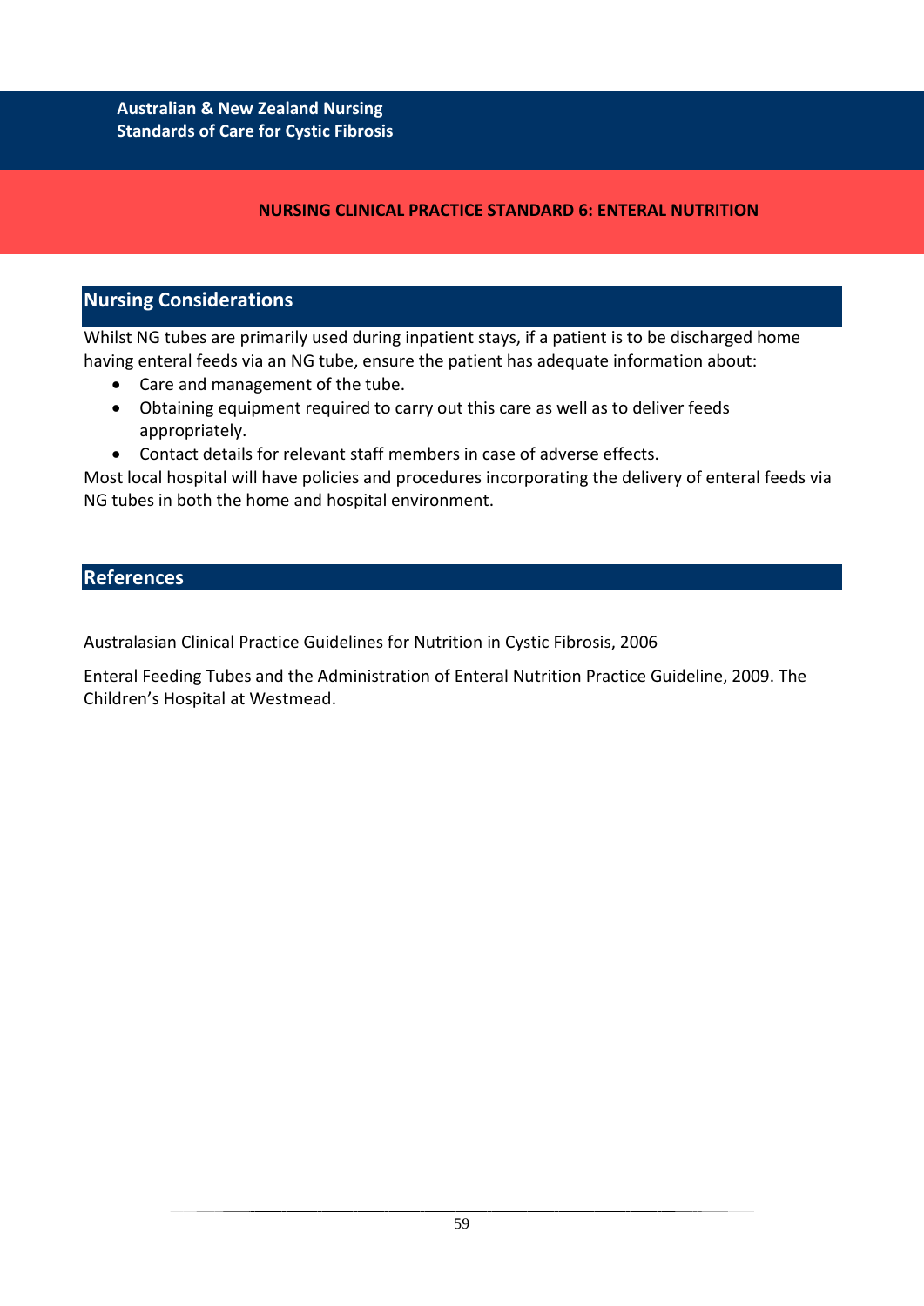## NURSING CLINICAL PRACTICE STANDARD 6: ENTERAL NUTRITION

### Nursing Considerations

Whilst NG tubes are primarily used during inpatient stays, if a patient is to be discharged home having enteral feeds via an NG tube, ensure the patient has adequate information about:

- Care and management of the tube.
- Obtaining equipment required to carry out this care as well as to deliver feeds appropriately.
- Contact details for relevant staff members in case of adverse effects.

Most local hospital will have policies and procedures incorporating the delivery of enteral feeds via NG tubes in both the home and hospital environment.

### References

Australasian Clinical Practice Guidelines for Nutrition in Cystic Fibrosis, 2006

Enteral Feeding Tubes and the Administration of Enteral Nutrition Practice Guideline, 2009. The Children's Hospital at Westmead.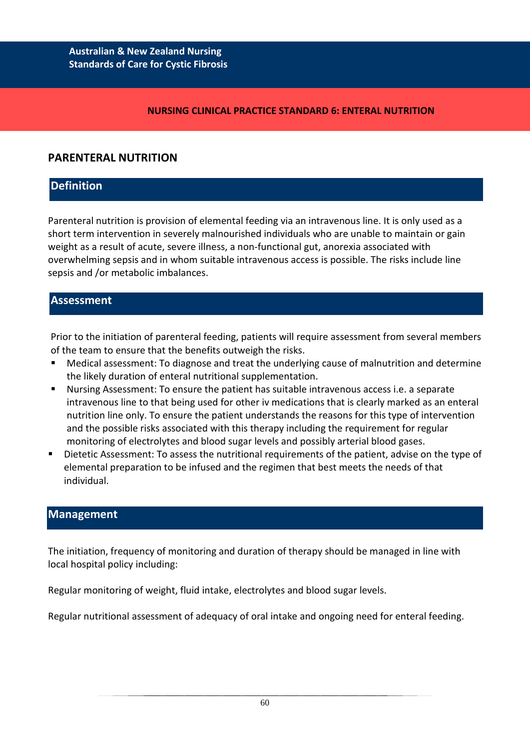## NURSING CLINICAL PRACTICE STANDARD 6: ENTERAL NUTRITION

## PARENTERAL NUTRITION

### Definition

Parenteral nutrition is provision of elemental feeding via an intravenous line. It is only used as a short term intervention in severely malnourished individuals who are unable to maintain or gain weight as a result of acute, severe illness, a non-functional gut, anorexia associated with overwhelming sepsis and in whom suitable intravenous access is possible. The risks include line sepsis and /or metabolic imbalances.

### Assessment

Prior to the initiation of parenteral feeding, patients will require assessment from several members of the team to ensure that the benefits outweigh the risks.

- Medical assessment: To diagnose and treat the underlying cause of malnutrition and determine the likely duration of enteral nutritional supplementation.
- Nursing Assessment: To ensure the patient has suitable intravenous access i.e. a separate intravenous line to that being used for other iv medications that is clearly marked as an enteral nutrition line only. To ensure the patient understands the reasons for this type of intervention and the possible risks associated with this therapy including the requirement for regular monitoring of electrolytes and blood sugar levels and possibly arterial blood gases.
- Dietetic Assessment: To assess the nutritional requirements of the patient, advise on the type of elemental preparation to be infused and the regimen that best meets the needs of that individual.

### Management

The initiation, frequency of monitoring and duration of therapy should be managed in line with local hospital policy including:

Regular monitoring of weight, fluid intake, electrolytes and blood sugar levels.

Regular nutritional assessment of adequacy of oral intake and ongoing need for enteral feeding.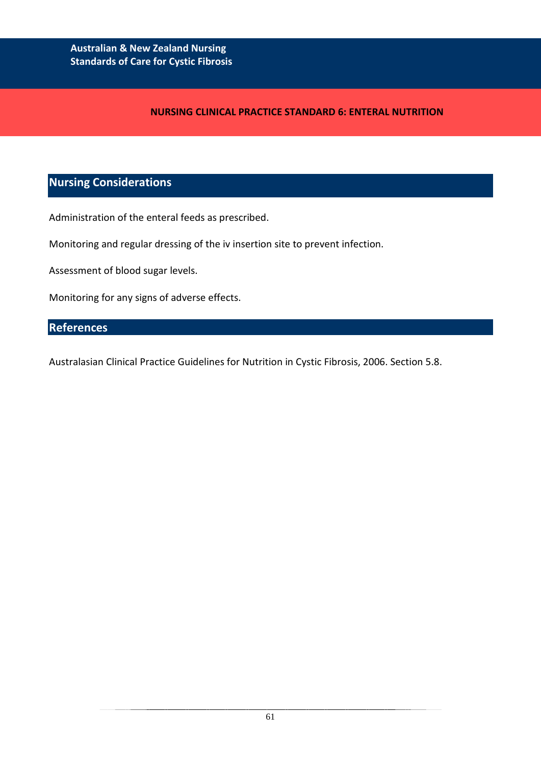## Nursing Considerations

Administration of the enteral feeds as prescribed.

Monitoring and regular dressing of the iv insertion site to prevent infection.

Assessment of blood sugar levels.

Monitoring for any signs of adverse effects.

## References

Australasian Clinical Practice Guidelines for Nutrition in Cystic Fibrosis, 2006. Section 5.8.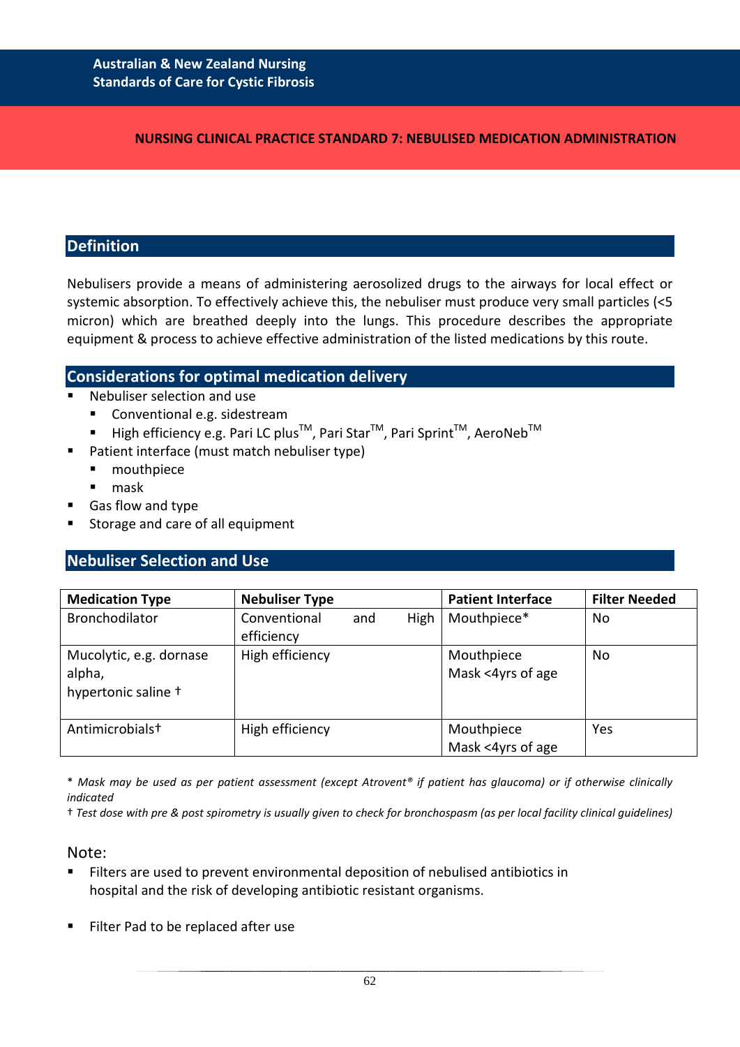**Australian & New Zealand Nursing Standards of Care for Cystic Fibrosis**

# NURSING CLINICAL PRACTICE STANDARD 7: NEBULISED MEDICATION ADMINISTRATION

## Definition

Nebulisers provide a means of administering aerosolized drugs to the airways for local effect or systemic absorption. To effectively achieve this, the nebuliser must produce very small particles (<5 micron) which are breathed deeply into the lungs. This procedure describes the appropriate equipment & process to achieve effective administration of the listed medications by this route.

## Considerations for optimal medication delivery

- Nebuliser selection and use
  - Conventional e.g. sidestream
  - High efficiency e.g. Pari LC plus™, Pari Star™, Pari Sprint™, AeroNeb™
- Patient interface (must match nebuliser type)
  - mouthpiece
  - mask
- Gas flow and type
- Storage and care of all equipment

## Nebuliser Selection and Use

| Medication Type | Nebuliser Type | Patient Interface | Filter Needed |
|---|---|---|---|
| Bronchodilator | Conventional and High efficiency | Mouthpiece* | No |
| Mucolytic, e.g. dornase alpha, hypertonic saline † | High efficiency | Mouthpiece<br>Mask <4yrs of age | No |
| Antimicrobials† | High efficiency | Mouthpiece<br>Mask <4yrs of age | Yes |

*\* Mask may be used as per patient assessment (except Atrovent® if patient has glaucoma) or if otherwise clinically indicated*

*† Test dose with pre & post spirometry is usually given to check for bronchospasm (as per local facility clinical guidelines)*

Note:

- Filters are used to prevent environmental deposition of nebulised antibiotics in hospital and the risk of developing antibiotic resistant organisms.
- Filter Pad to be replaced after use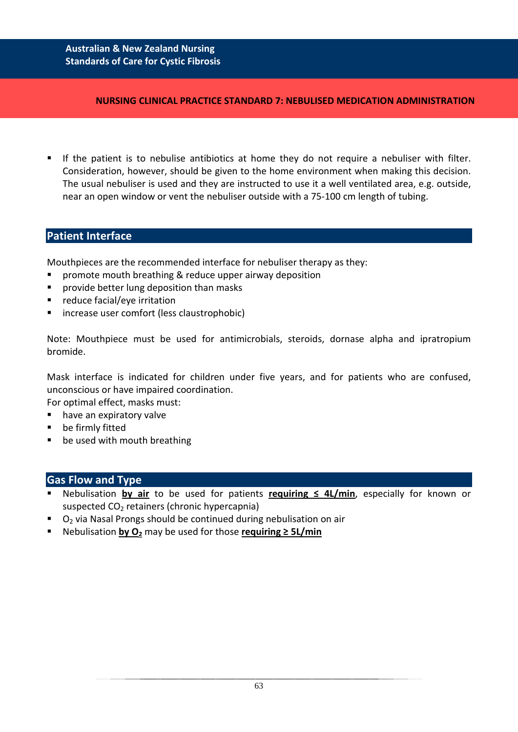- If the patient is to nebulise antibiotics at home they do not require a nebuliser with filter. Consideration, however, should be given to the home environment when making this decision. The usual nebuliser is used and they are instructed to use it a well ventilated area, e.g. outside, near an open window or vent the nebuliser outside with a 75-100 cm length of tubing.

## Patient Interface

Mouthpieces are the recommended interface for nebuliser therapy as they:

- promote mouth breathing & reduce upper airway deposition
- provide better lung deposition than masks
- reduce facial/eye irritation
- increase user comfort (less claustrophobic)

Note: Mouthpiece must be used for antimicrobials, steroids, dornase alpha and ipratropium bromide.

Mask interface is indicated for children under five years, and for patients who are confused, unconscious or have impaired coordination.
For optimal effect, masks must:

- have an expiratory valve
- be firmly fitted
- be used with mouth breathing

## Gas Flow and Type

- Nebulisation **by air** to be used for patients **requiring ≤ 4L/min**, especially for known or suspected $CO_2$ retainers (chronic hypercapnia)
- $O_2$ via Nasal Prongs should be continued during nebulisation on air
- Nebulisation **by $O_2$** may be used for those **requiring ≥ 5L/min**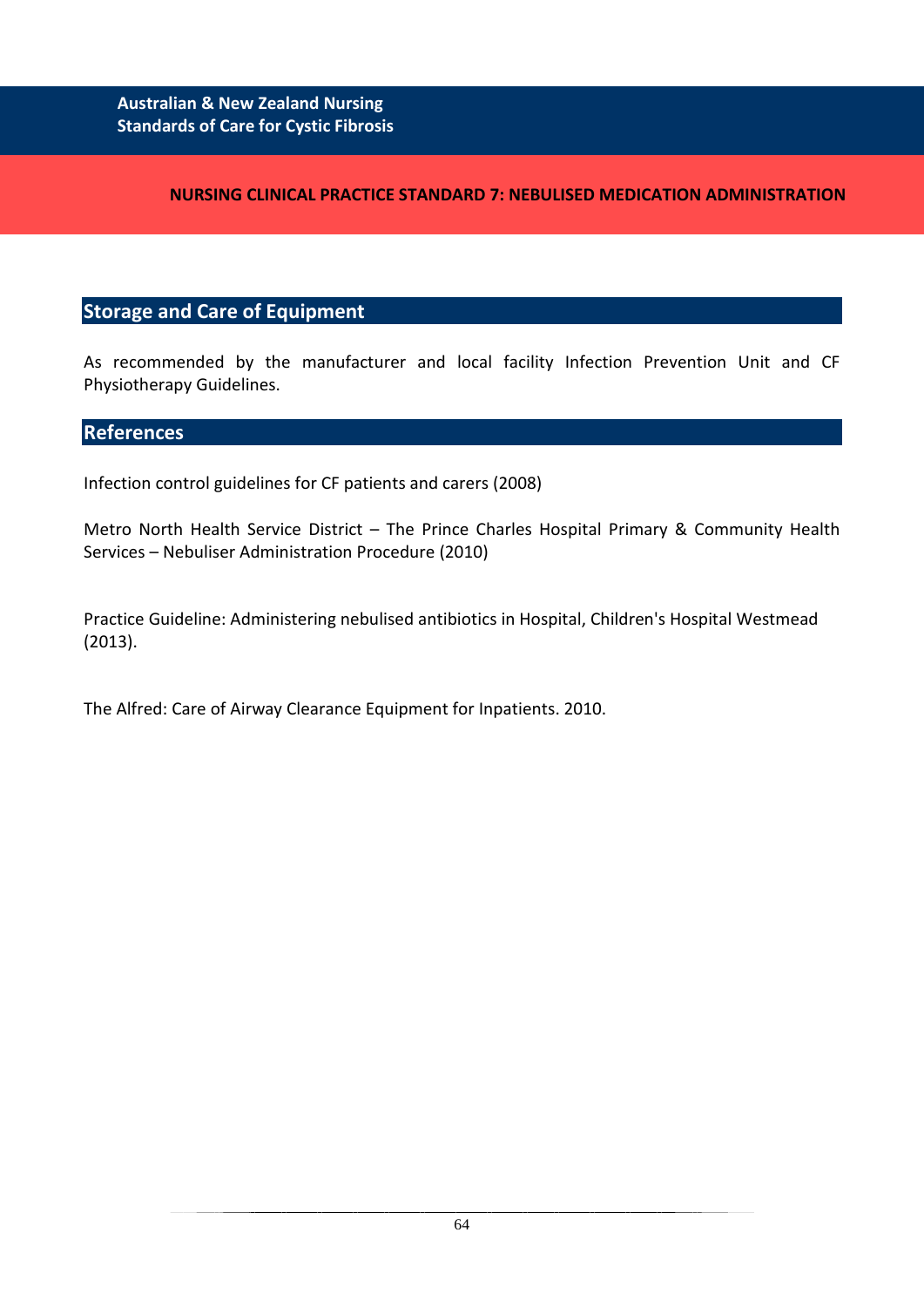## Storage and Care of Equipment

As recommended by the manufacturer and local facility Infection Prevention Unit and CF Physiotherapy Guidelines.

## References

Infection control guidelines for CF patients and carers (2008)

Metro North Health Service District – The Prince Charles Hospital Primary & Community Health Services – Nebuliser Administration Procedure (2010)

Practice Guideline: Administering nebulised antibiotics in Hospital, Children's Hospital Westmead (2013).

The Alfred: Care of Airway Clearance Equipment for Inpatients. 2010.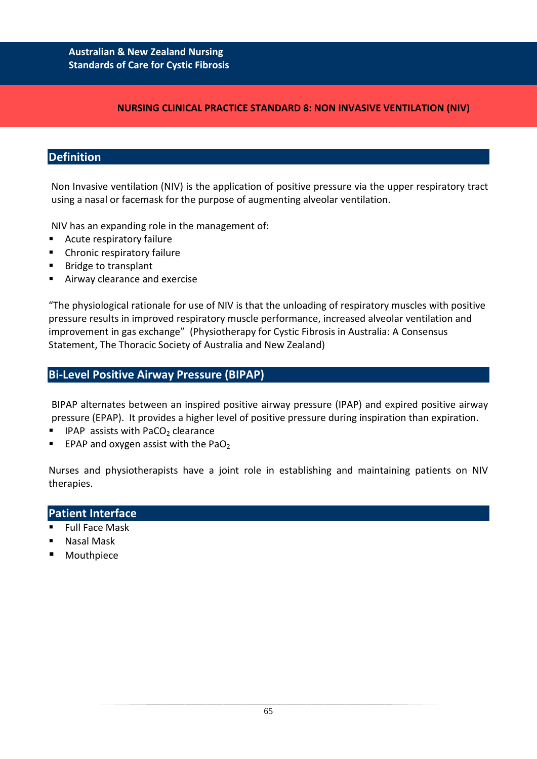## NURSING CLINICAL PRACTICE STANDARD 8: NON INVASIVE VENTILATION (NIV)

### Definition

Non Invasive ventilation (NIV) is the application of positive pressure via the upper respiratory tract using a nasal or facemask for the purpose of augmenting alveolar ventilation.

NIV has an expanding role in the management of:

- Acute respiratory failure
- Chronic respiratory failure
- Bridge to transplant
- Airway clearance and exercise

"The physiological rationale for use of NIV is that the unloading of respiratory muscles with positive pressure results in improved respiratory muscle performance, increased alveolar ventilation and improvement in gas exchange" (Physiotherapy for Cystic Fibrosis in Australia: A Consensus Statement, The Thoracic Society of Australia and New Zealand)

### Bi-Level Positive Airway Pressure (BIPAP)

BIPAP alternates between an inspired positive airway pressure (IPAP) and expired positive airway pressure (EPAP). It provides a higher level of positive pressure during inspiration than expiration.

- IPAP assists with $PaCO_2$ clearance
- EPAP and oxygen assist with the $PaO_2$

Nurses and physiotherapists have a joint role in establishing and maintaining patients on NIV therapies.

### Patient Interface

- Full Face Mask
- Nasal Mask
- Mouthpiece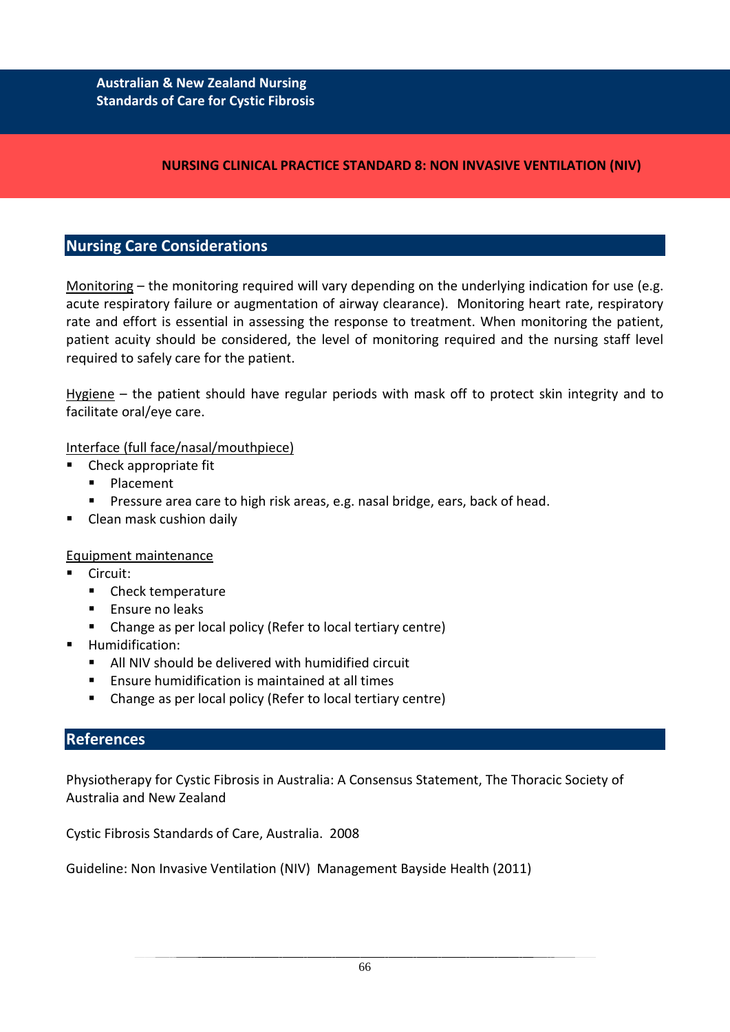## NURSING CLINICAL PRACTICE STANDARD 8: NON INVASIVE VENTILATION (NIV)

### Nursing Care Considerations

Monitoring – the monitoring required will vary depending on the underlying indication for use (e.g. acute respiratory failure or augmentation of airway clearance). Monitoring heart rate, respiratory rate and effort is essential in assessing the response to treatment. When monitoring the patient, patient acuity should be considered, the level of monitoring required and the nursing staff level required to safely care for the patient.

Hygiene – the patient should have regular periods with mask off to protect skin integrity and to facilitate oral/eye care.

Interface (full face/nasal/mouthpiece)

- Check appropriate fit
  - Placement
  - Pressure area care to high risk areas, e.g. nasal bridge, ears, back of head.
- Clean mask cushion daily

Equipment maintenance

- Circuit:
  - Check temperature
  - Ensure no leaks
  - Change as per local policy (Refer to local tertiary centre)
- Humidification:
  - All NIV should be delivered with humidified circuit
  - Ensure humidification is maintained at all times
  - Change as per local policy (Refer to local tertiary centre)

### References

Physiotherapy for Cystic Fibrosis in Australia: A Consensus Statement, The Thoracic Society of Australia and New Zealand

Cystic Fibrosis Standards of Care, Australia. 2008

Guideline: Non Invasive Ventilation (NIV) Management Bayside Health (2011)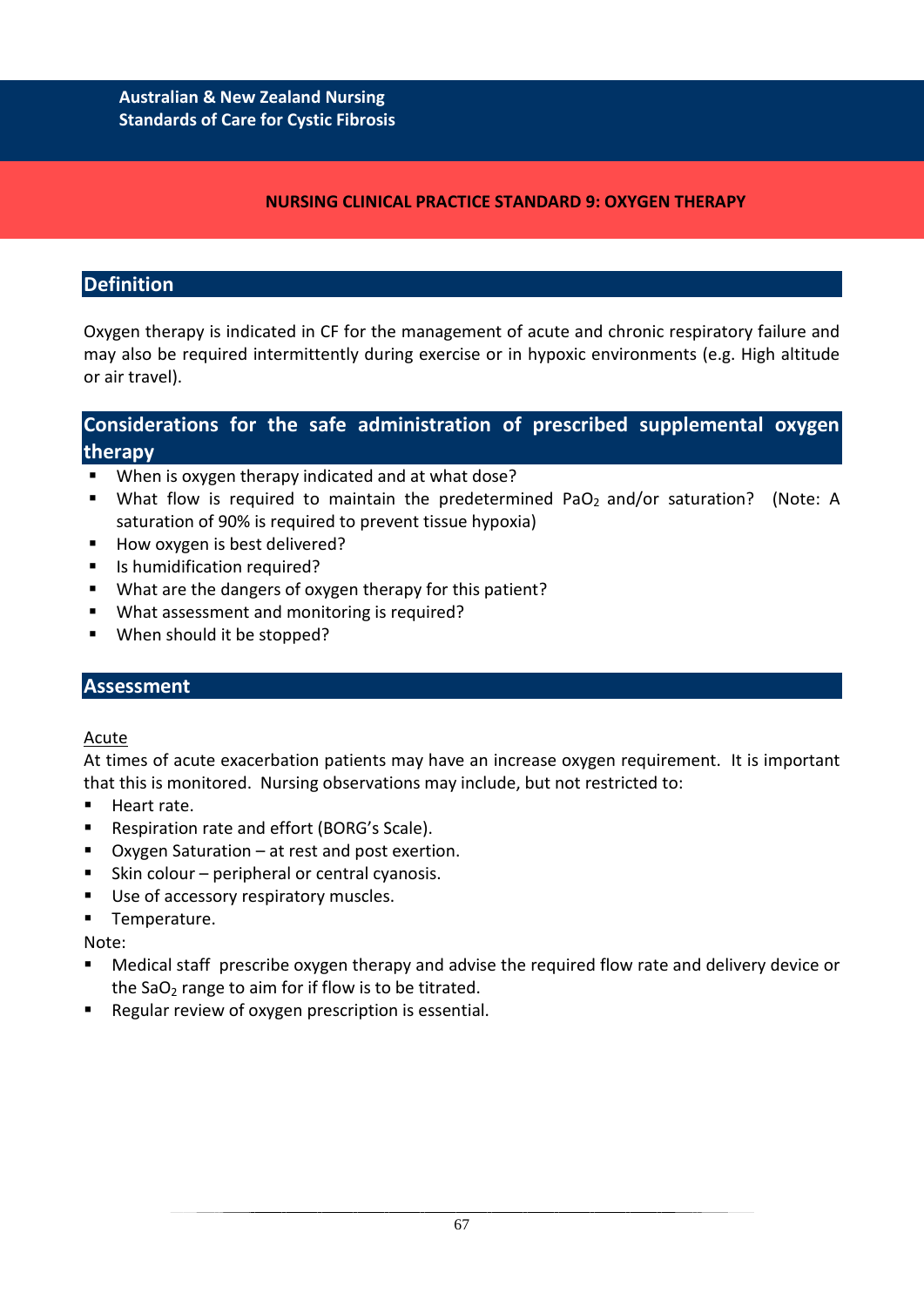Australian & New Zealand Nursing Standards of Care for Cystic Fibrosis

# NURSING CLINICAL PRACTICE STANDARD 9: OXYGEN THERAPY

## Definition

Oxygen therapy is indicated in CF for the management of acute and chronic respiratory failure and may also be required intermittently during exercise or in hypoxic environments (e.g. High altitude or air travel).

## Considerations for the safe administration of prescribed supplemental oxygen therapy

- When is oxygen therapy indicated and at what dose?
- What flow is required to maintain the predetermined $PaO_2$ and/or saturation? (Note: A saturation of 90% is required to prevent tissue hypoxia)
- How oxygen is best delivered?
- Is humidification required?
- What are the dangers of oxygen therapy for this patient?
- What assessment and monitoring is required?
- When should it be stopped?

## Assessment

Acute

At times of acute exacerbation patients may have an increase oxygen requirement. It is important that this is monitored. Nursing observations may include, but not restricted to:

- Heart rate.
- Respiration rate and effort (BORG's Scale).
- Oxygen Saturation – at rest and post exertion.
- Skin colour – peripheral or central cyanosis.
- Use of accessory respiratory muscles.
- Temperature.

Note:

- Medical staff prescribe oxygen therapy and advise the required flow rate and delivery device or the $SaO_2$ range to aim for if flow is to be titrated.
- Regular review of oxygen prescription is essential.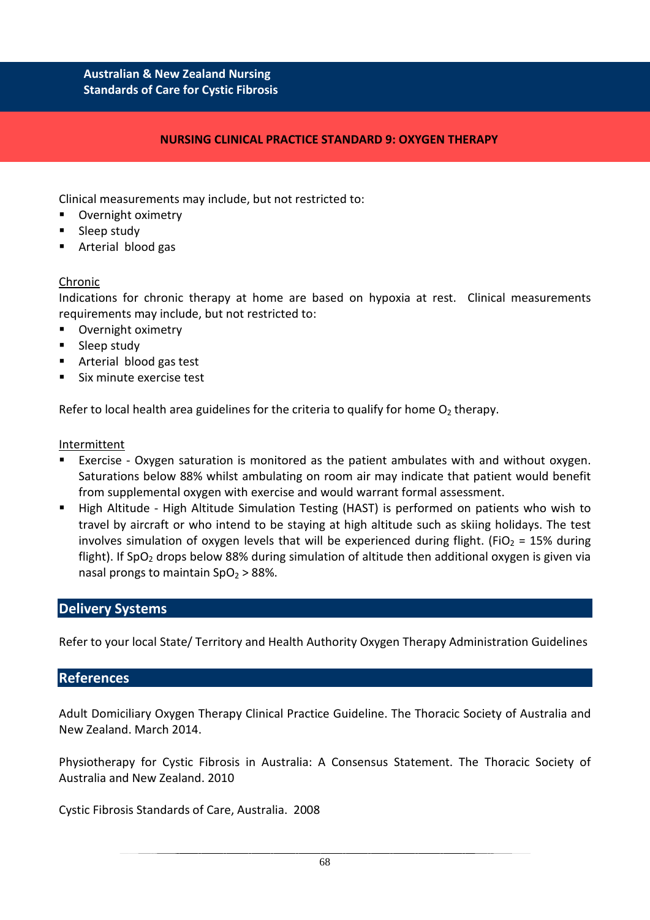## NURSING CLINICAL PRACTICE STANDARD 9: OXYGEN THERAPY

Clinical measurements may include, but not restricted to:

- Overnight oximetry
- Sleep study
- Arterial blood gas

<u>Chronic</u>

Indications for chronic therapy at home are based on hypoxia at rest. Clinical measurements requirements may include, but not restricted to:

- Overnight oximetry
- Sleep study
- Arterial blood gas test
- Six minute exercise test

Refer to local health area guidelines for the criteria to qualify for home $O_2$ therapy.

<u>Intermittent</u>

- Exercise - Oxygen saturation is monitored as the patient ambulates with and without oxygen. Saturations below 88% whilst ambulating on room air may indicate that patient would benefit from supplemental oxygen with exercise and would warrant formal assessment.
- High Altitude - High Altitude Simulation Testing (HAST) is performed on patients who wish to travel by aircraft or who intend to be staying at high altitude such as skiing holidays. The test involves simulation of oxygen levels that will be experienced during flight. ($FiO_2$ = 15% during flight). If $SpO_2$ drops below 88% during simulation of altitude then additional oxygen is given via nasal prongs to maintain $SpO_2$ > 88%.

## Delivery Systems

Refer to your local State/ Territory and Health Authority Oxygen Therapy Administration Guidelines

## References

Adult Domiciliary Oxygen Therapy Clinical Practice Guideline. The Thoracic Society of Australia and New Zealand. March 2014.

Physiotherapy for Cystic Fibrosis in Australia: A Consensus Statement. The Thoracic Society of Australia and New Zealand. 2010

Cystic Fibrosis Standards of Care, Australia. 2008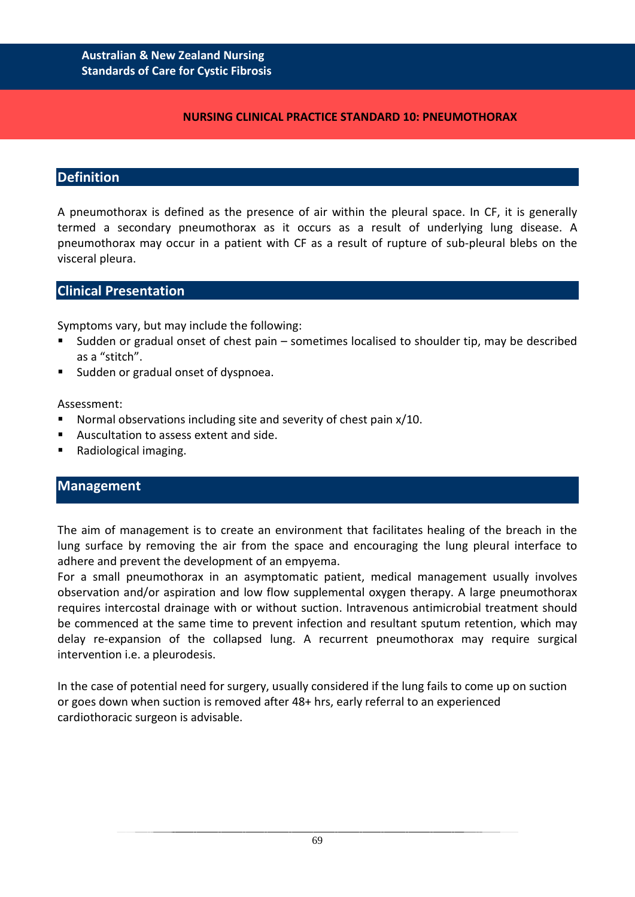# NURSING CLINICAL PRACTICE STANDARD 10: PNEUMOTHORAX

## Definition

A pneumothorax is defined as the presence of air within the pleural space. In CF, it is generally termed a secondary pneumothorax as it occurs as a result of underlying lung disease. A pneumothorax may occur in a patient with CF as a result of rupture of sub-pleural blebs on the visceral pleura.

## Clinical Presentation

Symptoms vary, but may include the following:

- Sudden or gradual onset of chest pain – sometimes localised to shoulder tip, may be described as a "stitch".
- Sudden or gradual onset of dyspnoea.

Assessment:

- Normal observations including site and severity of chest pain x/10.
- Auscultation to assess extent and side.
- Radiological imaging.

## Management

The aim of management is to create an environment that facilitates healing of the breach in the lung surface by removing the air from the space and encouraging the lung pleural interface to adhere and prevent the development of an empyema.

For a small pneumothorax in an asymptomatic patient, medical management usually involves observation and/or aspiration and low flow supplemental oxygen therapy. A large pneumothorax requires intercostal drainage with or without suction. Intravenous antimicrobial treatment should be commenced at the same time to prevent infection and resultant sputum retention, which may delay re-expansion of the collapsed lung. A recurrent pneumothorax may require surgical intervention i.e. a pleurodesis.

In the case of potential need for surgery, usually considered if the lung fails to come up on suction or goes down when suction is removed after 48+ hrs, early referral to an experienced cardiothoracic surgeon is advisable.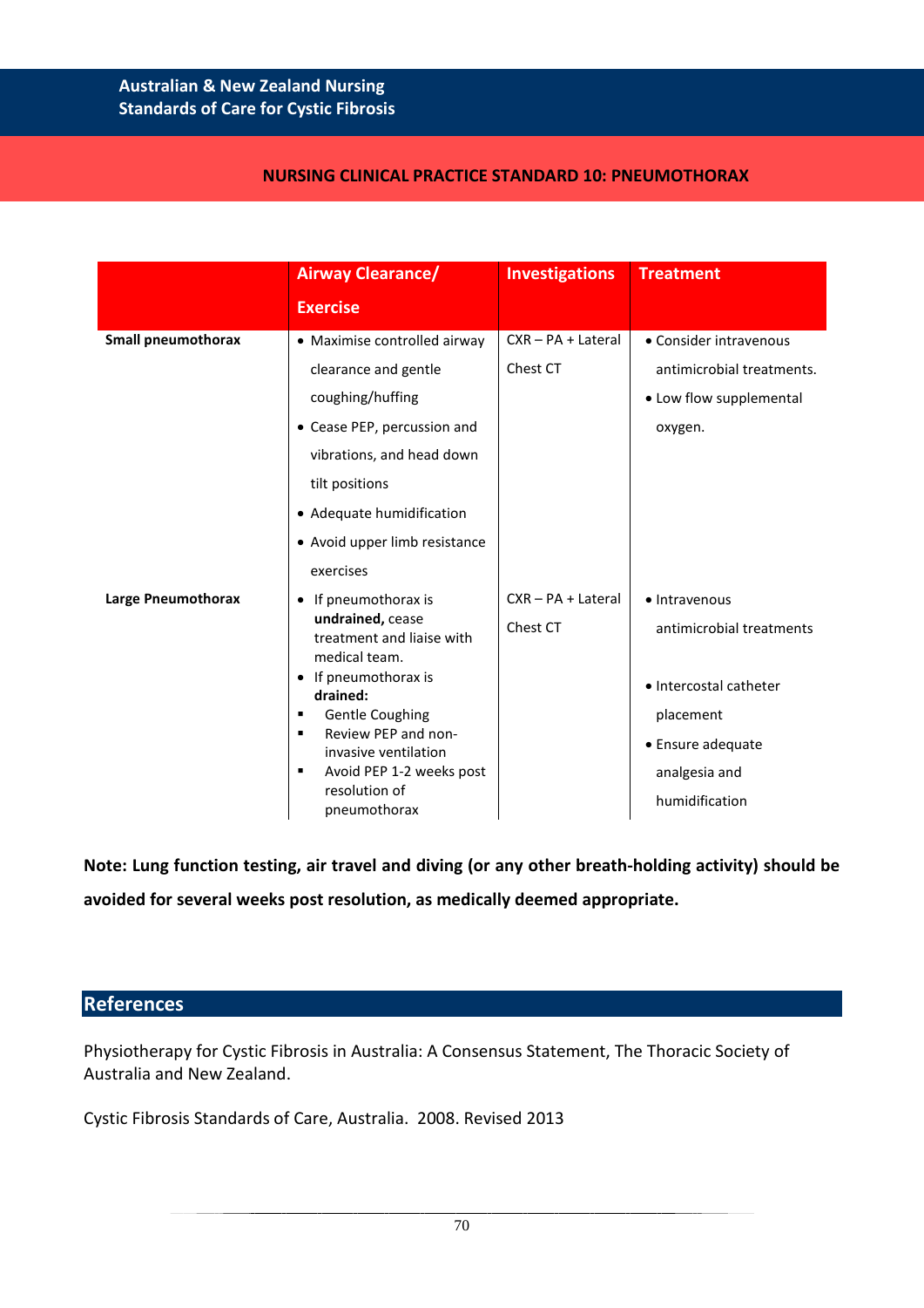# NURSING CLINICAL PRACTICE STANDARD 10: PNEUMOTHORAX

| | Airway Clearance/ Exercise | Investigations | Treatment |
|---|---|---|---|
| **Small pneumothorax** | • Maximise controlled airway clearance and gentle coughing/huffing<br>• Cease PEP, percussion and vibrations, and head down tilt positions<br>• Adequate humidification<br>• Avoid upper limb resistance exercises | CXR – PA + Lateral<br>Chest CT | • Consider intravenous antimicrobial treatments.<br>• Low flow supplemental oxygen. |
| **Large Pneumothorax** | • If pneumothorax is **undrained,** cease treatment and liaise with medical team.<br>• If pneumothorax is **drained:**<br>▪ Gentle Coughing<br>▪ Review PEP and non-invasive ventilation<br>▪ Avoid PEP 1-2 weeks post resolution of pneumothorax | CXR – PA + Lateral<br>Chest CT | • Intravenous antimicrobial treatments<br>• Intercostal catheter placement<br>• Ensure adequate analgesia and humidification |

**Note: Lung function testing, air travel and diving (or any other breath-holding activity) should be avoided for several weeks post resolution, as medically deemed appropriate.**

## References

Physiotherapy for Cystic Fibrosis in Australia: A Consensus Statement, The Thoracic Society of Australia and New Zealand.

Cystic Fibrosis Standards of Care, Australia. 2008. Revised 2013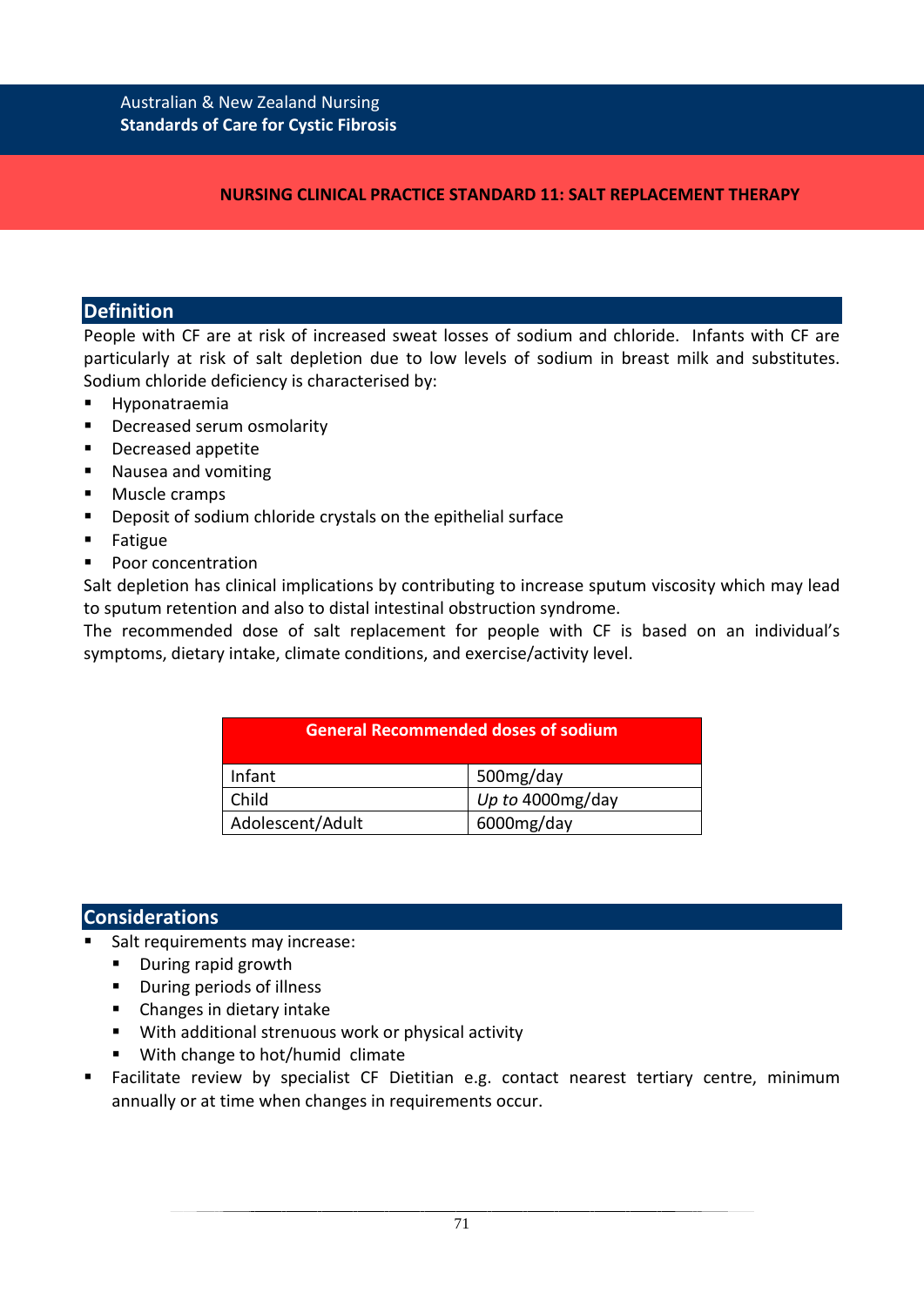## NURSING CLINICAL PRACTICE STANDARD 11: SALT REPLACEMENT THERAPY

### Definition

People with CF are at risk of increased sweat losses of sodium and chloride. Infants with CF are particularly at risk of salt depletion due to low levels of sodium in breast milk and substitutes. Sodium chloride deficiency is characterised by:

- Hyponatraemia
- Decreased serum osmolarity
- Decreased appetite
- Nausea and vomiting
- Muscle cramps
- Deposit of sodium chloride crystals on the epithelial surface
- Fatigue
- Poor concentration

Salt depletion has clinical implications by contributing to increase sputum viscosity which may lead to sputum retention and also to distal intestinal obstruction syndrome.

The recommended dose of salt replacement for people with CF is based on an individual's symptoms, dietary intake, climate conditions, and exercise/activity level.

| General Recommended doses of sodium | |
|---|---|
| Infant | 500mg/day |
| Child | *Up to* 4000mg/day |
| Adolescent/Adult | 6000mg/day |

### Considerations

- Salt requirements may increase:
  - During rapid growth
  - During periods of illness
  - Changes in dietary intake
  - With additional strenuous work or physical activity
  - With change to hot/humid climate
- Facilitate review by specialist CF Dietitian e.g. contact nearest tertiary centre, minimum annually or at time when changes in requirements occur.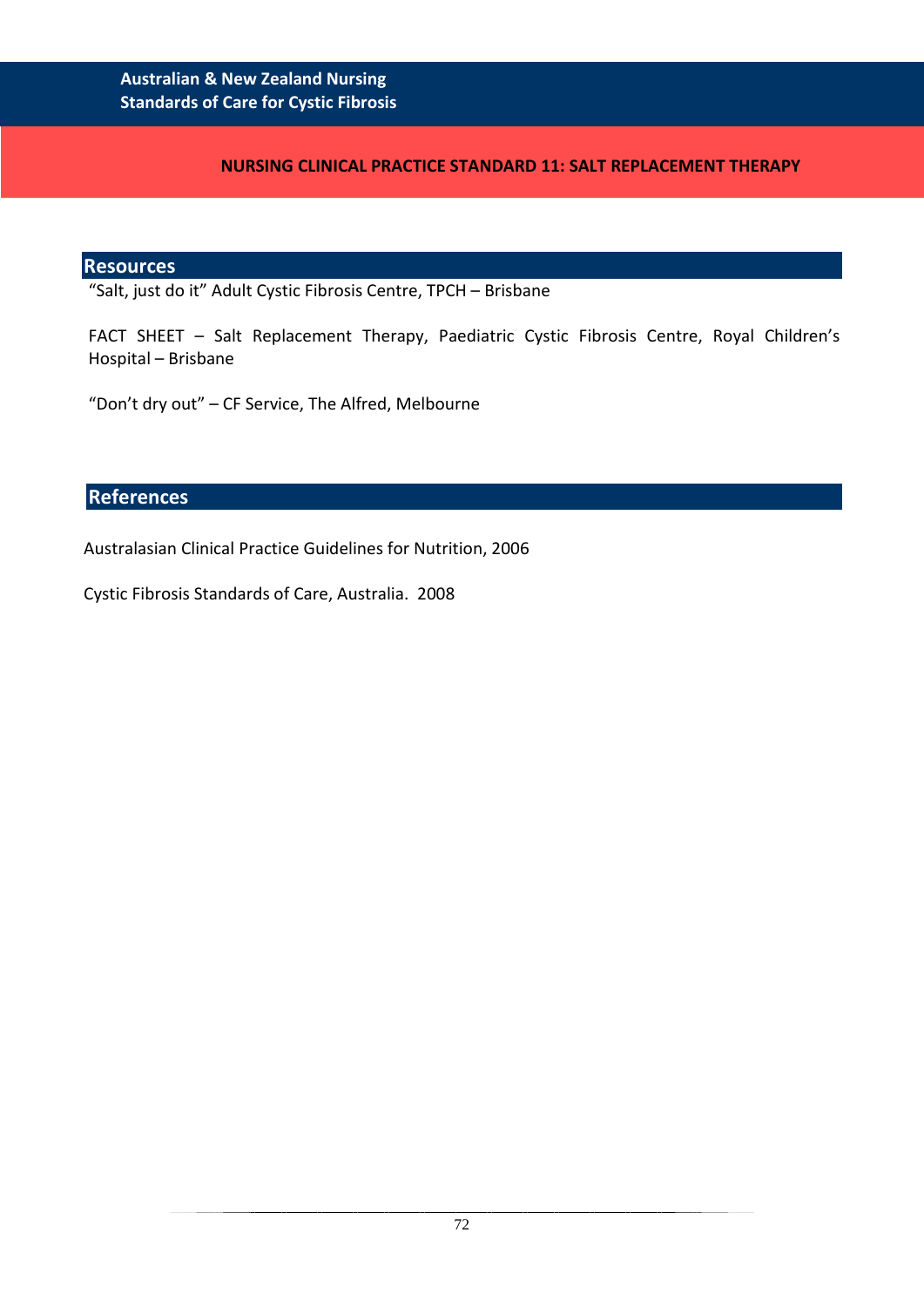## NURSING CLINICAL PRACTICE STANDARD 11: SALT REPLACEMENT THERAPY

### Resources

"Salt, just do it" Adult Cystic Fibrosis Centre, TPCH – Brisbane

FACT SHEET – Salt Replacement Therapy, Paediatric Cystic Fibrosis Centre, Royal Children's Hospital – Brisbane

"Don't dry out" – CF Service, The Alfred, Melbourne

### References

Australasian Clinical Practice Guidelines for Nutrition, 2006

Cystic Fibrosis Standards of Care, Australia. 2008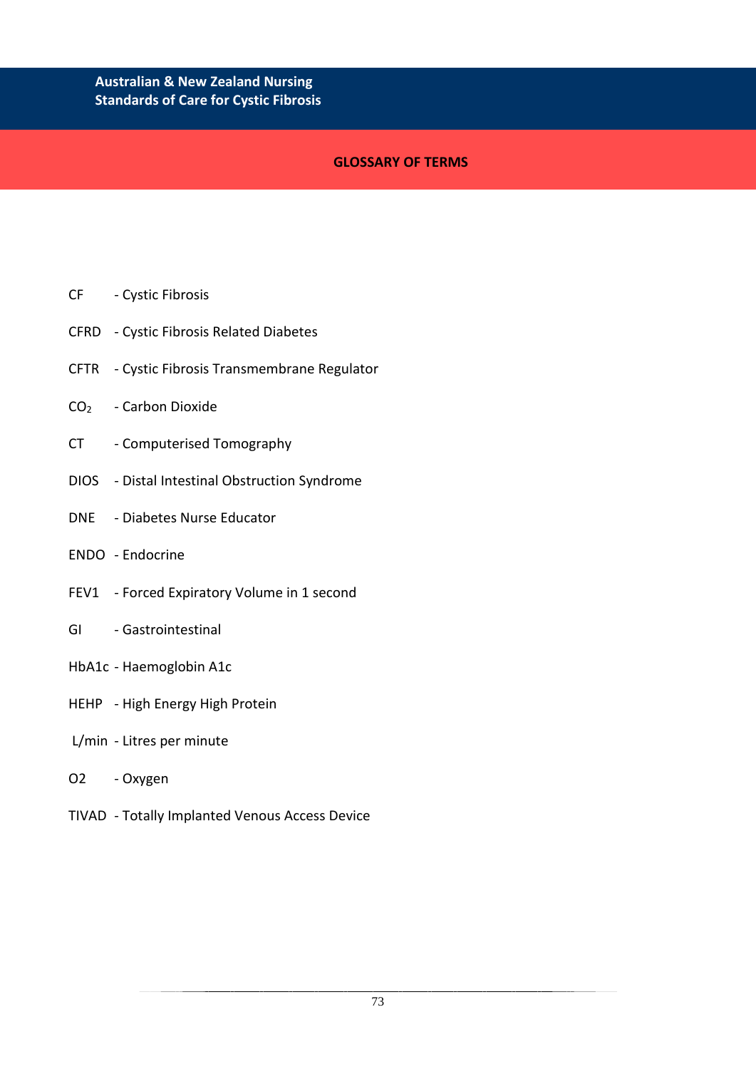## GLOSSARY OF TERMS

CF - Cystic Fibrosis

CFRD - Cystic Fibrosis Related Diabetes

CFTR - Cystic Fibrosis Transmembrane Regulator

$CO_2$ - Carbon Dioxide

CT - Computerised Tomography

DIOS - Distal Intestinal Obstruction Syndrome

DNE - Diabetes Nurse Educator

ENDO - Endocrine

FEV1 - Forced Expiratory Volume in 1 second

GI - Gastrointestinal

HbA1c - Haemoglobin A1c

HEHP - High Energy High Protein

L/min - Litres per minute

O2 - Oxygen

TIVAD - Totally Implanted Venous Access Device